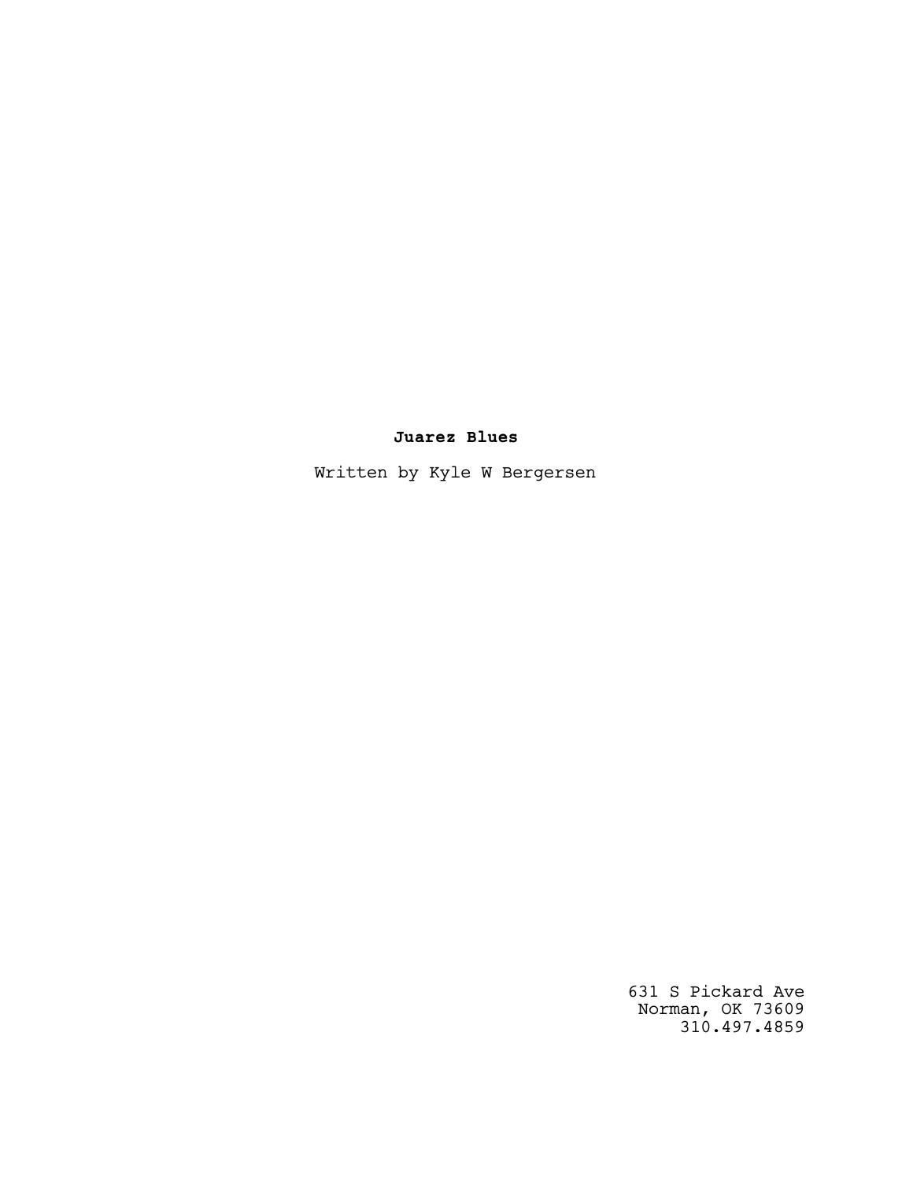**Juarez Blues**

Written by Kyle W Bergersen

631 S Pickard Ave
Norman, OK 73609
310.497.4859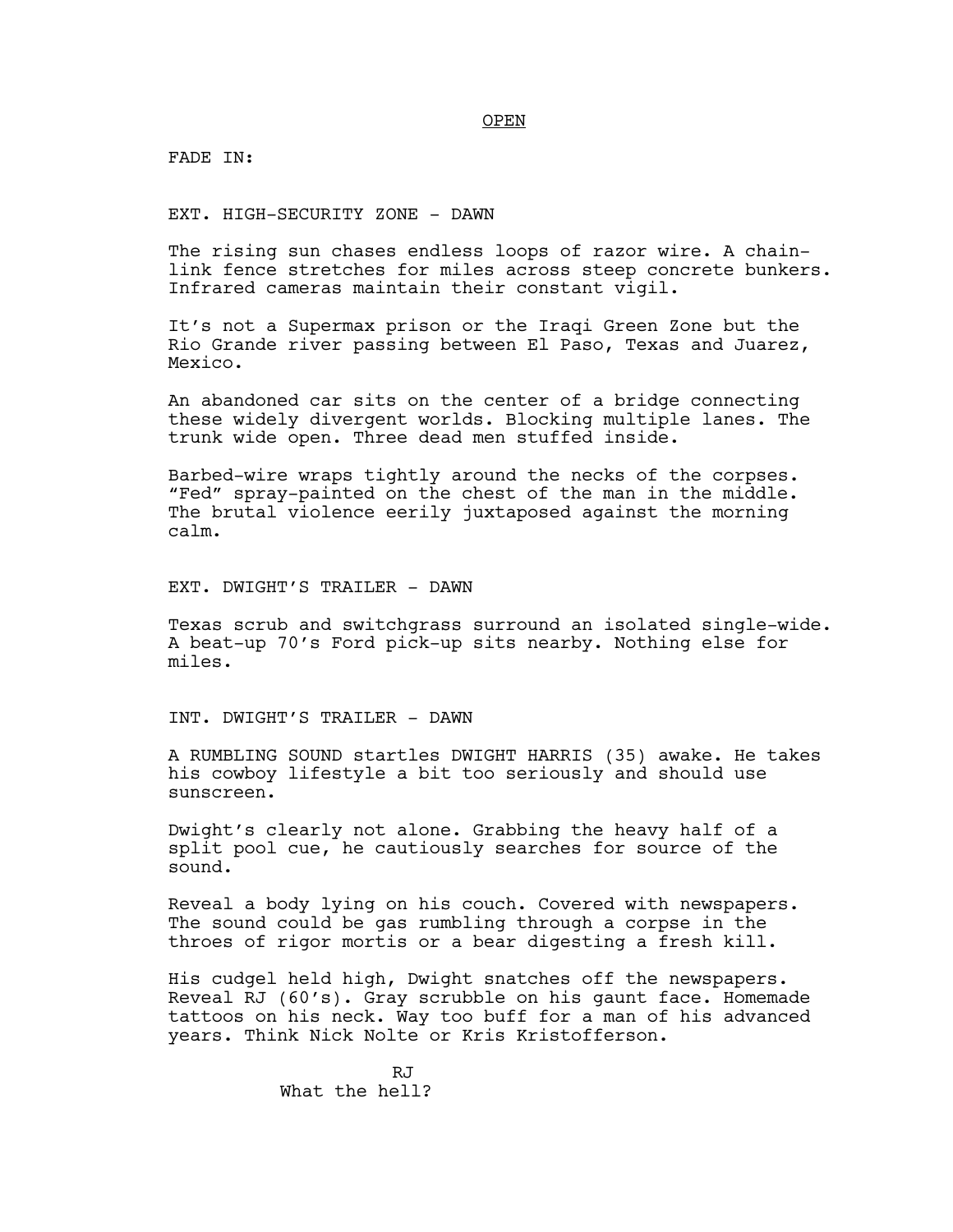OPEN

FADE IN:

EXT. HIGH-SECURITY ZONE - DAWN

The rising sun chases endless loops of razor wire. A chain-link fence stretches for miles across steep concrete bunkers. Infrared cameras maintain their constant vigil.

It's not a Supermax prison or the Iraqi Green Zone but the Rio Grande river passing between El Paso, Texas and Juarez, Mexico.

An abandoned car sits on the center of a bridge connecting these widely divergent worlds. Blocking multiple lanes. The trunk wide open. Three dead men stuffed inside.

Barbed-wire wraps tightly around the necks of the corpses. "Fed" spray-painted on the chest of the man in the middle. The brutal violence eerily juxtaposed against the morning calm.

EXT. DWIGHT'S TRAILER - DAWN

Texas scrub and switchgrass surround an isolated single-wide. A beat-up 70's Ford pick-up sits nearby. Nothing else for miles.

INT. DWIGHT'S TRAILER - DAWN

A RUMBLING SOUND startles DWIGHT HARRIS (35) awake. He takes his cowboy lifestyle a bit too seriously and should use sunscreen.

Dwight's clearly not alone. Grabbing the heavy half of a split pool cue, he cautiously searches for source of the sound.

Reveal a body lying on his couch. Covered with newspapers. The sound could be gas rumbling through a corpse in the throes of rigor mortis or a bear digesting a fresh kill.

His cudgel held high, Dwight snatches off the newspapers. Reveal RJ (60's). Gray scrubble on his gaunt face. Homemade tattoos on his neck. Way too buff for a man of his advanced years. Think Nick Nolte or Kris Kristofferson.

RJ

What the hell?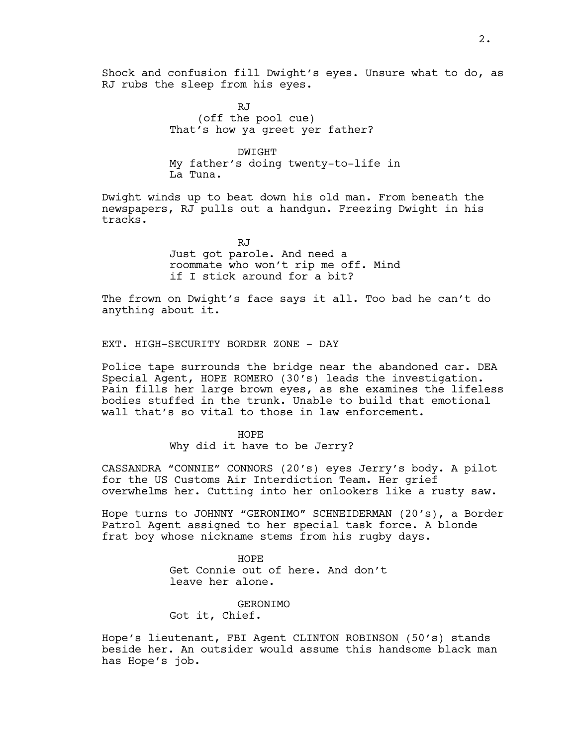Shock and confusion fill Dwight's eyes. Unsure what to do, as RJ rubs the sleep from his eyes.

RJ
(off the pool cue)
That's how ya greet yer father?

DWIGHT
My father's doing twenty-to-life in La Tuna.

Dwight winds up to beat down his old man. From beneath the newspapers, RJ pulls out a handgun. Freezing Dwight in his tracks.

RJ
Just got parole. And need a roommate who won't rip me off. Mind if I stick around for a bit?

The frown on Dwight's face says it all. Too bad he can't do anything about it.

EXT. HIGH-SECURITY BORDER ZONE - DAY

Police tape surrounds the bridge near the abandoned car. DEA Special Agent, HOPE ROMERO (30's) leads the investigation. Pain fills her large brown eyes, as she examines the lifeless bodies stuffed in the trunk. Unable to build that emotional wall that's so vital to those in law enforcement.

HOPE
Why did it have to be Jerry?

CASSANDRA "CONNIE" CONNORS (20's) eyes Jerry's body. A pilot for the US Customs Air Interdiction Team. Her grief overwhelms her. Cutting into her onlookers like a rusty saw.

Hope turns to JOHNNY "GERONIMO" SCHNEIDERMAN (20's), a Border Patrol Agent assigned to her special task force. A blonde frat boy whose nickname stems from his rugby days.

HOPE
Get Connie out of here. And don't leave her alone.

GERONIMO
Got it, Chief.

Hope's lieutenant, FBI Agent CLINTON ROBINSON (50's) stands beside her. An outsider would assume this handsome black man has Hope's job.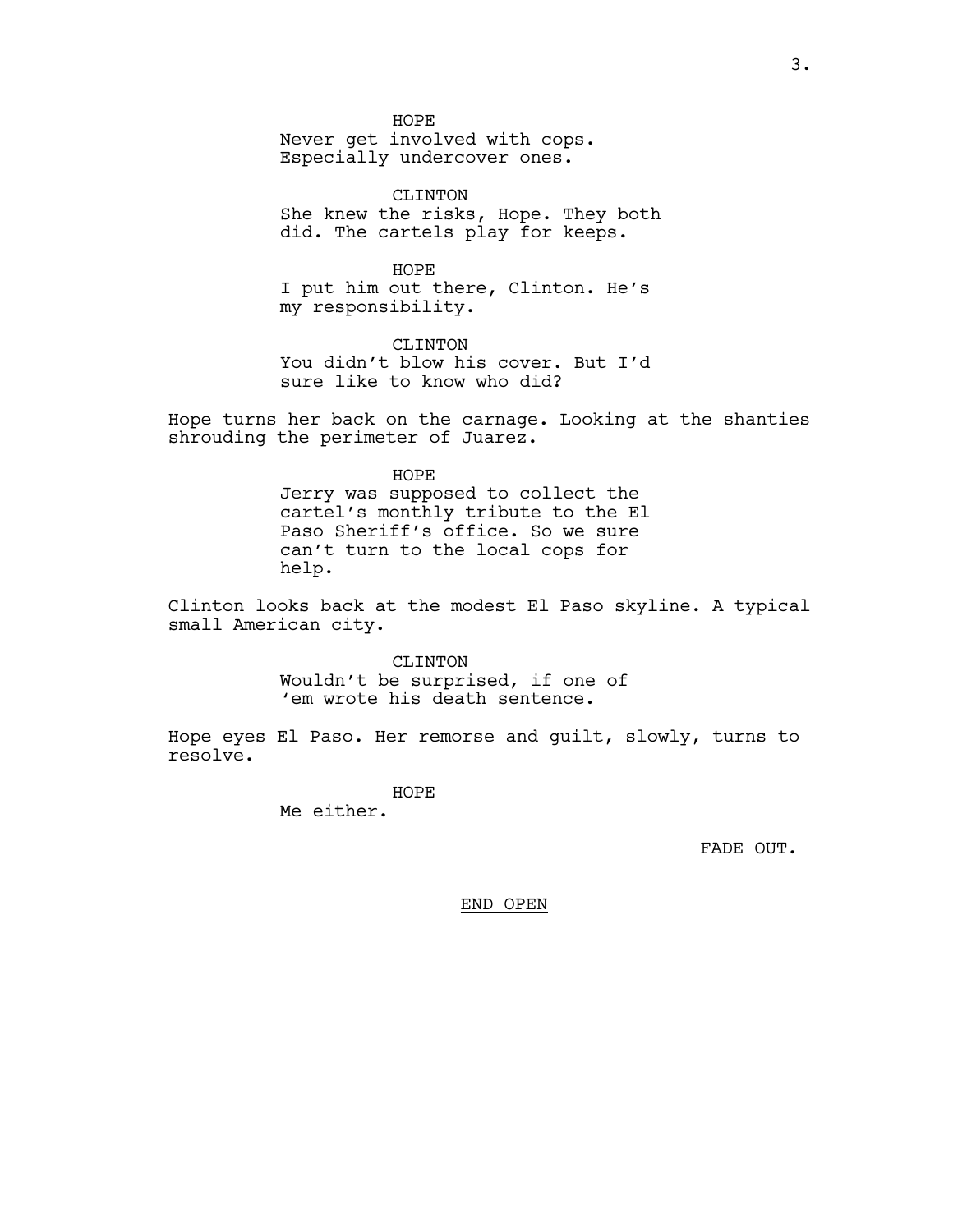HOPE
Never get involved with cops.
Especially undercover ones.

CLINTON
She knew the risks, Hope. They both
did. The cartels play for keeps.

HOPE
I put him out there, Clinton. He's
my responsibility.

CLINTON
You didn't blow his cover. But I'd
sure like to know who did?

Hope turns her back on the carnage. Looking at the shanties shrouding the perimeter of Juarez.

HOPE
Jerry was supposed to collect the
cartel's monthly tribute to the El
Paso Sheriff's office. So we sure
can't turn to the local cops for
help.

Clinton looks back at the modest El Paso skyline. A typical small American city.

CLINTON
Wouldn't be surprised, if one of
'em wrote his death sentence.

Hope eyes El Paso. Her remorse and guilt, slowly, turns to resolve.

HOPE
Me either.

FADE OUT.

<u>END OPEN</u>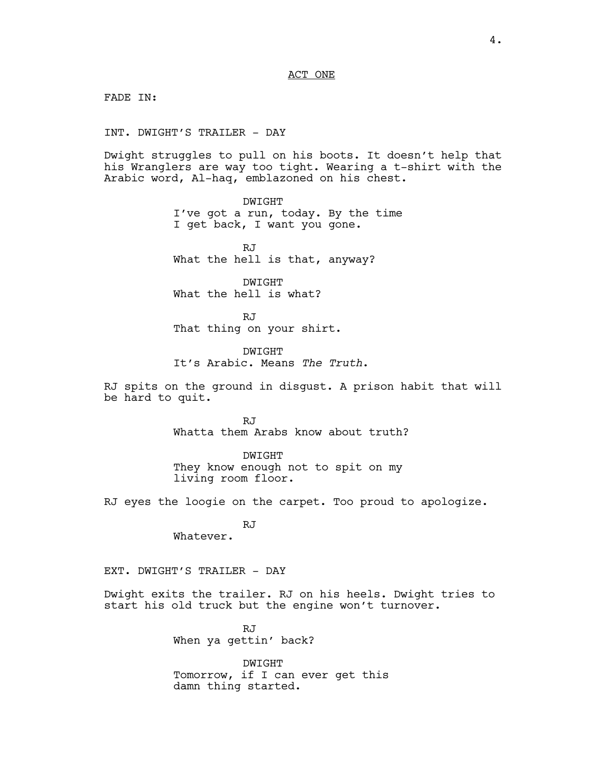ACT ONE

FADE IN:

INT. DWIGHT'S TRAILER - DAY

Dwight struggles to pull on his boots. It doesn't help that his Wranglers are way too tight. Wearing a t-shirt with the Arabic word, Al-haq, emblazoned on his chest.

DWIGHT
I've got a run, today. By the time I get back, I want you gone.

RJ
What the hell is that, anyway?

DWIGHT
What the hell is what?

RJ
That thing on your shirt.

DWIGHT
It's Arabic. Means *The Truth*.

RJ spits on the ground in disgust. A prison habit that will be hard to quit.

RJ
Whatta them Arabs know about truth?

DWIGHT
They know enough not to spit on my living room floor.

RJ eyes the loogie on the carpet. Too proud to apologize.

RJ
Whatever.

EXT. DWIGHT'S TRAILER - DAY

Dwight exits the trailer. RJ on his heels. Dwight tries to start his old truck but the engine won't turnover.

RJ
When ya gettin' back?

DWIGHT
Tomorrow, if I can ever get this damn thing started.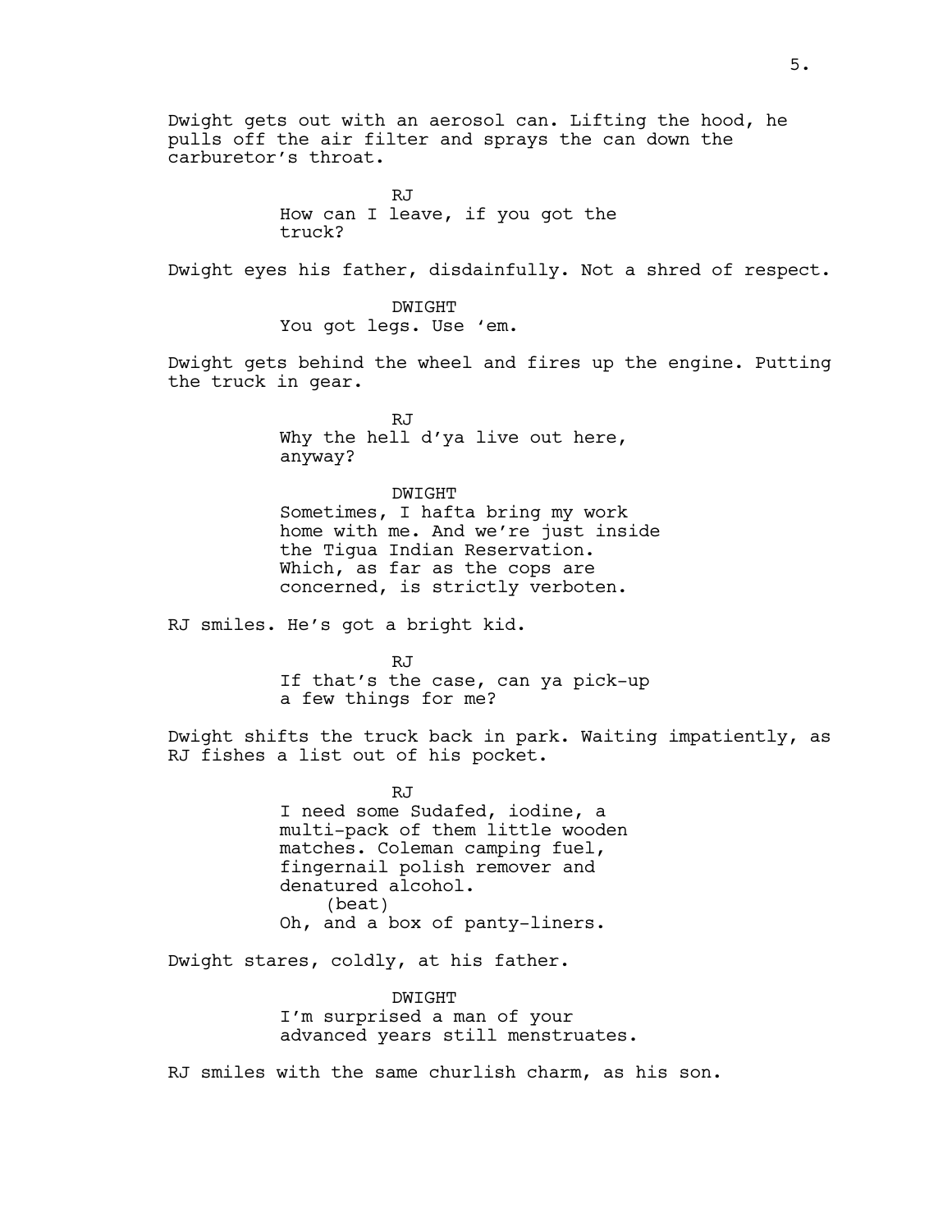Dwight gets out with an aerosol can. Lifting the hood, he pulls off the air filter and sprays the can down the carburetor's throat.

RJ
How can I leave, if you got the truck?

Dwight eyes his father, disdainfully. Not a shred of respect.

DWIGHT
You got legs. Use 'em.

Dwight gets behind the wheel and fires up the engine. Putting the truck in gear.

RJ
Why the hell d'ya live out here, anyway?

DWIGHT
Sometimes, I hafta bring my work home with me. And we're just inside the Tigua Indian Reservation. Which, as far as the cops are concerned, is strictly verboten.

RJ smiles. He's got a bright kid.

RJ
If that's the case, can ya pick-up a few things for me?

Dwight shifts the truck back in park. Waiting impatiently, as RJ fishes a list out of his pocket.

RJ
I need some Sudafed, iodine, a multi-pack of them little wooden matches. Coleman camping fuel, fingernail polish remover and denatured alcohol.
(beat)
Oh, and a box of panty-liners.

Dwight stares, coldly, at his father.

DWIGHT
I'm surprised a man of your advanced years still menstruates.

RJ smiles with the same churlish charm, as his son.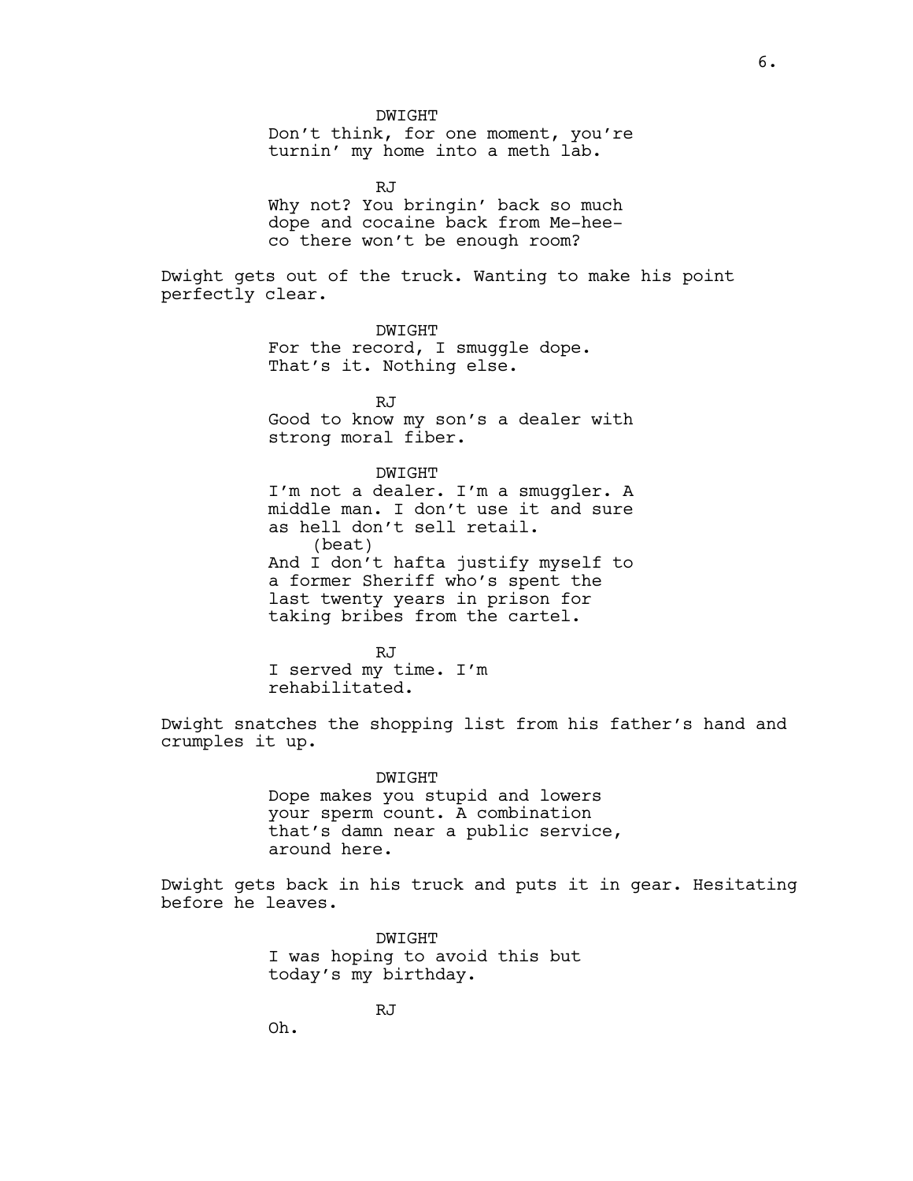DWIGHT

Don't think, for one moment, you're turnin' my home into a meth lab.

RJ

Why not? You bringin' back so much dope and cocaine back from Me-hee-co there won't be enough room?

Dwight gets out of the truck. Wanting to make his point perfectly clear.

DWIGHT

For the record, I smuggle dope. That's it. Nothing else.

RJ

Good to know my son's a dealer with strong moral fiber.

DWIGHT

I'm not a dealer. I'm a smuggler. A middle man. I don't use it and sure as hell don't sell retail.

(beat)

And I don't hafta justify myself to a former Sheriff who's spent the last twenty years in prison for taking bribes from the cartel.

RJ

I served my time. I'm rehabilitated.

Dwight snatches the shopping list from his father's hand and crumples it up.

DWIGHT

Dope makes you stupid and lowers your sperm count. A combination that's damn near a public service, around here.

Dwight gets back in his truck and puts it in gear. Hesitating before he leaves.

DWIGHT

I was hoping to avoid this but today's my birthday.

RJ

Oh.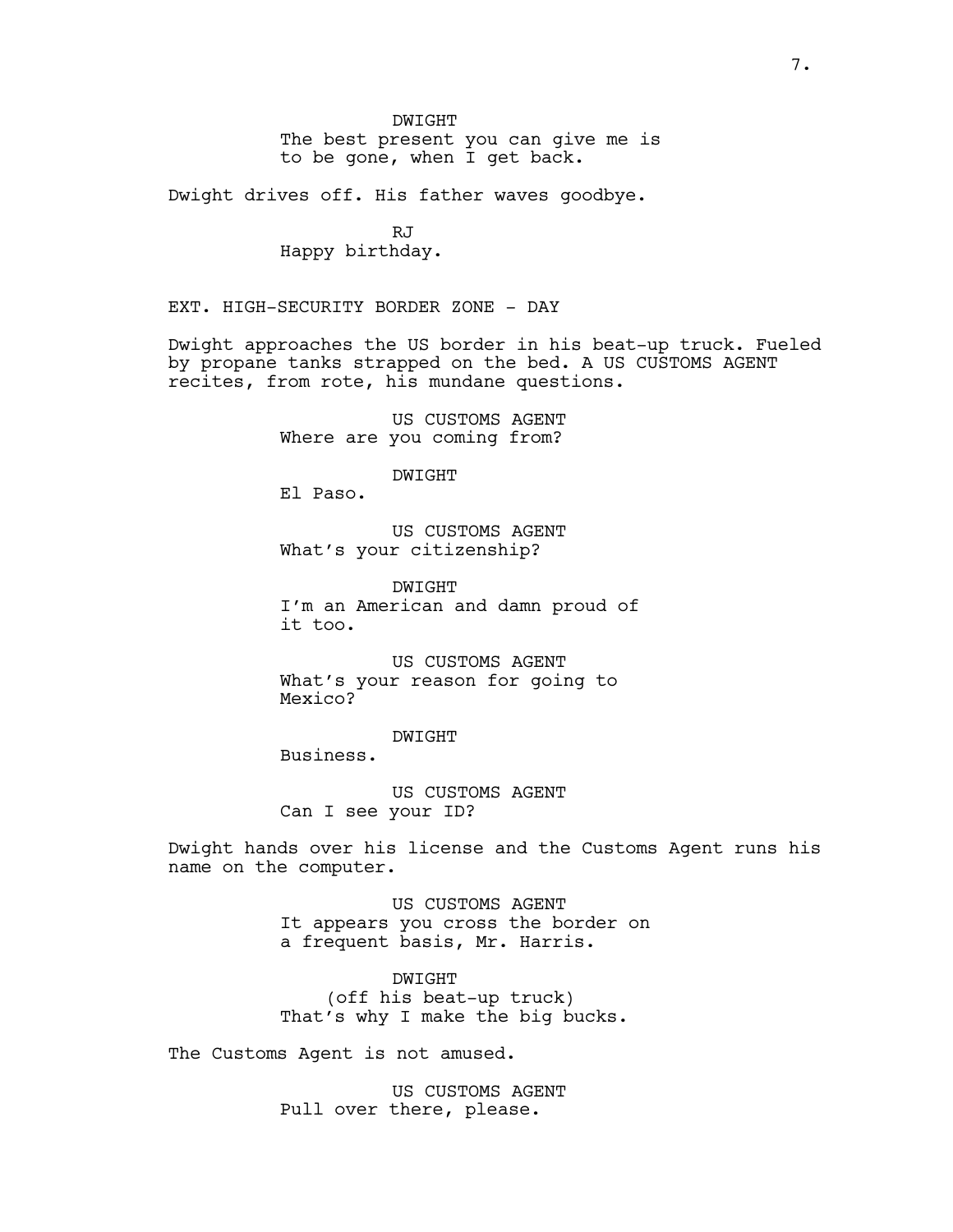DWIGHT
The best present you can give me is to be gone, when I get back.

Dwight drives off. His father waves goodbye.

RJ
Happy birthday.

EXT. HIGH-SECURITY BORDER ZONE - DAY

Dwight approaches the US border in his beat-up truck. Fueled by propane tanks strapped on the bed. A US CUSTOMS AGENT recites, from rote, his mundane questions.

US CUSTOMS AGENT
Where are you coming from?

DWIGHT
El Paso.

US CUSTOMS AGENT
What's your citizenship?

DWIGHT
I'm an American and damn proud of it too.

US CUSTOMS AGENT
What's your reason for going to Mexico?

DWIGHT
Business.

US CUSTOMS AGENT
Can I see your ID?

Dwight hands over his license and the Customs Agent runs his name on the computer.

US CUSTOMS AGENT
It appears you cross the border on a frequent basis, Mr. Harris.

DWIGHT
(off his beat-up truck)
That's why I make the big bucks.

The Customs Agent is not amused.

US CUSTOMS AGENT
Pull over there, please.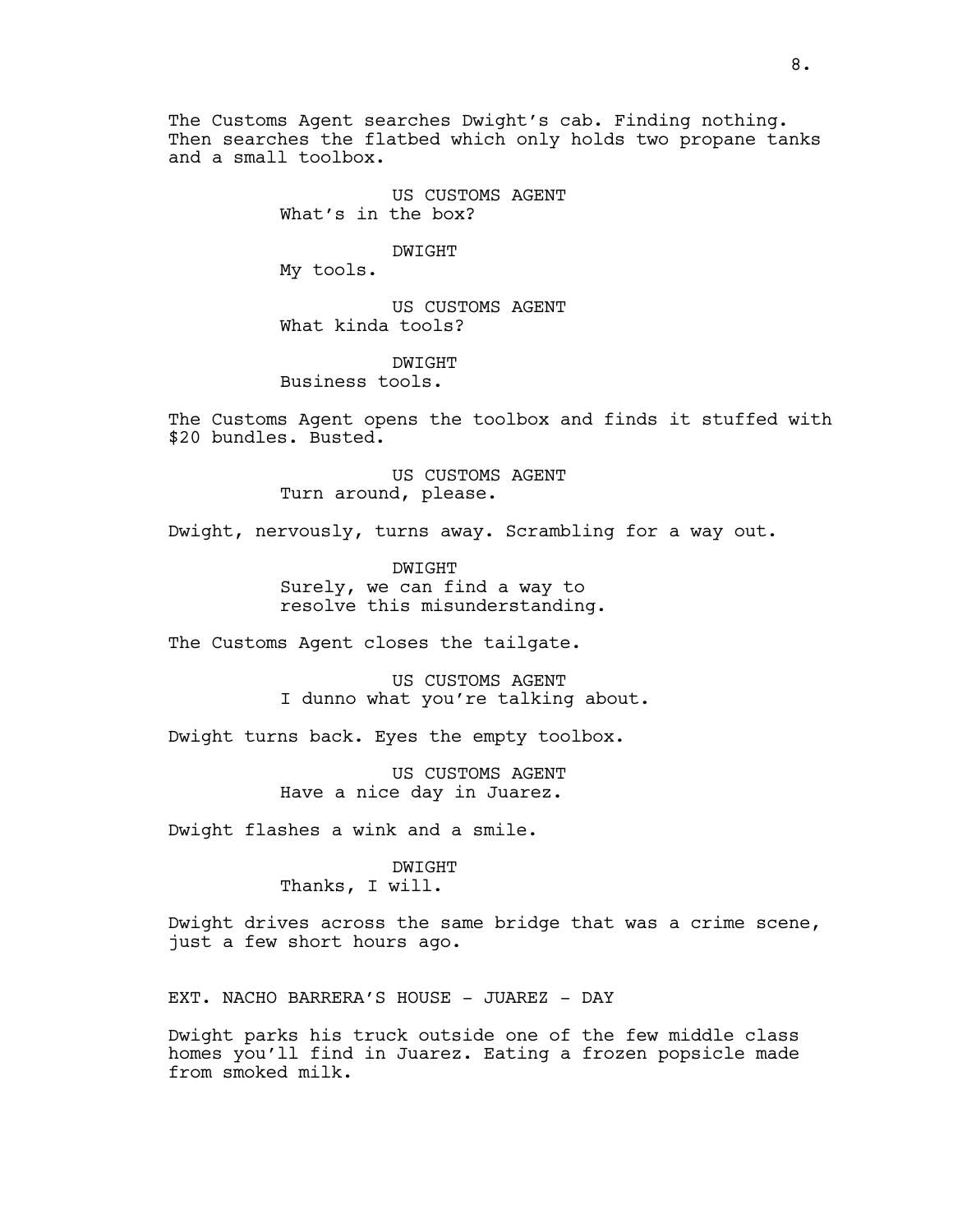The Customs Agent searches Dwight's cab. Finding nothing. Then searches the flatbed which only holds two propane tanks and a small toolbox.

US CUSTOMS AGENT
What's in the box?

DWIGHT
My tools.

US CUSTOMS AGENT
What kinda tools?

DWIGHT
Business tools.

The Customs Agent opens the toolbox and finds it stuffed with $20 bundles. Busted.

US CUSTOMS AGENT
Turn around, please.

Dwight, nervously, turns away. Scrambling for a way out.

DWIGHT
Surely, we can find a way to resolve this misunderstanding.

The Customs Agent closes the tailgate.

US CUSTOMS AGENT
I dunno what you're talking about.

Dwight turns back. Eyes the empty toolbox.

US CUSTOMS AGENT
Have a nice day in Juarez.

Dwight flashes a wink and a smile.

DWIGHT
Thanks, I will.

Dwight drives across the same bridge that was a crime scene, just a few short hours ago.

EXT. NACHO BARRERA'S HOUSE - JUAREZ - DAY

Dwight parks his truck outside one of the few middle class homes you'll find in Juarez. Eating a frozen popsicle made from smoked milk.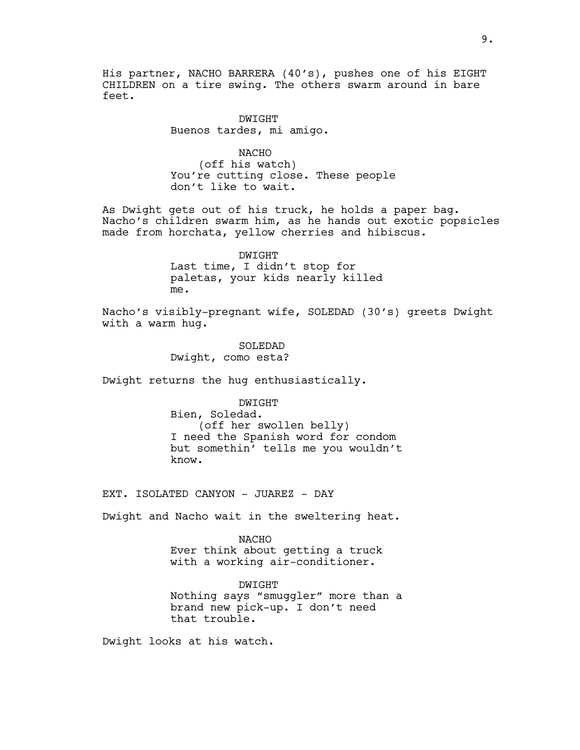His partner, NACHO BARRERA (40's), pushes one of his EIGHT CHILDREN on a tire swing. The others swarm around in bare feet.

DWIGHT
Buenos tardes, mi amigo.

NACHO
(off his watch)
You're cutting close. These people don't like to wait.

As Dwight gets out of his truck, he holds a paper bag. Nacho's children swarm him, as he hands out exotic popsicles made from horchata, yellow cherries and hibiscus.

DWIGHT
Last time, I didn't stop for paletas, your kids nearly killed me.

Nacho's visibly-pregnant wife, SOLEDAD (30's) greets Dwight with a warm hug.

SOLEDAD
Dwight, como esta?

Dwight returns the hug enthusiastically.

DWIGHT
Bien, Soledad.
(off her swollen belly)
I need the Spanish word for condom but somethin' tells me you wouldn't know.

EXT. ISOLATED CANYON - JUAREZ - DAY

Dwight and Nacho wait in the sweltering heat.

NACHO
Ever think about getting a truck with a working air-conditioner.

DWIGHT
Nothing says "smuggler" more than a brand new pick-up. I don't need that trouble.

Dwight looks at his watch.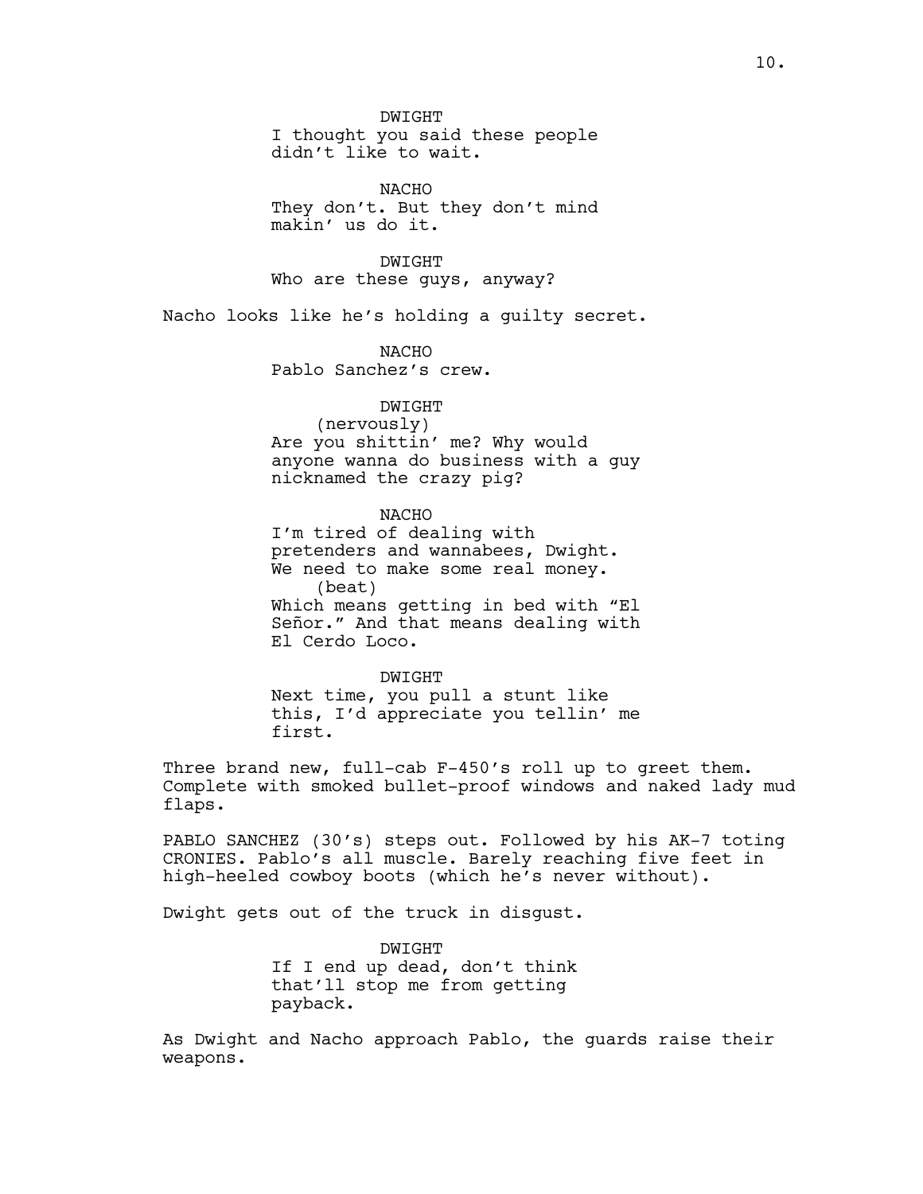DWIGHT
I thought you said these people didn't like to wait.

NACHO
They don't. But they don't mind makin' us do it.

DWIGHT
Who are these guys, anyway?

Nacho looks like he's holding a guilty secret.

NACHO
Pablo Sanchez's crew.

DWIGHT
(nervously)
Are you shittin' me? Why would anyone wanna do business with a guy nicknamed the crazy pig?

NACHO
I'm tired of dealing with pretenders and wannabees, Dwight. We need to make some real money.
(beat)
Which means getting in bed with "El Señor." And that means dealing with El Cerdo Loco.

DWIGHT
Next time, you pull a stunt like this, I'd appreciate you tellin' me first.

Three brand new, full-cab F-450's roll up to greet them. Complete with smoked bullet-proof windows and naked lady mud flaps.

PABLO SANCHEZ (30's) steps out. Followed by his AK-7 toting CRONIES. Pablo's all muscle. Barely reaching five feet in high-heeled cowboy boots (which he's never without).

Dwight gets out of the truck in disgust.

DWIGHT
If I end up dead, don't think that'll stop me from getting payback.

As Dwight and Nacho approach Pablo, the guards raise their weapons.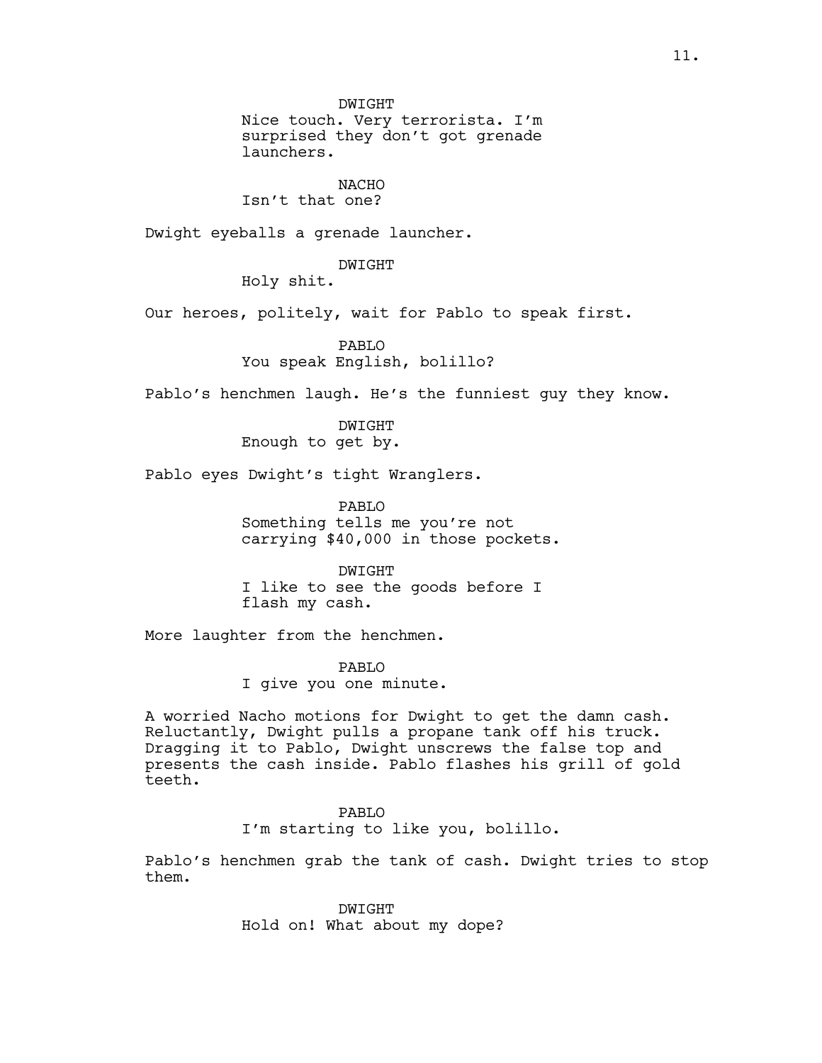DWIGHT
Nice touch. Very terrorista. I'm surprised they don't got grenade launchers.

NACHO
Isn't that one?

Dwight eyeballs a grenade launcher.

DWIGHT
Holy shit.

Our heroes, politely, wait for Pablo to speak first.

PABLO
You speak English, bolillo?

Pablo's henchmen laugh. He's the funniest guy they know.

DWIGHT
Enough to get by.

Pablo eyes Dwight's tight Wranglers.

PABLO
Something tells me you're not carrying $40,000 in those pockets.

DWIGHT
I like to see the goods before I flash my cash.

More laughter from the henchmen.

PABLO
I give you one minute.

A worried Nacho motions for Dwight to get the damn cash. Reluctantly, Dwight pulls a propane tank off his truck. Dragging it to Pablo, Dwight unscrews the false top and presents the cash inside. Pablo flashes his grill of gold teeth.

PABLO
I'm starting to like you, bolillo.

Pablo's henchmen grab the tank of cash. Dwight tries to stop them.

DWIGHT
Hold on! What about my dope?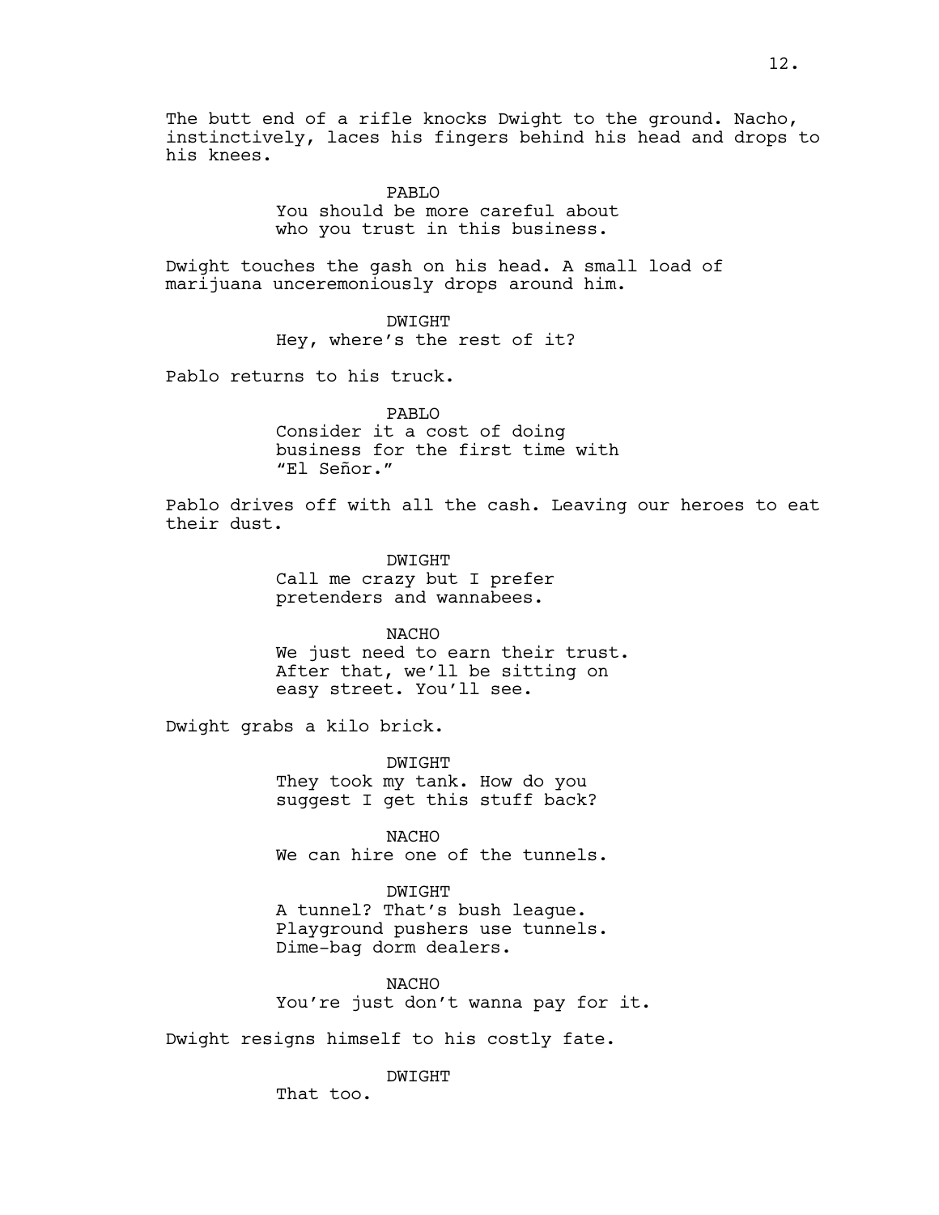The butt end of a rifle knocks Dwight to the ground. Nacho, instinctively, laces his fingers behind his head and drops to his knees.

PABLO
You should be more careful about who you trust in this business.

Dwight touches the gash on his head. A small load of marijuana unceremoniously drops around him.

DWIGHT
Hey, where's the rest of it?

Pablo returns to his truck.

PABLO
Consider it a cost of doing business for the first time with "El Señor."

Pablo drives off with all the cash. Leaving our heroes to eat their dust.

DWIGHT
Call me crazy but I prefer pretenders and wannabees.

NACHO
We just need to earn their trust. After that, we'll be sitting on easy street. You'll see.

Dwight grabs a kilo brick.

DWIGHT
They took my tank. How do you suggest I get this stuff back?

NACHO
We can hire one of the tunnels.

DWIGHT
A tunnel? That's bush league. Playground pushers use tunnels. Dime-bag dorm dealers.

NACHO
You're just don't wanna pay for it.

Dwight resigns himself to his costly fate.

DWIGHT
That too.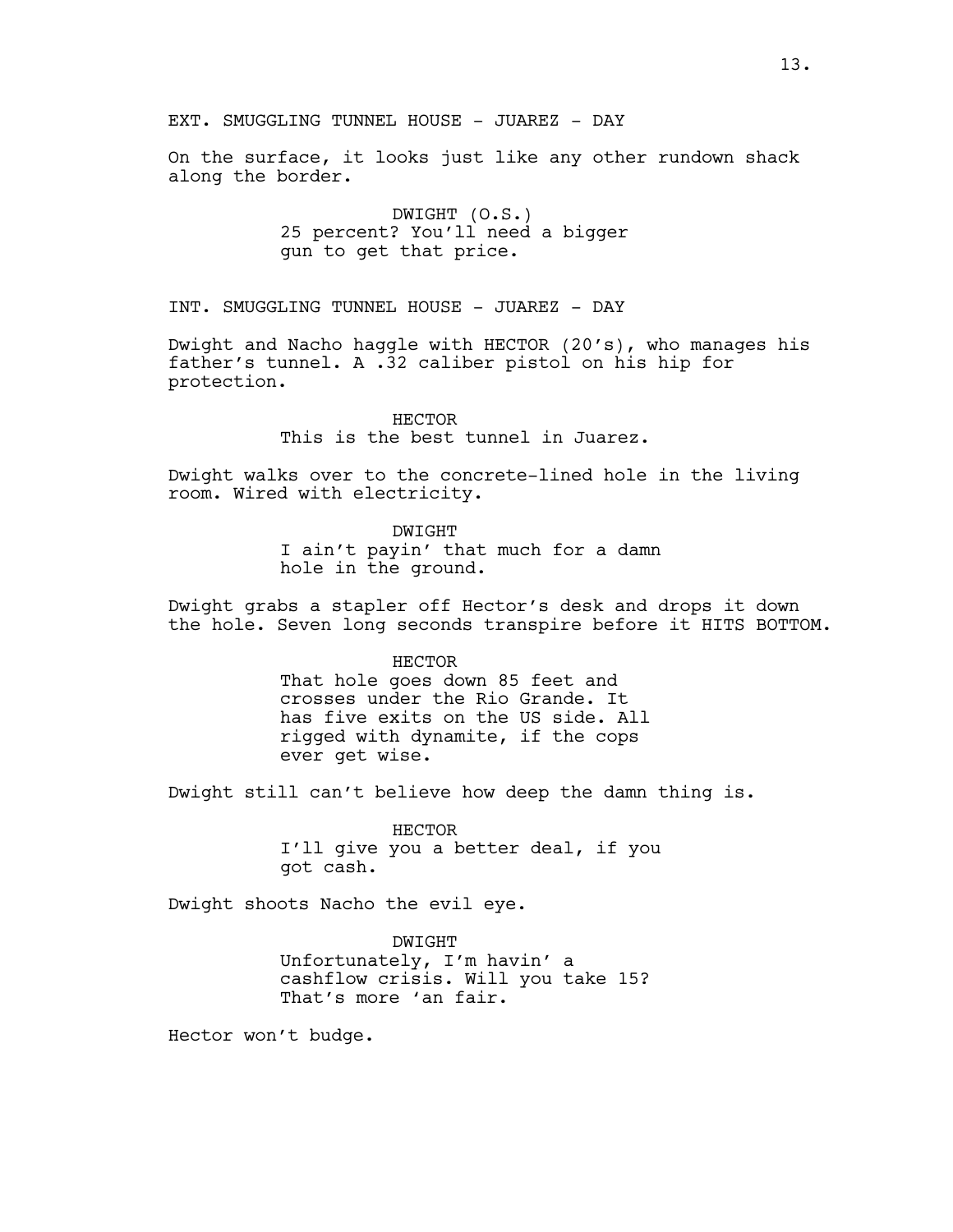EXT. SMUGGLING TUNNEL HOUSE - JUAREZ - DAY

On the surface, it looks just like any other rundown shack along the border.

DWIGHT (O.S.)
25 percent? You'll need a bigger gun to get that price.

INT. SMUGGLING TUNNEL HOUSE - JUAREZ - DAY

Dwight and Nacho haggle with HECTOR (20's), who manages his father's tunnel. A .32 caliber pistol on his hip for protection.

HECTOR
This is the best tunnel in Juarez.

Dwight walks over to the concrete-lined hole in the living room. Wired with electricity.

DWIGHT
I ain't payin' that much for a damn hole in the ground.

Dwight grabs a stapler off Hector's desk and drops it down the hole. Seven long seconds transpire before it HITS BOTTOM.

HECTOR
That hole goes down 85 feet and crosses under the Rio Grande. It has five exits on the US side. All rigged with dynamite, if the cops ever get wise.

Dwight still can't believe how deep the damn thing is.

HECTOR
I'll give you a better deal, if you got cash.

Dwight shoots Nacho the evil eye.

DWIGHT
Unfortunately, I'm havin' a cashflow crisis. Will you take 15? That's more 'an fair.

Hector won't budge.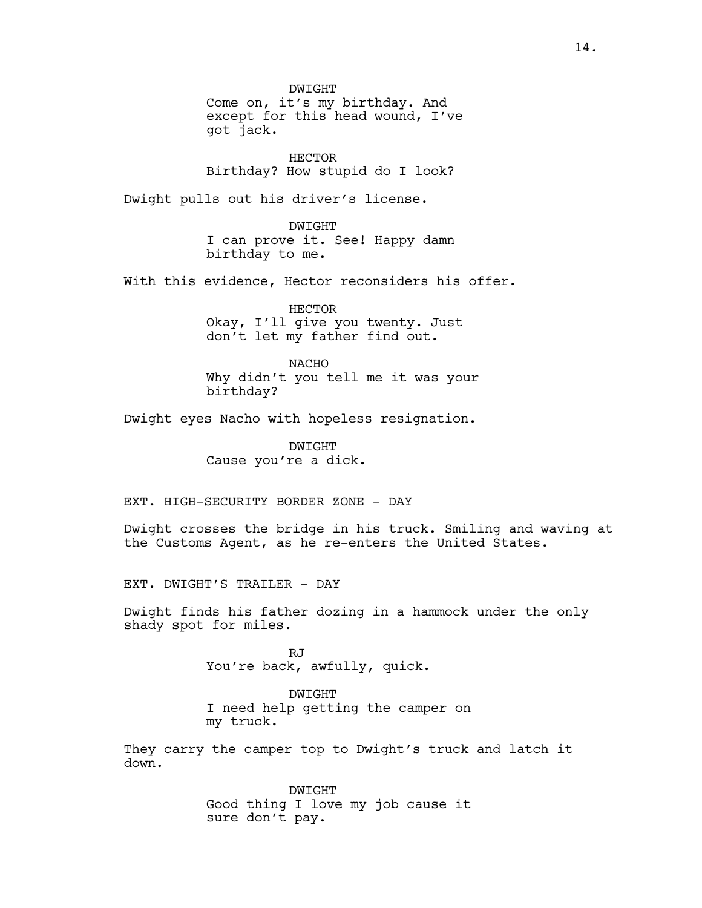DWIGHT
Come on, it's my birthday. And except for this head wound, I've got jack.

HECTOR
Birthday? How stupid do I look?

Dwight pulls out his driver's license.

DWIGHT
I can prove it. See! Happy damn birthday to me.

With this evidence, Hector reconsiders his offer.

HECTOR
Okay, I'll give you twenty. Just don't let my father find out.

NACHO
Why didn't you tell me it was your birthday?

Dwight eyes Nacho with hopeless resignation.

DWIGHT
Cause you're a dick.

EXT. HIGH-SECURITY BORDER ZONE - DAY

Dwight crosses the bridge in his truck. Smiling and waving at the Customs Agent, as he re-enters the United States.

EXT. DWIGHT'S TRAILER - DAY

Dwight finds his father dozing in a hammock under the only shady spot for miles.

RJ
You're back, awfully, quick.

DWIGHT
I need help getting the camper on my truck.

They carry the camper top to Dwight's truck and latch it down.

DWIGHT
Good thing I love my job cause it sure don't pay.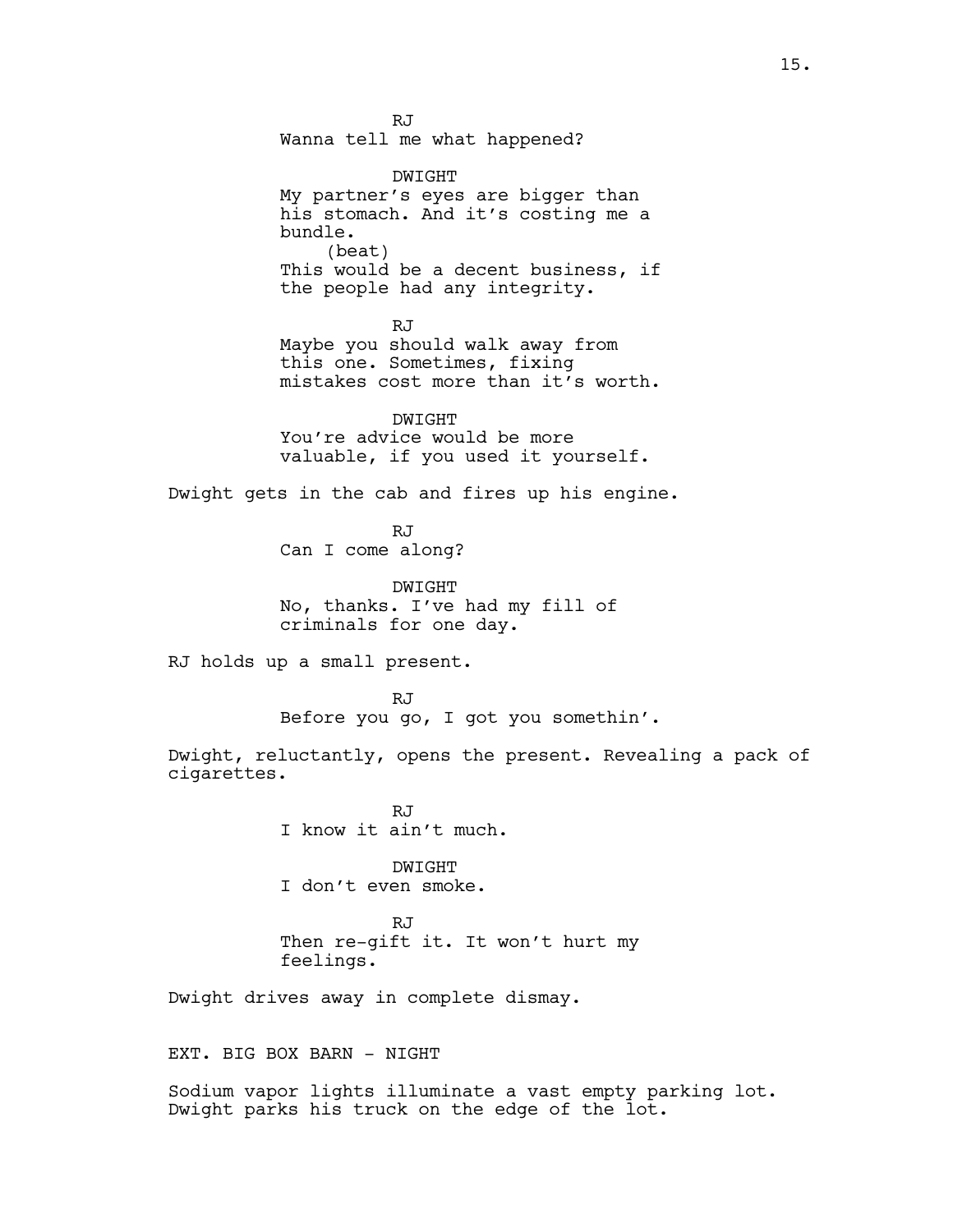RJ
Wanna tell me what happened?

DWIGHT
My partner's eyes are bigger than his stomach. And it's costing me a bundle.
(beat)
This would be a decent business, if the people had any integrity.

RJ
Maybe you should walk away from this one. Sometimes, fixing mistakes cost more than it's worth.

DWIGHT
You're advice would be more valuable, if you used it yourself.

Dwight gets in the cab and fires up his engine.

RJ
Can I come along?

DWIGHT
No, thanks. I've had my fill of criminals for one day.

RJ holds up a small present.

RJ
Before you go, I got you somethin'.

Dwight, reluctantly, opens the present. Revealing a pack of cigarettes.

RJ
I know it ain't much.

DWIGHT
I don't even smoke.

RJ
Then re-gift it. It won't hurt my feelings.

Dwight drives away in complete dismay.

EXT. BIG BOX BARN - NIGHT

Sodium vapor lights illuminate a vast empty parking lot. Dwight parks his truck on the edge of the lot.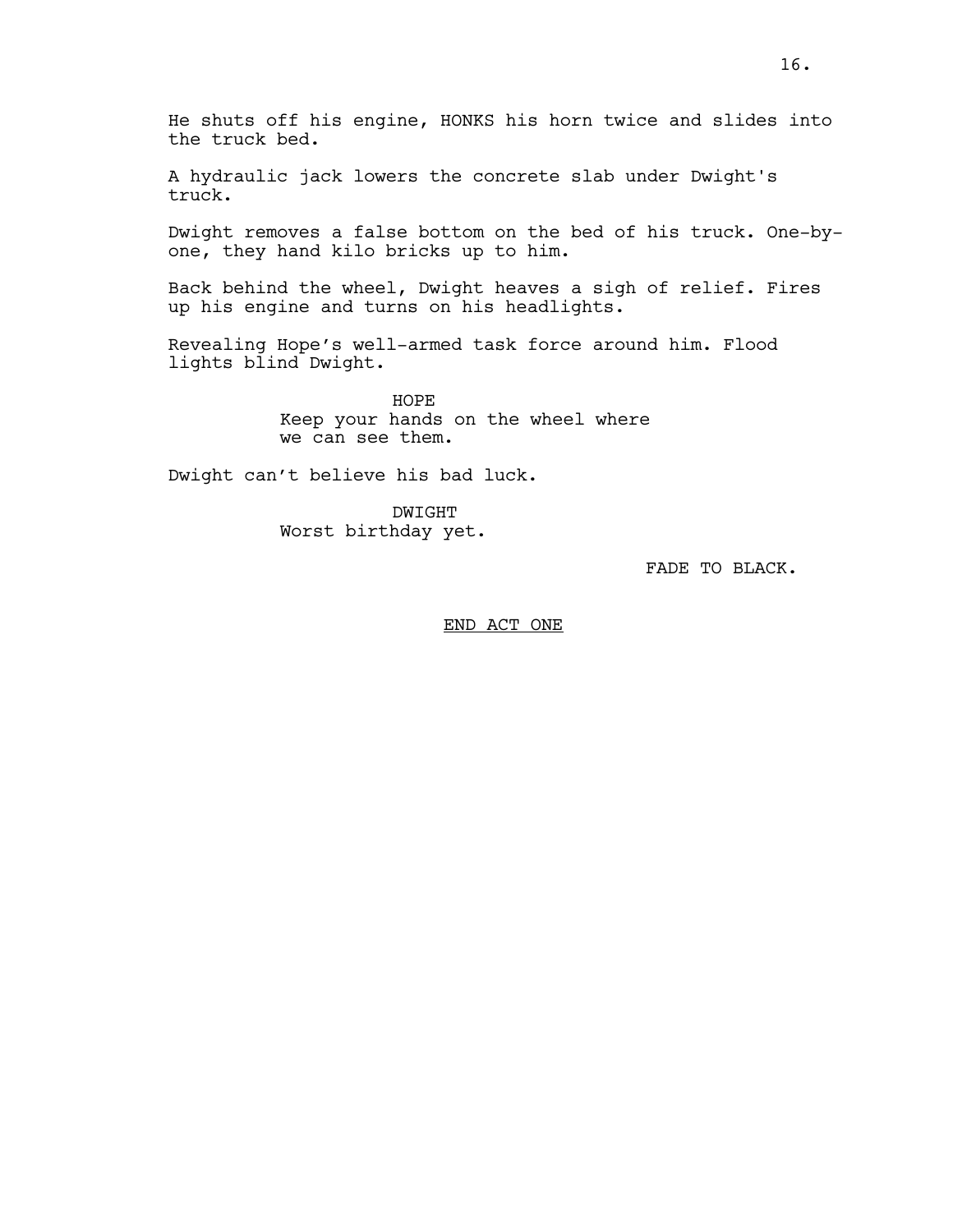He shuts off his engine, HONKS his horn twice and slides into the truck bed.

A hydraulic jack lowers the concrete slab under Dwight's truck.

Dwight removes a false bottom on the bed of his truck. One-by-one, they hand kilo bricks up to him.

Back behind the wheel, Dwight heaves a sigh of relief. Fires up his engine and turns on his headlights.

Revealing Hope's well-armed task force around him. Flood lights blind Dwight.

HOPE
Keep your hands on the wheel where we can see them.

Dwight can't believe his bad luck.

DWIGHT
Worst birthday yet.

FADE TO BLACK.

END ACT ONE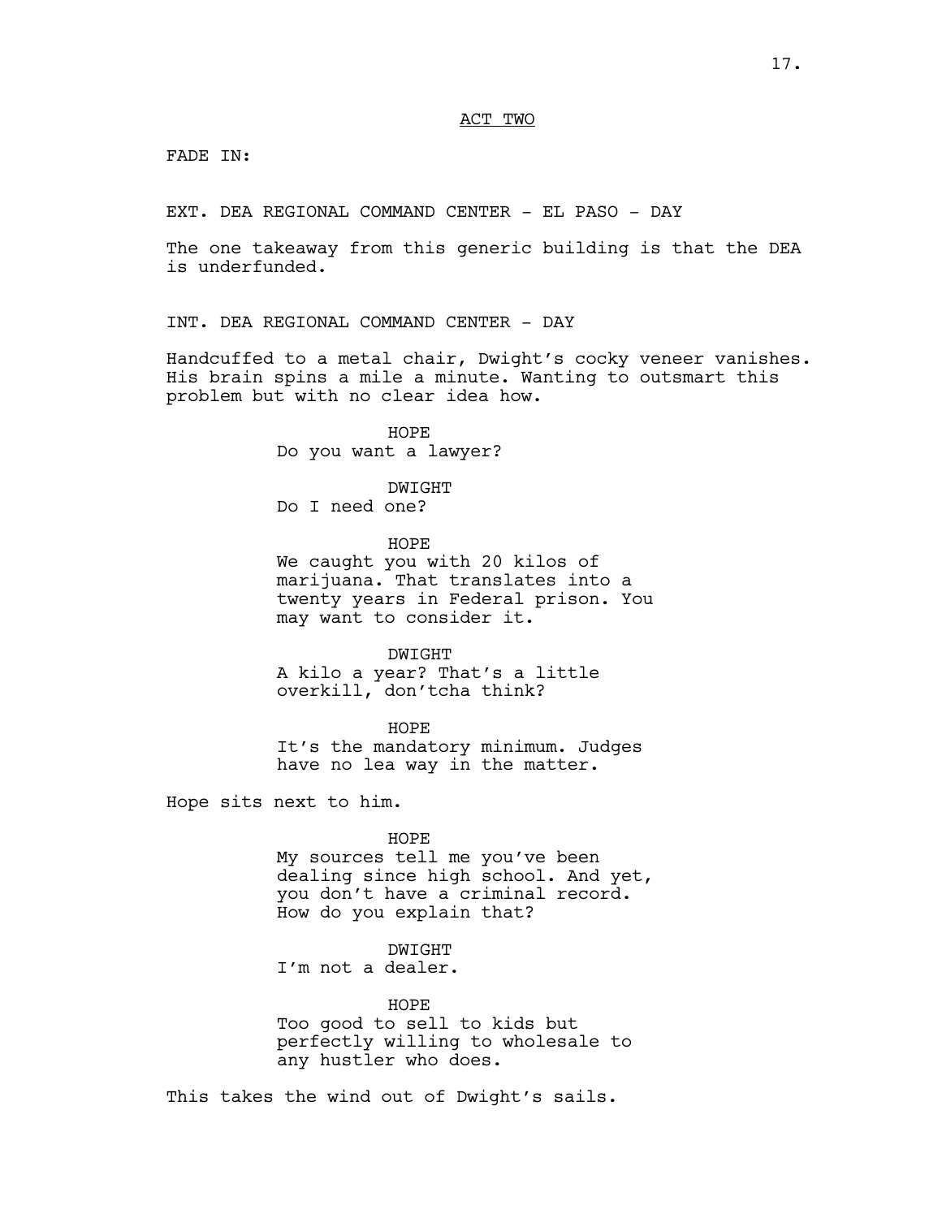ACT TWO

FADE IN:

EXT. DEA REGIONAL COMMAND CENTER - EL PASO - DAY

The one takeaway from this generic building is that the DEA is underfunded.

INT. DEA REGIONAL COMMAND CENTER - DAY

Handcuffed to a metal chair, Dwight's cocky veneer vanishes. His brain spins a mile a minute. Wanting to outsmart this problem but with no clear idea how.

HOPE
Do you want a lawyer?

DWIGHT
Do I need one?

HOPE
We caught you with 20 kilos of marijuana. That translates into a twenty years in Federal prison. You may want to consider it.

DWIGHT
A kilo a year? That's a little overkill, don'tcha think?

HOPE
It's the mandatory minimum. Judges have no lea way in the matter.

Hope sits next to him.

HOPE
My sources tell me you've been dealing since high school. And yet, you don't have a criminal record. How do you explain that?

DWIGHT
I'm not a dealer.

HOPE
Too good to sell to kids but perfectly willing to wholesale to any hustler who does.

This takes the wind out of Dwight's sails.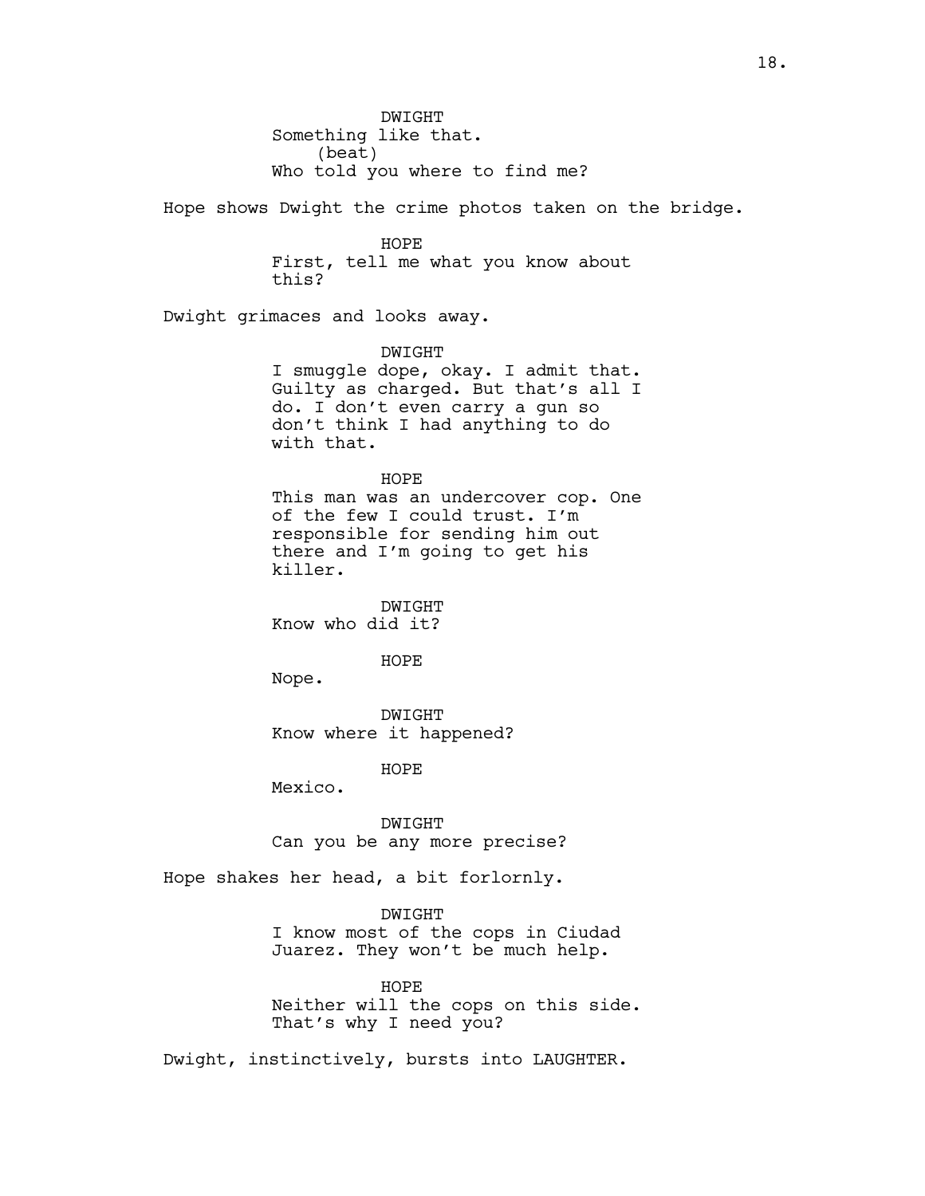DWIGHT
Something like that.
(beat)
Who told you where to find me?

Hope shows Dwight the crime photos taken on the bridge.

HOPE
First, tell me what you know about this?

Dwight grimaces and looks away.

DWIGHT
I smuggle dope, okay. I admit that. Guilty as charged. But that's all I do. I don't even carry a gun so don't think I had anything to do with that.

HOPE
This man was an undercover cop. One of the few I could trust. I'm responsible for sending him out there and I'm going to get his killer.

DWIGHT
Know who did it?

HOPE
Nope.

DWIGHT
Know where it happened?

HOPE
Mexico.

DWIGHT
Can you be any more precise?

Hope shakes her head, a bit forlornly.

DWIGHT
I know most of the cops in Ciudad Juarez. They won't be much help.

HOPE
Neither will the cops on this side. That's why I need you?

Dwight, instinctively, bursts into LAUGHTER.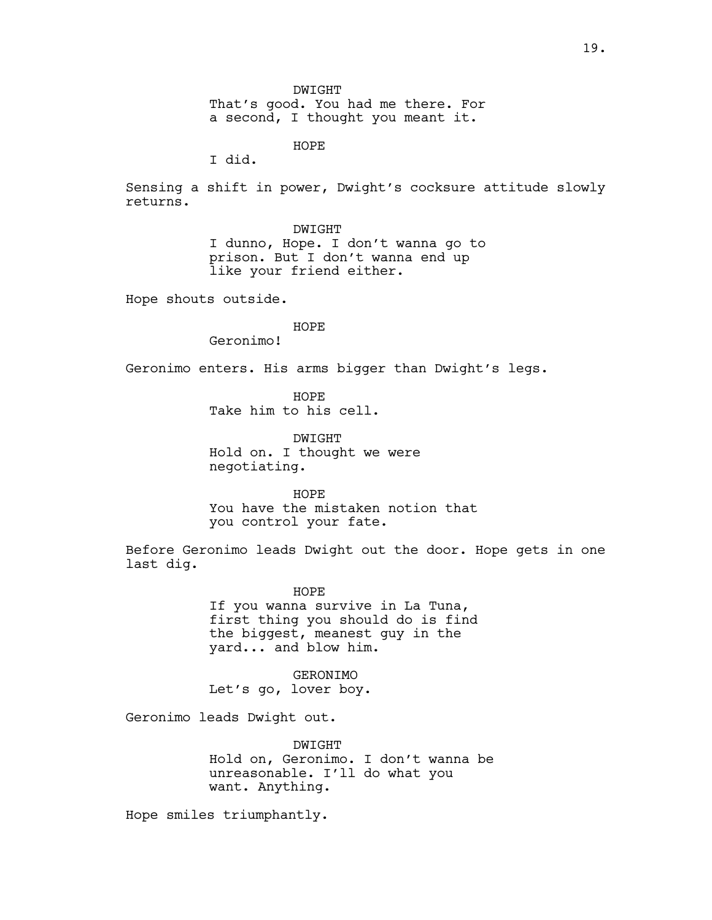DWIGHT
That's good. You had me there. For a second, I thought you meant it.

HOPE
I did.

Sensing a shift in power, Dwight's cocksure attitude slowly returns.

DWIGHT
I dunno, Hope. I don't wanna go to prison. But I don't wanna end up like your friend either.

Hope shouts outside.

HOPE
Geronimo!

Geronimo enters. His arms bigger than Dwight's legs.

HOPE
Take him to his cell.

DWIGHT
Hold on. I thought we were negotiating.

HOPE
You have the mistaken notion that you control your fate.

Before Geronimo leads Dwight out the door. Hope gets in one last dig.

HOPE
If you wanna survive in La Tuna, first thing you should do is find the biggest, meanest guy in the yard... and blow him.

GERONIMO
Let's go, lover boy.

Geronimo leads Dwight out.

DWIGHT
Hold on, Geronimo. I don't wanna be unreasonable. I'll do what you want. Anything.

Hope smiles triumphantly.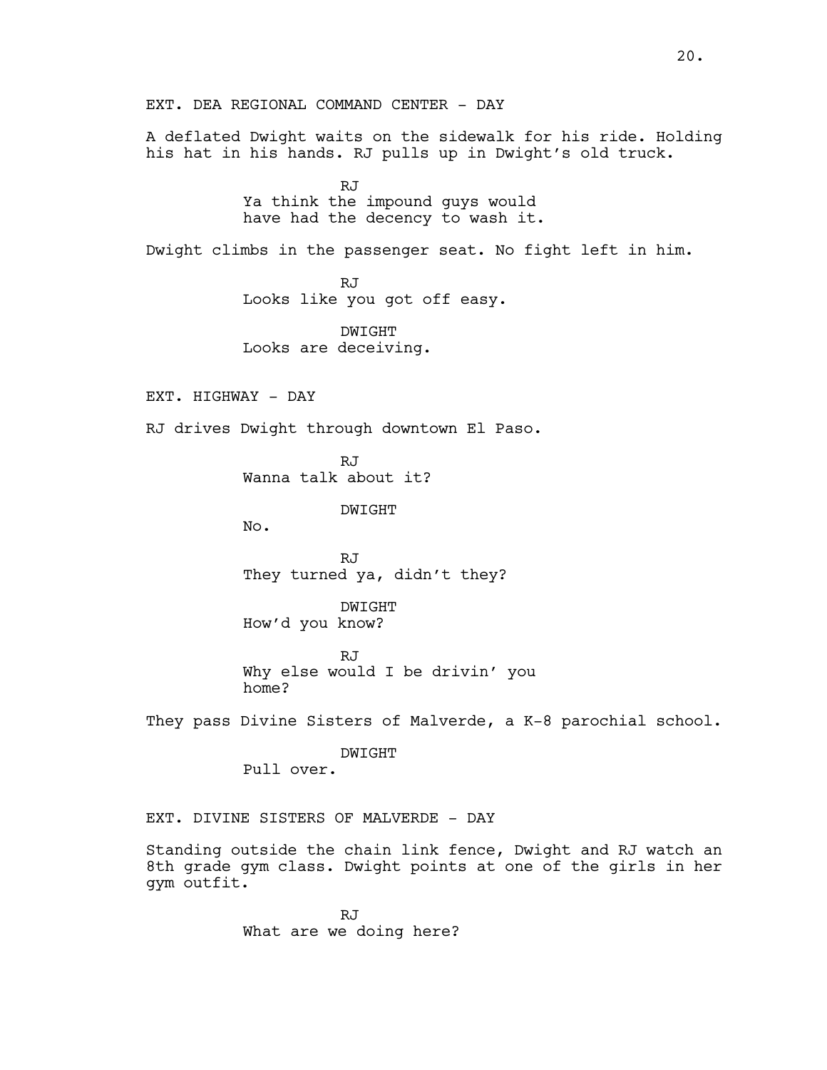EXT. DEA REGIONAL COMMAND CENTER - DAY

A deflated Dwight waits on the sidewalk for his ride. Holding his hat in his hands. RJ pulls up in Dwight's old truck.

RJ
Ya think the impound guys would have had the decency to wash it.

Dwight climbs in the passenger seat. No fight left in him.

RJ
Looks like you got off easy.

DWIGHT
Looks are deceiving.

EXT. HIGHWAY - DAY

RJ drives Dwight through downtown El Paso.

RJ
Wanna talk about it?

DWIGHT
No.

RJ
They turned ya, didn't they?

DWIGHT
How'd you know?

RJ
Why else would I be drivin' you home?

They pass Divine Sisters of Malverde, a K-8 parochial school.

DWIGHT
Pull over.

EXT. DIVINE SISTERS OF MALVERDE - DAY

Standing outside the chain link fence, Dwight and RJ watch an 8th grade gym class. Dwight points at one of the girls in her gym outfit.

RJ
What are we doing here?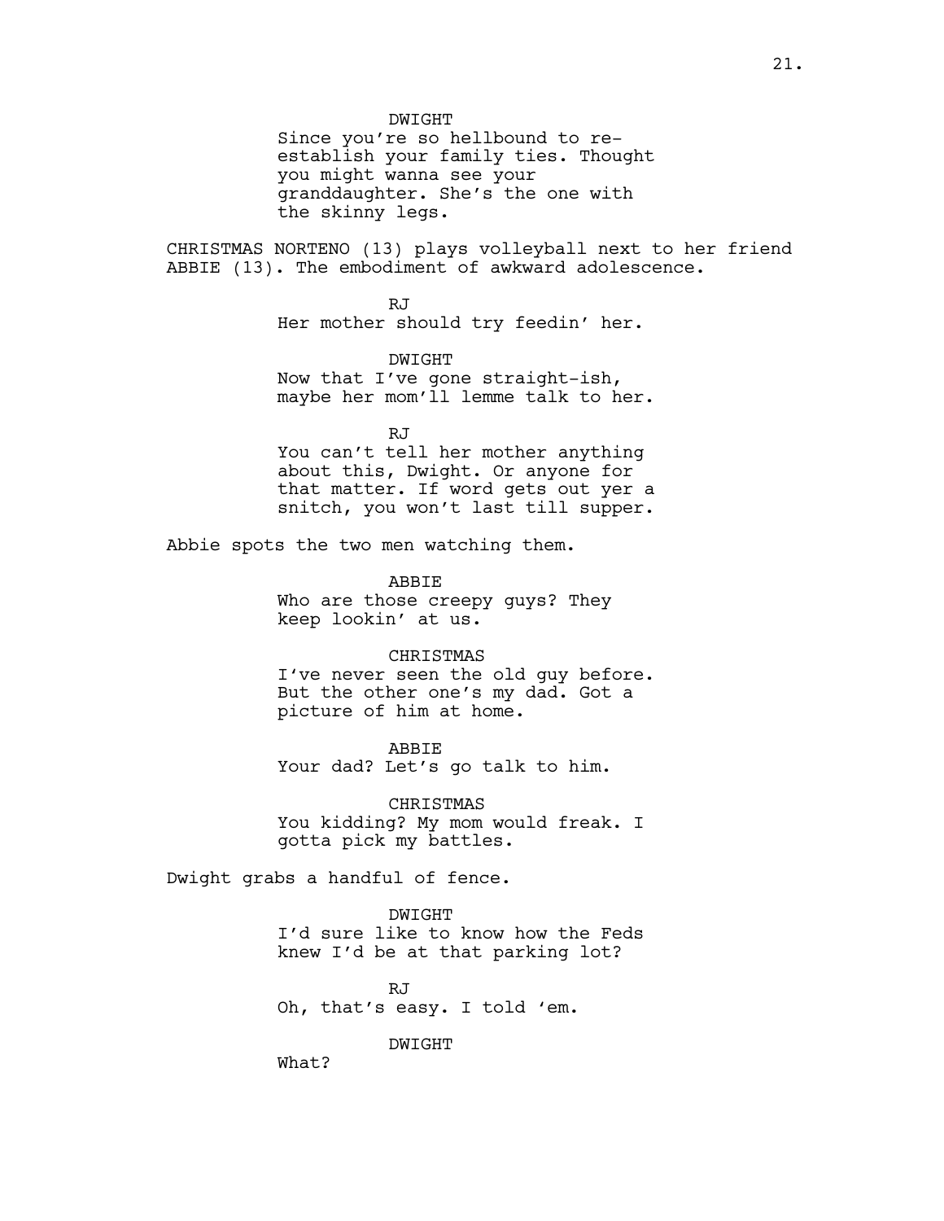DWIGHT

Since you're so hellbound to re-establish your family ties. Thought you might wanna see your granddaughter. She's the one with the skinny legs.

CHRISTMAS NORTENO (13) plays volleyball next to her friend ABBIE (13). The embodiment of awkward adolescence.

RJ

Her mother should try feedin' her.

DWIGHT

Now that I've gone straight-ish, maybe her mom'll lemme talk to her.

RJ

You can't tell her mother anything about this, Dwight. Or anyone for that matter. If word gets out yer a snitch, you won't last till supper.

Abbie spots the two men watching them.

ABBIE

Who are those creepy guys? They keep lookin' at us.

CHRISTMAS

I've never seen the old guy before. But the other one's my dad. Got a picture of him at home.

ABBIE

Your dad? Let's go talk to him.

CHRISTMAS

You kidding? My mom would freak. I gotta pick my battles.

Dwight grabs a handful of fence.

DWIGHT

I'd sure like to know how the Feds knew I'd be at that parking lot?

RJ

Oh, that's easy. I told 'em.

DWIGHT

What?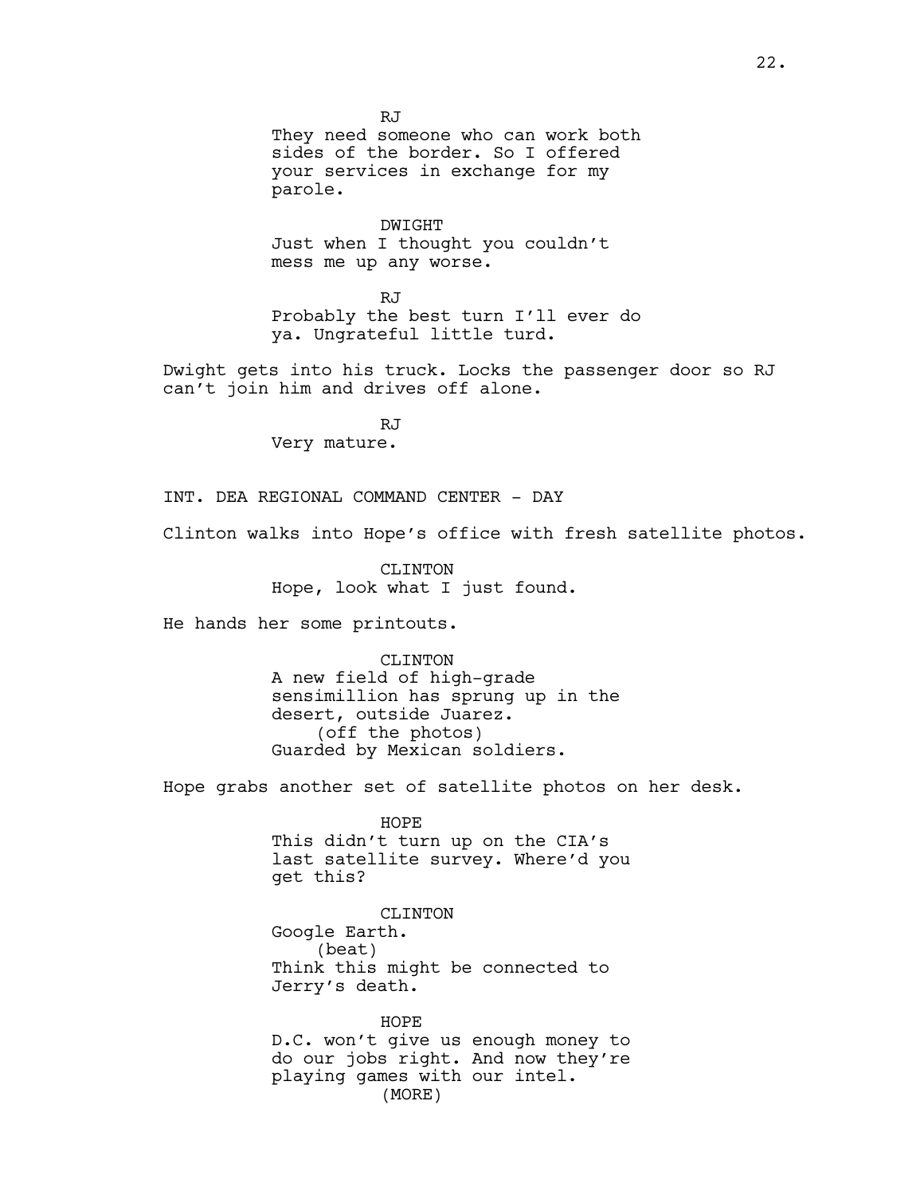RJ

They need someone who can work both sides of the border. So I offered your services in exchange for my parole.

DWIGHT

Just when I thought you couldn't mess me up any worse.

RJ

Probably the best turn I'll ever do ya. Ungrateful little turd.

Dwight gets into his truck. Locks the passenger door so RJ can't join him and drives off alone.

RJ

Very mature.

INT. DEA REGIONAL COMMAND CENTER - DAY

Clinton walks into Hope's office with fresh satellite photos.

CLINTON

Hope, look what I just found.

He hands her some printouts.

CLINTON

A new field of high-grade sensimillion has sprung up in the desert, outside Juarez.

(off the photos)

Guarded by Mexican soldiers.

Hope grabs another set of satellite photos on her desk.

HOPE

This didn't turn up on the CIA's last satellite survey. Where'd you get this?

CLINTON

Google Earth.

(beat)

Think this might be connected to Jerry's death.

HOPE

D.C. won't give us enough money to do our jobs right. And now they're playing games with our intel.

(MORE)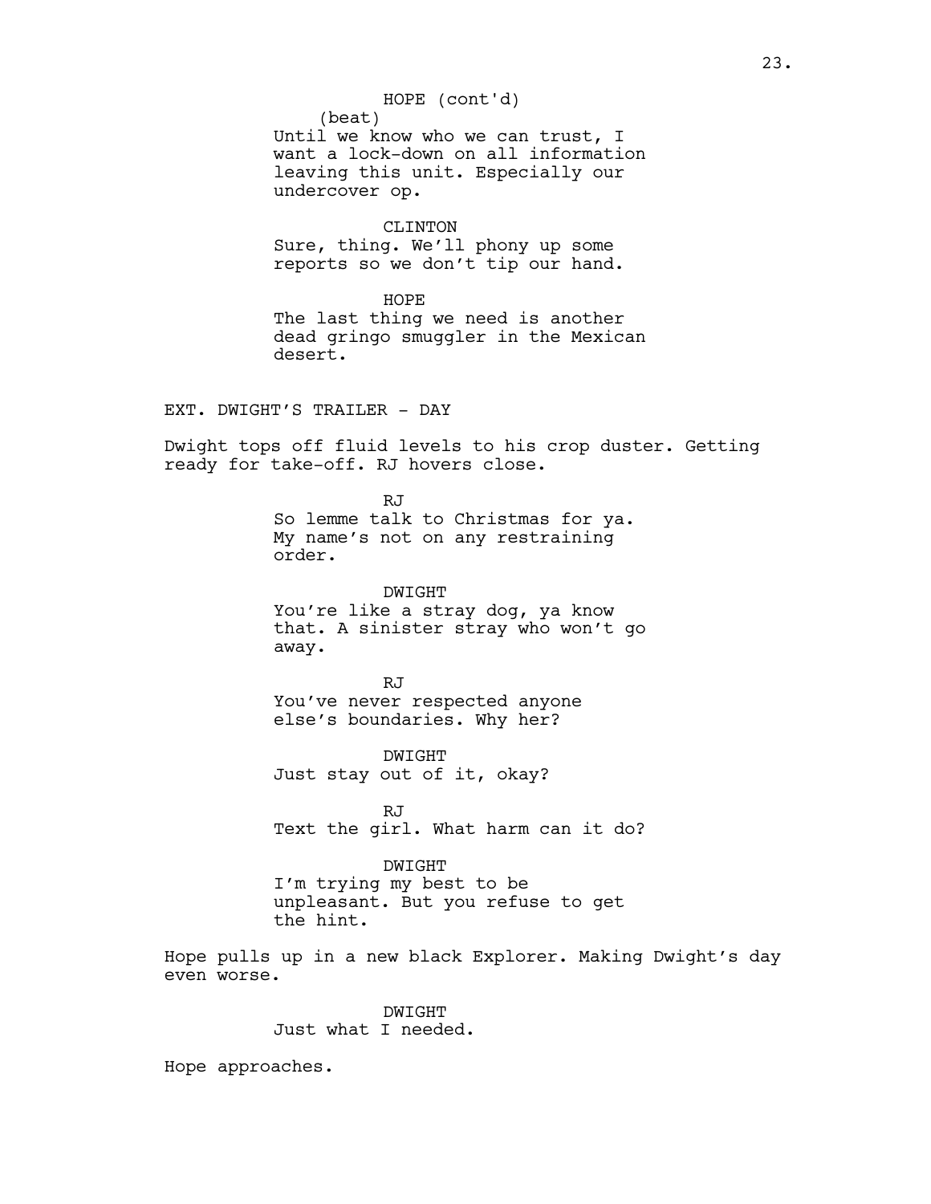HOPE (cont'd)
(beat)
Until we know who we can trust, I want a lock-down on all information leaving this unit. Especially our undercover op.

CLINTON
Sure, thing. We'll phony up some reports so we don't tip our hand.

HOPE
The last thing we need is another dead gringo smuggler in the Mexican desert.

EXT. DWIGHT'S TRAILER - DAY

Dwight tops off fluid levels to his crop duster. Getting ready for take-off. RJ hovers close.

RJ
So lemme talk to Christmas for ya. My name's not on any restraining order.

DWIGHT
You're like a stray dog, ya know that. A sinister stray who won't go away.

RJ
You've never respected anyone else's boundaries. Why her?

DWIGHT
Just stay out of it, okay?

RJ
Text the girl. What harm can it do?

DWIGHT
I'm trying my best to be unpleasant. But you refuse to get the hint.

Hope pulls up in a new black Explorer. Making Dwight's day even worse.

DWIGHT
Just what I needed.

Hope approaches.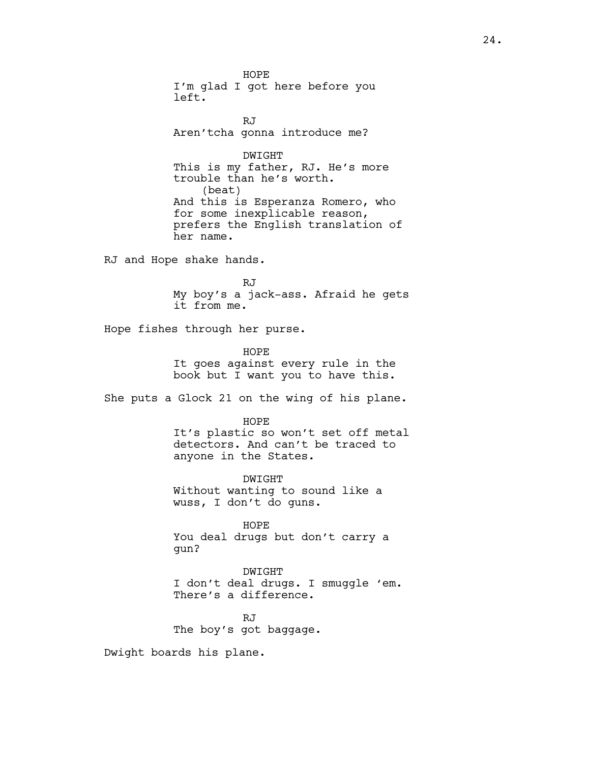HOPE
I'm glad I got here before you left.

RJ
Aren'tcha gonna introduce me?

DWIGHT
This is my father, RJ. He's more trouble than he's worth.
(beat)
And this is Esperanza Romero, who for some inexplicable reason, prefers the English translation of her name.

RJ and Hope shake hands.

RJ
My boy's a jack-ass. Afraid he gets it from me.

Hope fishes through her purse.

HOPE
It goes against every rule in the book but I want you to have this.

She puts a Glock 21 on the wing of his plane.

HOPE
It's plastic so won't set off metal detectors. And can't be traced to anyone in the States.

DWIGHT
Without wanting to sound like a wuss, I don't do guns.

HOPE
You deal drugs but don't carry a gun?

DWIGHT
I don't deal drugs. I smuggle 'em. There's a difference.

RJ
The boy's got baggage.

Dwight boards his plane.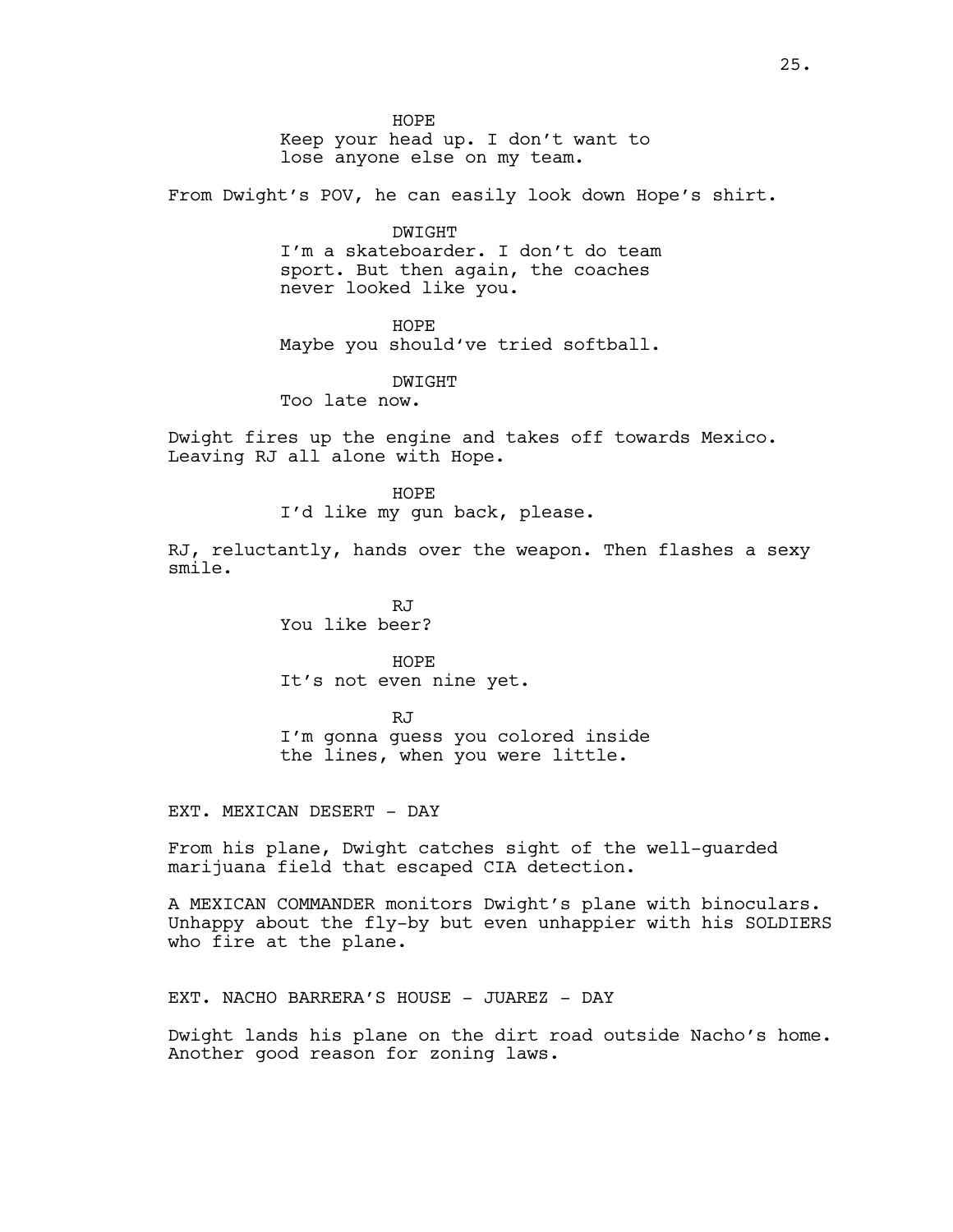HOPE
Keep your head up. I don't want to lose anyone else on my team.

From Dwight's POV, he can easily look down Hope's shirt.

DWIGHT
I'm a skateboarder. I don't do team sport. But then again, the coaches never looked like you.

HOPE
Maybe you should've tried softball.

DWIGHT
Too late now.

Dwight fires up the engine and takes off towards Mexico. Leaving RJ all alone with Hope.

HOPE
I'd like my gun back, please.

RJ, reluctantly, hands over the weapon. Then flashes a sexy smile.

RJ
You like beer?

HOPE
It's not even nine yet.

RJ
I'm gonna guess you colored inside the lines, when you were little.

EXT. MEXICAN DESERT - DAY

From his plane, Dwight catches sight of the well-guarded marijuana field that escaped CIA detection.

A MEXICAN COMMANDER monitors Dwight's plane with binoculars. Unhappy about the fly-by but even unhappier with his SOLDIERS who fire at the plane.

EXT. NACHO BARRERA'S HOUSE - JUAREZ - DAY

Dwight lands his plane on the dirt road outside Nacho's home. Another good reason for zoning laws.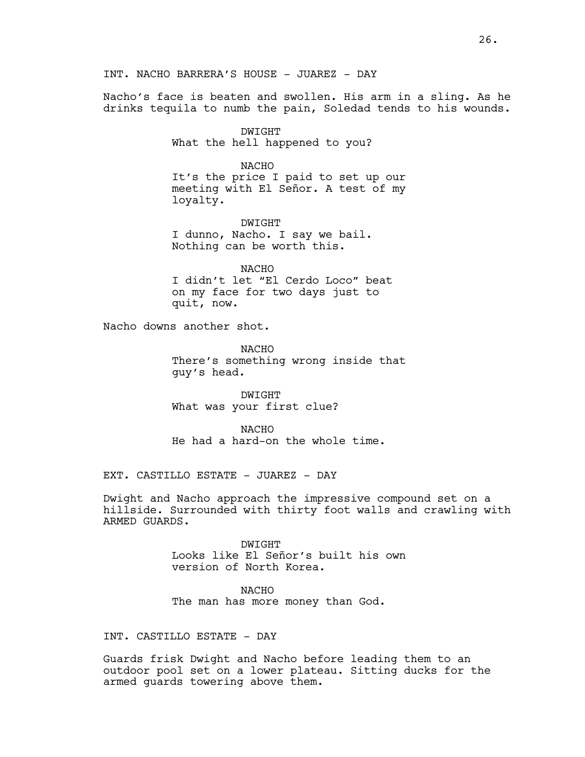INT. NACHO BARRERA'S HOUSE - JUAREZ - DAY

Nacho's face is beaten and swollen. His arm in a sling. As he drinks tequila to numb the pain, Soledad tends to his wounds.

DWIGHT
What the hell happened to you?

NACHO
It's the price I paid to set up our meeting with El Señor. A test of my loyalty.

DWIGHT
I dunno, Nacho. I say we bail. Nothing can be worth this.

NACHO
I didn't let "El Cerdo Loco" beat on my face for two days just to quit, now.

Nacho downs another shot.

NACHO
There's something wrong inside that guy's head.

DWIGHT
What was your first clue?

NACHO
He had a hard-on the whole time.

EXT. CASTILLO ESTATE - JUAREZ - DAY

Dwight and Nacho approach the impressive compound set on a hillside. Surrounded with thirty foot walls and crawling with ARMED GUARDS.

DWIGHT
Looks like El Señor's built his own version of North Korea.

NACHO
The man has more money than God.

INT. CASTILLO ESTATE - DAY

Guards frisk Dwight and Nacho before leading them to an outdoor pool set on a lower plateau. Sitting ducks for the armed guards towering above them.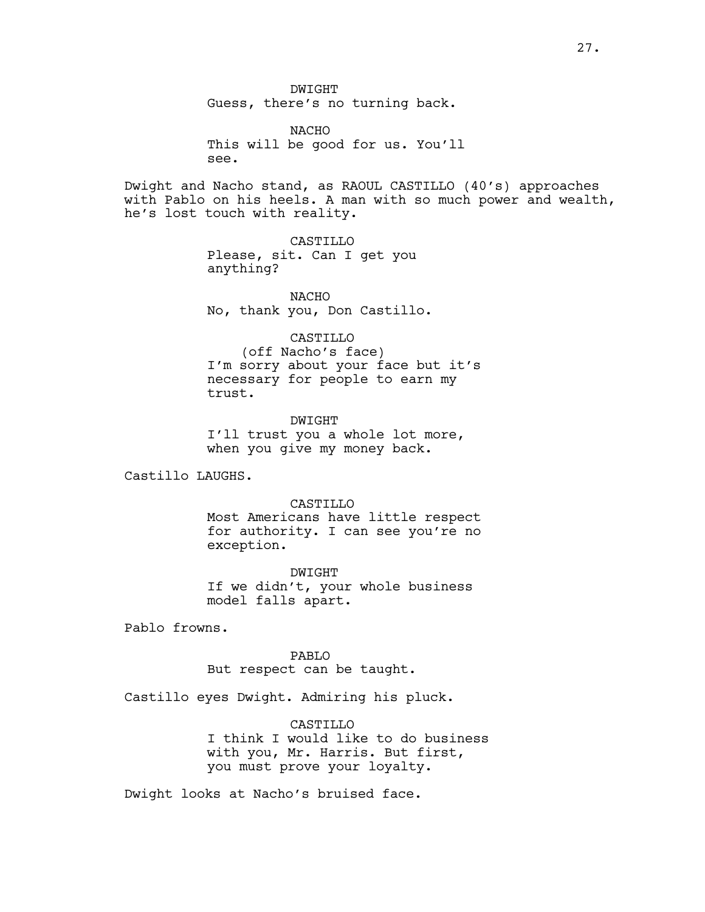DWIGHT
Guess, there's no turning back.

NACHO
This will be good for us. You'll see.

Dwight and Nacho stand, as RAOUL CASTILLO (40's) approaches with Pablo on his heels. A man with so much power and wealth, he's lost touch with reality.

CASTILLO
Please, sit. Can I get you anything?

NACHO
No, thank you, Don Castillo.

CASTILLO
(off Nacho's face)
I'm sorry about your face but it's necessary for people to earn my trust.

DWIGHT
I'll trust you a whole lot more, when you give my money back.

Castillo LAUGHS.

CASTILLO
Most Americans have little respect for authority. I can see you're no exception.

DWIGHT
If we didn't, your whole business model falls apart.

Pablo frowns.

PABLO
But respect can be taught.

Castillo eyes Dwight. Admiring his pluck.

CASTILLO
I think I would like to do business with you, Mr. Harris. But first, you must prove your loyalty.

Dwight looks at Nacho's bruised face.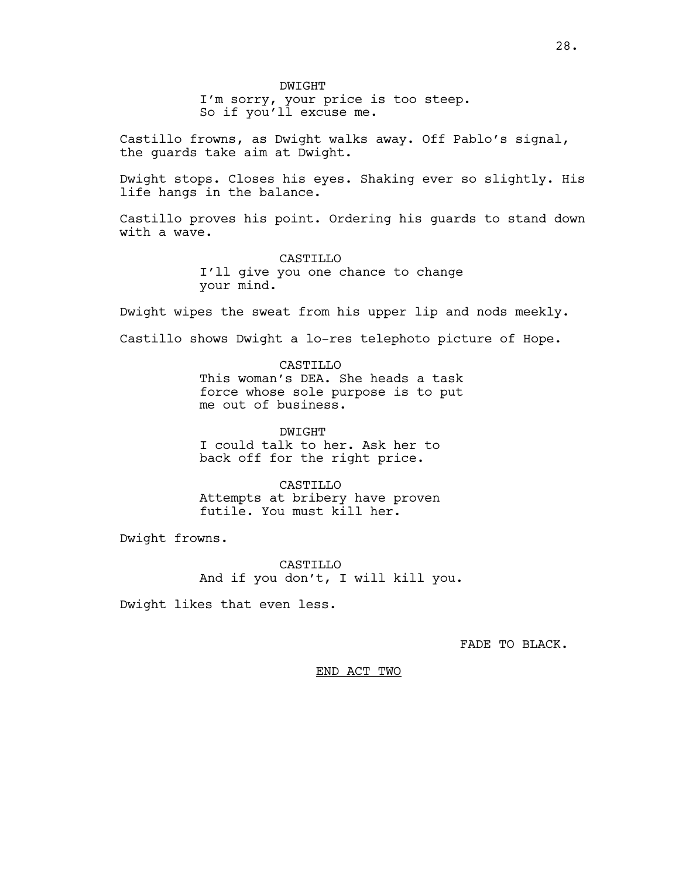DWIGHT
I'm sorry, your price is too steep.
So if you'll excuse me.

Castillo frowns, as Dwight walks away. Off Pablo's signal, the guards take aim at Dwight.

Dwight stops. Closes his eyes. Shaking ever so slightly. His life hangs in the balance.

Castillo proves his point. Ordering his guards to stand down with a wave.

CASTILLO
I'll give you one chance to change
your mind.

Dwight wipes the sweat from his upper lip and nods meekly.

Castillo shows Dwight a lo-res telephoto picture of Hope.

CASTILLO
This woman's DEA. She heads a task
force whose sole purpose is to put
me out of business.

DWIGHT
I could talk to her. Ask her to
back off for the right price.

CASTILLO
Attempts at bribery have proven
futile. You must kill her.

Dwight frowns.

CASTILLO
And if you don't, I will kill you.

Dwight likes that even less.

FADE TO BLACK.

END ACT TWO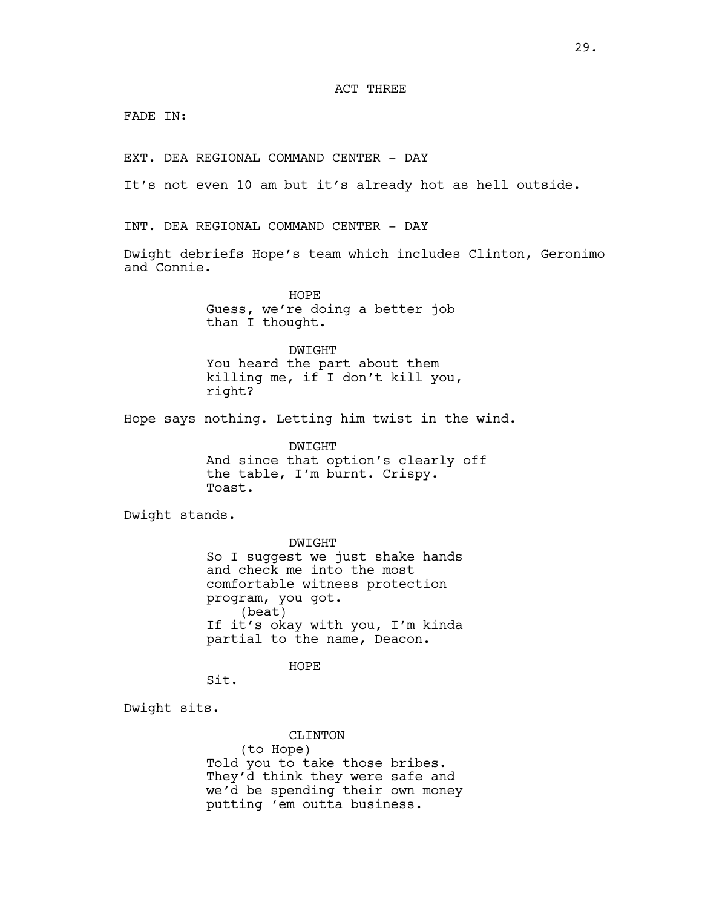ACT THREE

FADE IN:

EXT. DEA REGIONAL COMMAND CENTER - DAY

It's not even 10 am but it's already hot as hell outside.

INT. DEA REGIONAL COMMAND CENTER - DAY

Dwight debriefs Hope's team which includes Clinton, Geronimo and Connie.

HOPE
Guess, we're doing a better job than I thought.

DWIGHT
You heard the part about them killing me, if I don't kill you, right?

Hope says nothing. Letting him twist in the wind.

DWIGHT
And since that option's clearly off the table, I'm burnt. Crispy. Toast.

Dwight stands.

DWIGHT
So I suggest we just shake hands and check me into the most comfortable witness protection program, you got.
(beat)
If it's okay with you, I'm kinda partial to the name, Deacon.

HOPE
Sit.

Dwight sits.

CLINTON
(to Hope)
Told you to take those bribes. They'd think they were safe and we'd be spending their own money putting 'em outta business.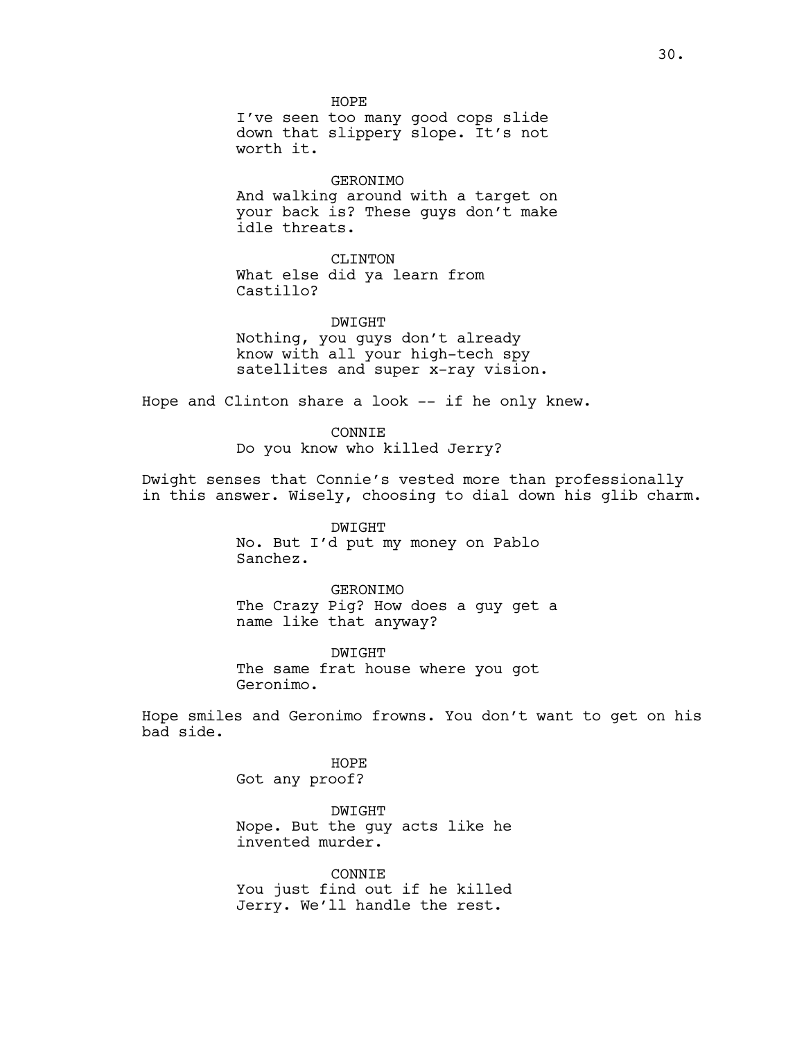HOPE
I've seen too many good cops slide down that slippery slope. It's not worth it.

GERONIMO
And walking around with a target on your back is? These guys don't make idle threats.

CLINTON
What else did ya learn from Castillo?

DWIGHT
Nothing, you guys don't already know with all your high-tech spy satellites and super x-ray vision.

Hope and Clinton share a look -- if he only knew.

CONNIE
Do you know who killed Jerry?

Dwight senses that Connie's vested more than professionally in this answer. Wisely, choosing to dial down his glib charm.

DWIGHT
No. But I'd put my money on Pablo Sanchez.

GERONIMO
The Crazy Pig? How does a guy get a name like that anyway?

DWIGHT
The same frat house where you got Geronimo.

Hope smiles and Geronimo frowns. You don't want to get on his bad side.

HOPE
Got any proof?

DWIGHT
Nope. But the guy acts like he invented murder.

CONNIE
You just find out if he killed Jerry. We'll handle the rest.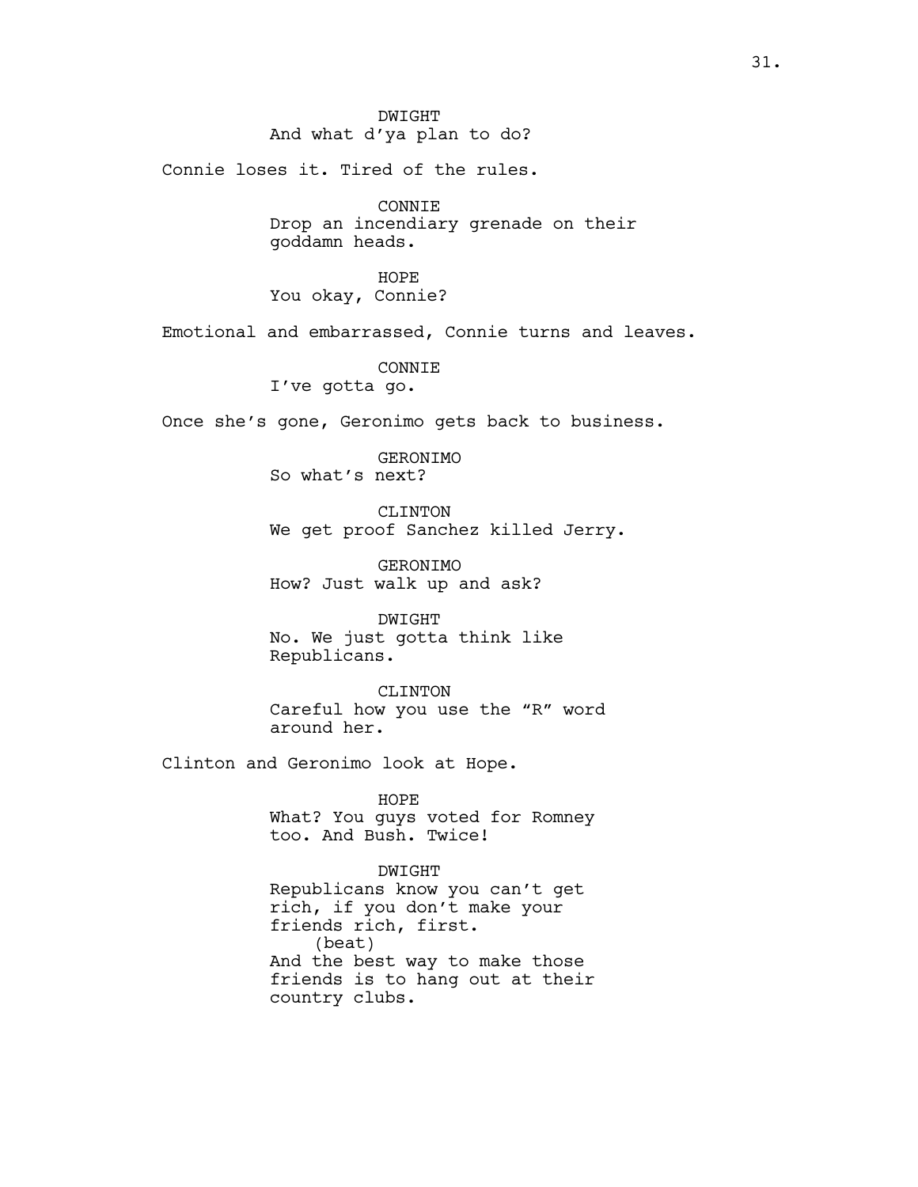DWIGHT
And what d'ya plan to do?

Connie loses it. Tired of the rules.

CONNIE
Drop an incendiary grenade on their goddamn heads.

HOPE
You okay, Connie?

Emotional and embarrassed, Connie turns and leaves.

CONNIE
I've gotta go.

Once she's gone, Geronimo gets back to business.

GERONIMO
So what's next?

CLINTON
We get proof Sanchez killed Jerry.

GERONIMO
How? Just walk up and ask?

DWIGHT
No. We just gotta think like Republicans.

CLINTON
Careful how you use the "R" word around her.

Clinton and Geronimo look at Hope.

HOPE
What? You guys voted for Romney too. And Bush. Twice!

DWIGHT
Republicans know you can't get rich, if you don't make your friends rich, first.
(beat)
And the best way to make those friends is to hang out at their country clubs.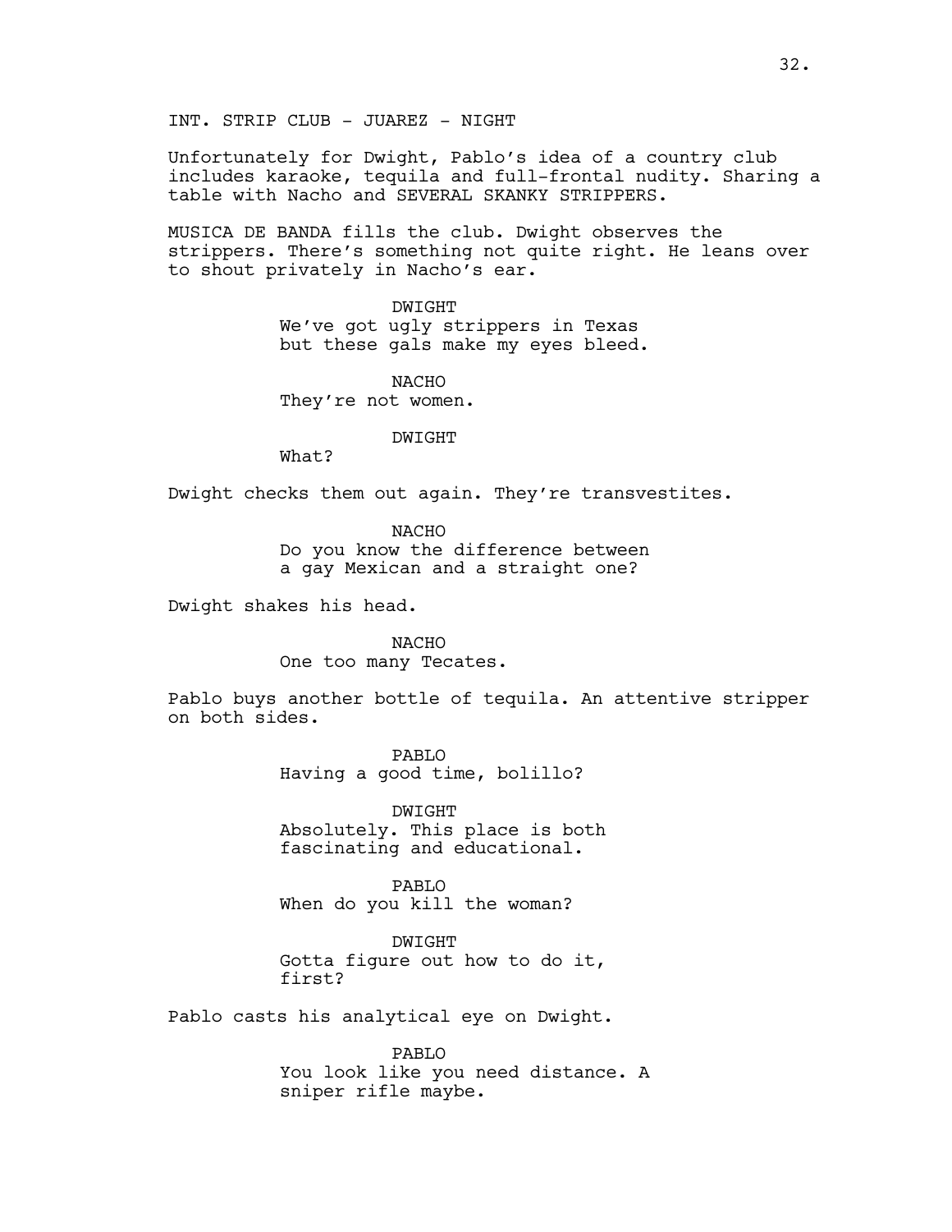INT. STRIP CLUB - JUAREZ - NIGHT

Unfortunately for Dwight, Pablo's idea of a country club includes karaoke, tequila and full-frontal nudity. Sharing a table with Nacho and SEVERAL SKANKY STRIPPERS.

MUSICA DE BANDA fills the club. Dwight observes the strippers. There's something not quite right. He leans over to shout privately in Nacho's ear.

DWIGHT
We've got ugly strippers in Texas but these gals make my eyes bleed.

NACHO
They're not women.

DWIGHT
What?

Dwight checks them out again. They're transvestites.

NACHO
Do you know the difference between a gay Mexican and a straight one?

Dwight shakes his head.

NACHO
One too many Tecates.

Pablo buys another bottle of tequila. An attentive stripper on both sides.

PABLO
Having a good time, bolillo?

DWIGHT
Absolutely. This place is both fascinating and educational.

PABLO
When do you kill the woman?

DWIGHT
Gotta figure out how to do it, first?

Pablo casts his analytical eye on Dwight.

PABLO
You look like you need distance. A sniper rifle maybe.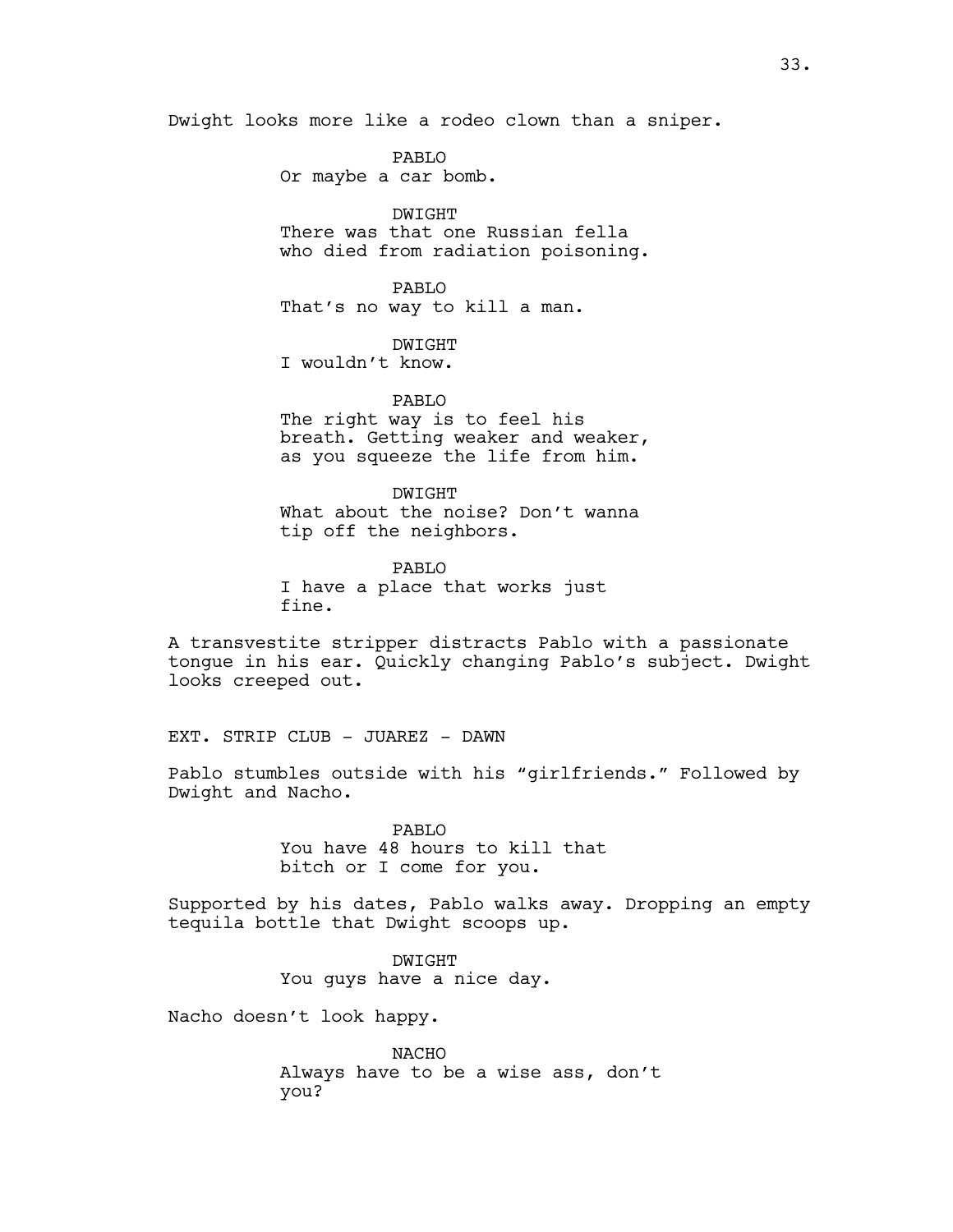Dwight looks more like a rodeo clown than a sniper.

PABLO
Or maybe a car bomb.

DWIGHT
There was that one Russian fella who died from radiation poisoning.

PABLO
That's no way to kill a man.

DWIGHT
I wouldn't know.

PABLO
The right way is to feel his breath. Getting weaker and weaker, as you squeeze the life from him.

DWIGHT
What about the noise? Don't wanna tip off the neighbors.

PABLO
I have a place that works just fine.

A transvestite stripper distracts Pablo with a passionate tongue in his ear. Quickly changing Pablo's subject. Dwight looks creeped out.

EXT. STRIP CLUB - JUAREZ - DAWN

Pablo stumbles outside with his "girlfriends." Followed by Dwight and Nacho.

PABLO
You have 48 hours to kill that bitch or I come for you.

Supported by his dates, Pablo walks away. Dropping an empty tequila bottle that Dwight scoops up.

DWIGHT
You guys have a nice day.

Nacho doesn't look happy.

NACHO
Always have to be a wise ass, don't you?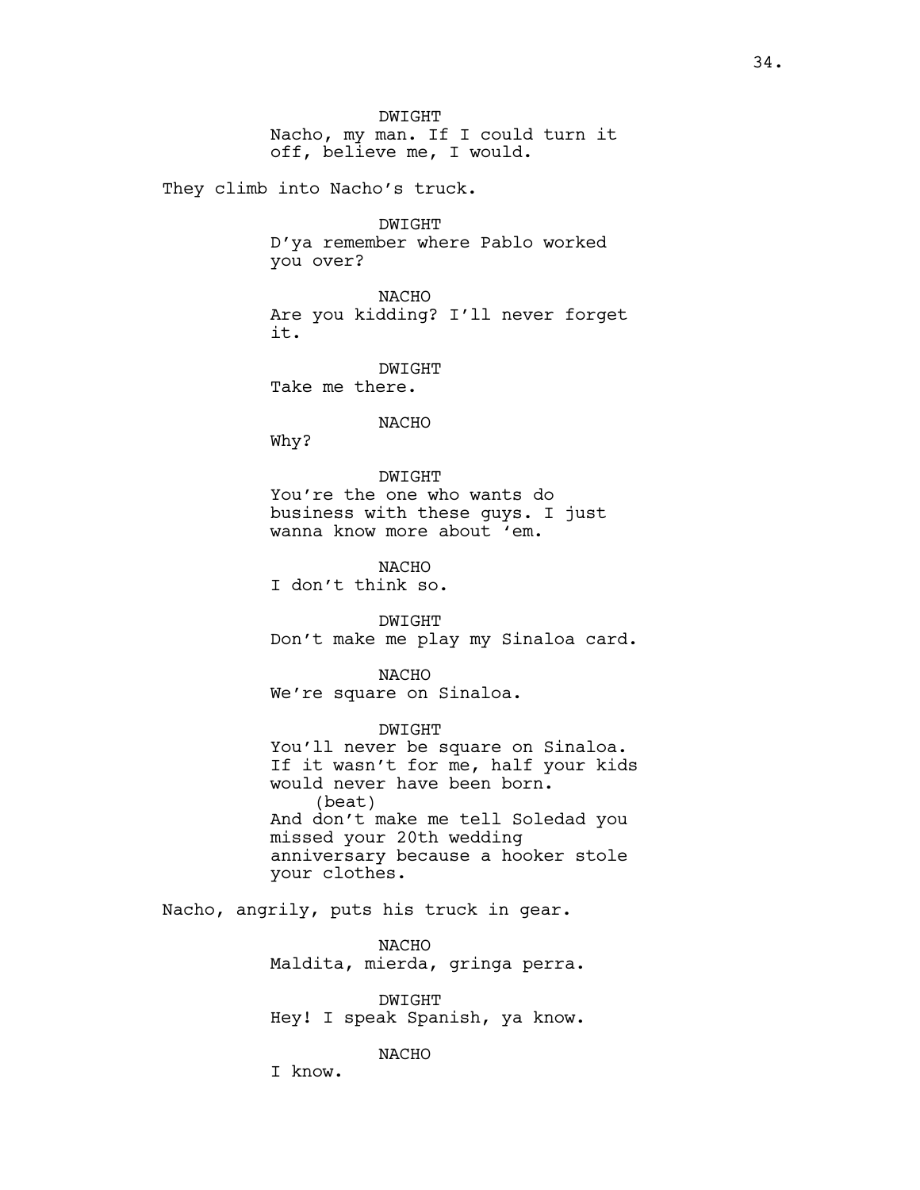DWIGHT
Nacho, my man. If I could turn it off, believe me, I would.

They climb into Nacho's truck.

DWIGHT
D'ya remember where Pablo worked you over?

NACHO
Are you kidding? I'll never forget it.

DWIGHT
Take me there.

NACHO
Why?

DWIGHT
You're the one who wants do business with these guys. I just wanna know more about 'em.

NACHO
I don't think so.

DWIGHT
Don't make me play my Sinaloa card.

NACHO
We're square on Sinaloa.

DWIGHT
You'll never be square on Sinaloa. If it wasn't for me, half your kids would never have been born.
(beat)
And don't make me tell Soledad you missed your 20th wedding anniversary because a hooker stole your clothes.

Nacho, angrily, puts his truck in gear.

NACHO
Maldita, mierda, gringa perra.

DWIGHT
Hey! I speak Spanish, ya know.

NACHO
I know.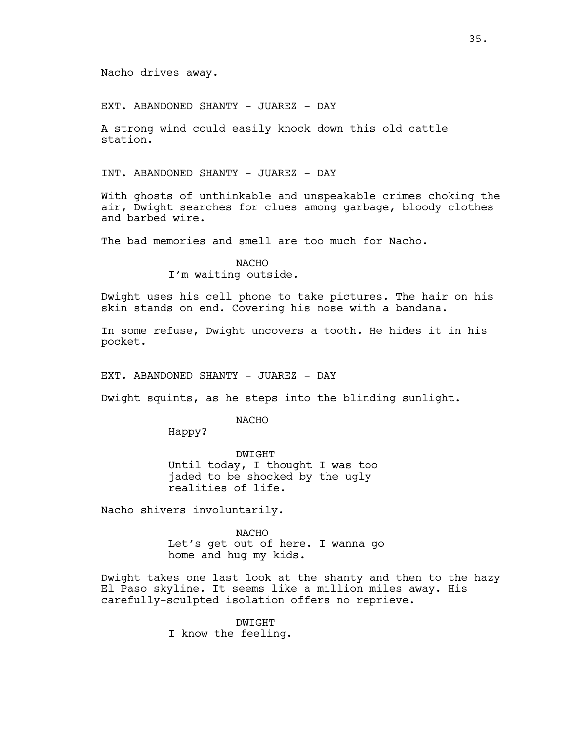Nacho drives away.

EXT. ABANDONED SHANTY - JUAREZ - DAY

A strong wind could easily knock down this old cattle station.

INT. ABANDONED SHANTY - JUAREZ - DAY

With ghosts of unthinkable and unspeakable crimes choking the air, Dwight searches for clues among garbage, bloody clothes and barbed wire.

The bad memories and smell are too much for Nacho.

NACHO
I'm waiting outside.

Dwight uses his cell phone to take pictures. The hair on his skin stands on end. Covering his nose with a bandana.

In some refuse, Dwight uncovers a tooth. He hides it in his pocket.

EXT. ABANDONED SHANTY - JUAREZ - DAY

Dwight squints, as he steps into the blinding sunlight.

NACHO
Happy?

DWIGHT
Until today, I thought I was too jaded to be shocked by the ugly realities of life.

Nacho shivers involuntarily.

NACHO
Let's get out of here. I wanna go home and hug my kids.

Dwight takes one last look at the shanty and then to the hazy El Paso skyline. It seems like a million miles away. His carefully-sculpted isolation offers no reprieve.

DWIGHT
I know the feeling.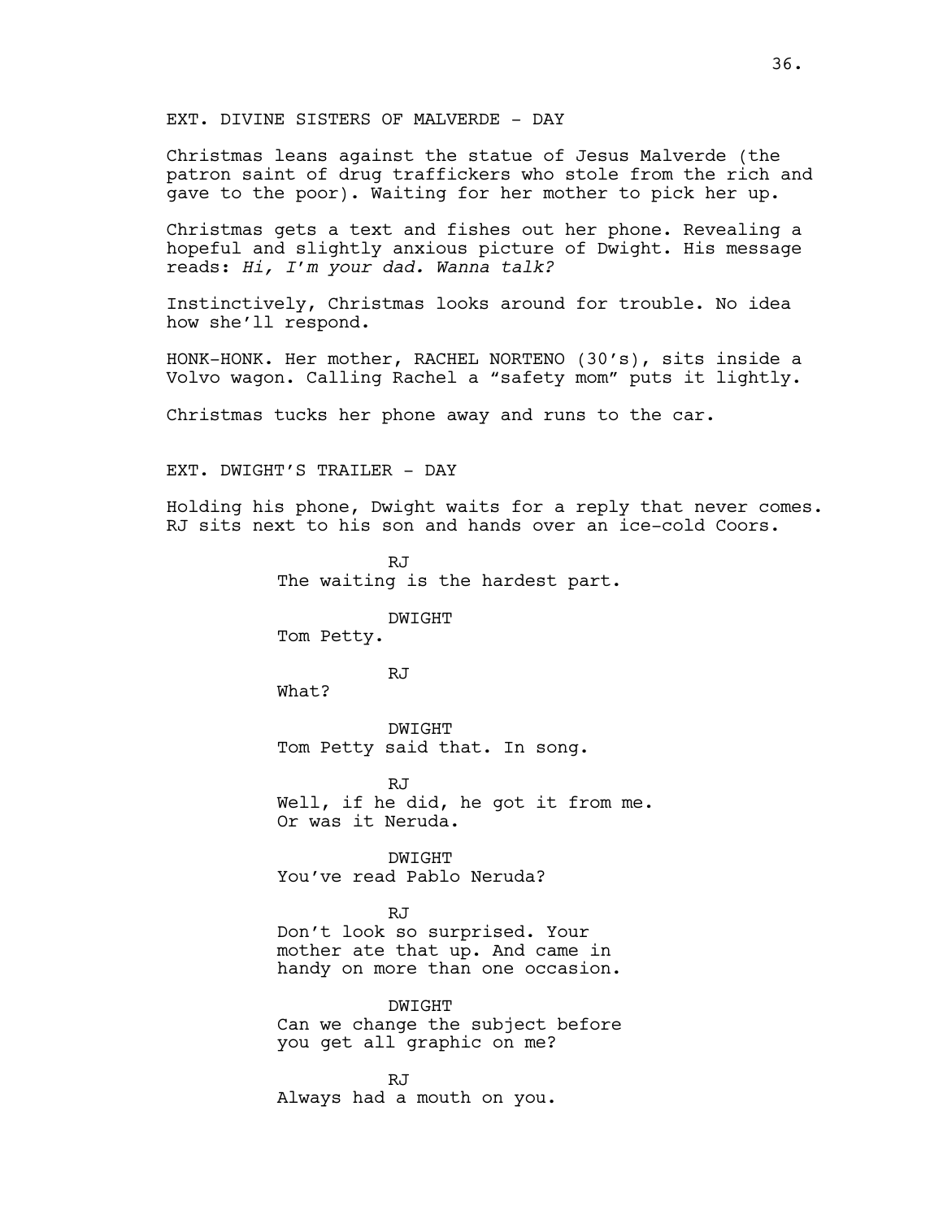EXT. DIVINE SISTERS OF MALVERDE - DAY

Christmas leans against the statue of Jesus Malverde (the patron saint of drug traffickers who stole from the rich and gave to the poor). Waiting for her mother to pick her up.

Christmas gets a text and fishes out her phone. Revealing a hopeful and slightly anxious picture of Dwight. His message reads: *Hi, I'm your dad. Wanna talk?*

Instinctively, Christmas looks around for trouble. No idea how she'll respond.

HONK-HONK. Her mother, RACHEL NORTENO (30's), sits inside a Volvo wagon. Calling Rachel a "safety mom" puts it lightly.

Christmas tucks her phone away and runs to the car.

EXT. DWIGHT'S TRAILER - DAY

Holding his phone, Dwight waits for a reply that never comes. RJ sits next to his son and hands over an ice-cold Coors.

RJ
The waiting is the hardest part.

DWIGHT
Tom Petty.

RJ
What?

DWIGHT
Tom Petty said that. In song.

RJ
Well, if he did, he got it from me. Or was it Neruda.

DWIGHT
You've read Pablo Neruda?

RJ
Don't look so surprised. Your mother ate that up. And came in handy on more than one occasion.

DWIGHT
Can we change the subject before you get all graphic on me?

RJ
Always had a mouth on you.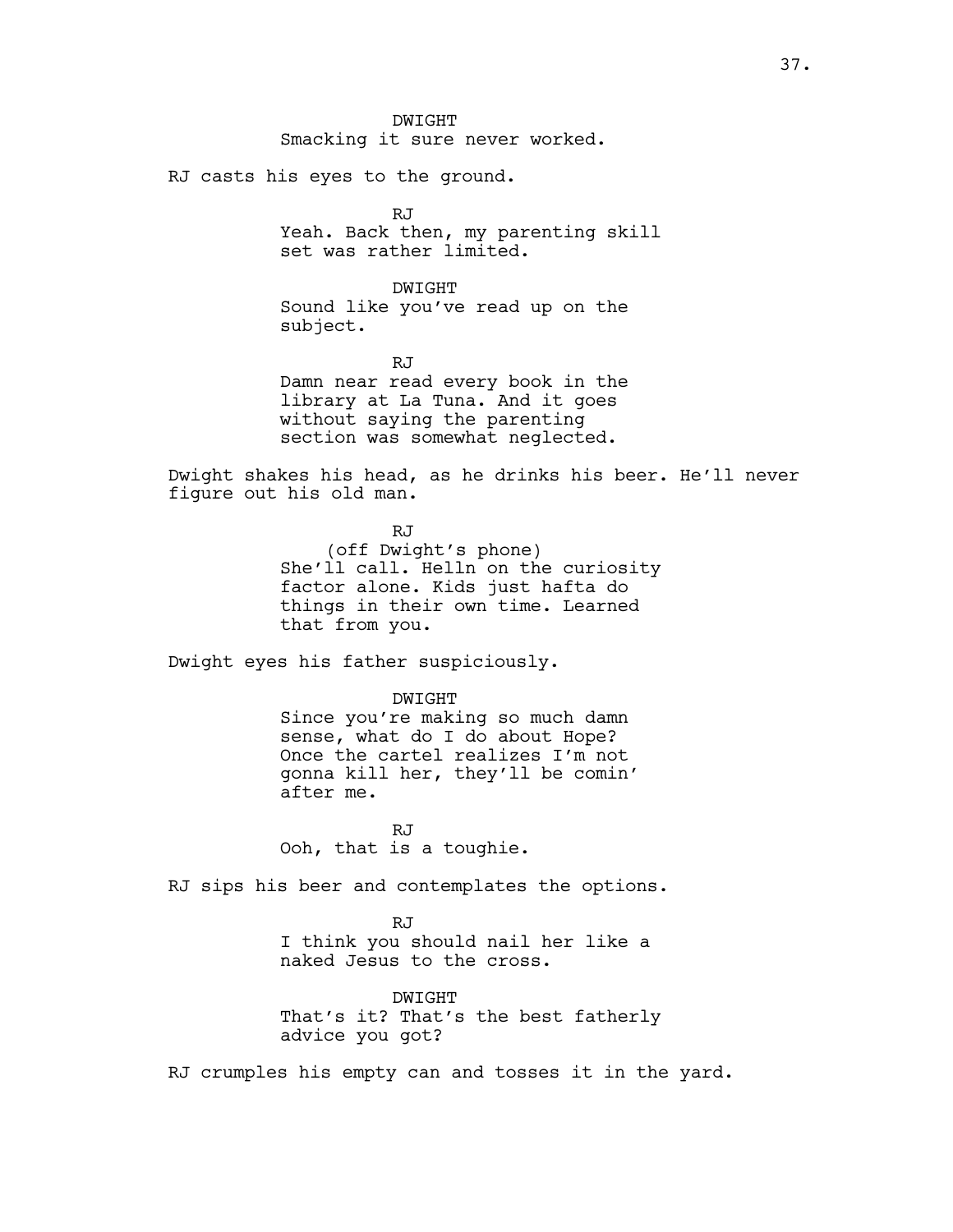DWIGHT
Smacking it sure never worked.

RJ casts his eyes to the ground.

RJ
Yeah. Back then, my parenting skill set was rather limited.

DWIGHT
Sound like you've read up on the subject.

RJ
Damn near read every book in the library at La Tuna. And it goes without saying the parenting section was somewhat neglected.

Dwight shakes his head, as he drinks his beer. He'll never figure out his old man.

RJ
(off Dwight's phone)
She'll call. Helln on the curiosity factor alone. Kids just hafta do things in their own time. Learned that from you.

Dwight eyes his father suspiciously.

DWIGHT
Since you're making so much damn sense, what do I do about Hope? Once the cartel realizes I'm not gonna kill her, they'll be comin' after me.

RJ
Ooh, that is a toughie.

RJ sips his beer and contemplates the options.

RJ
I think you should nail her like a naked Jesus to the cross.

DWIGHT
That's it? That's the best fatherly advice you got?

RJ crumples his empty can and tosses it in the yard.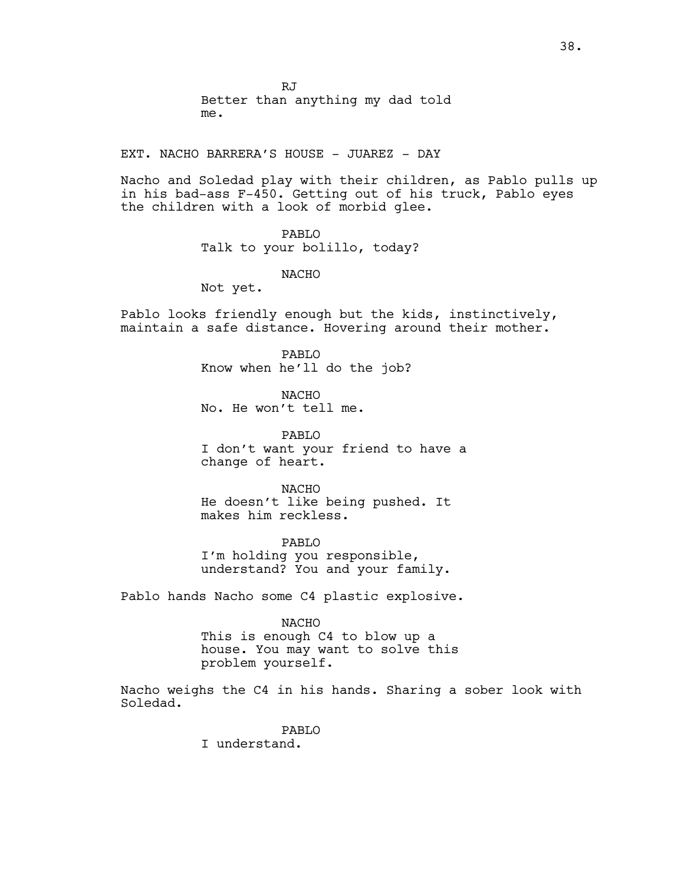RJ
Better than anything my dad told me.

EXT. NACHO BARRERA'S HOUSE - JUAREZ - DAY

Nacho and Soledad play with their children, as Pablo pulls up in his bad-ass F-450. Getting out of his truck, Pablo eyes the children with a look of morbid glee.

PABLO
Talk to your bolillo, today?

NACHO
Not yet.

Pablo looks friendly enough but the kids, instinctively, maintain a safe distance. Hovering around their mother.

PABLO
Know when he'll do the job?

NACHO
No. He won't tell me.

PABLO
I don't want your friend to have a change of heart.

NACHO
He doesn't like being pushed. It makes him reckless.

PABLO
I'm holding you responsible, understand? You and your family.

Pablo hands Nacho some C4 plastic explosive.

NACHO
This is enough C4 to blow up a house. You may want to solve this problem yourself.

Nacho weighs the C4 in his hands. Sharing a sober look with Soledad.

PABLO
I understand.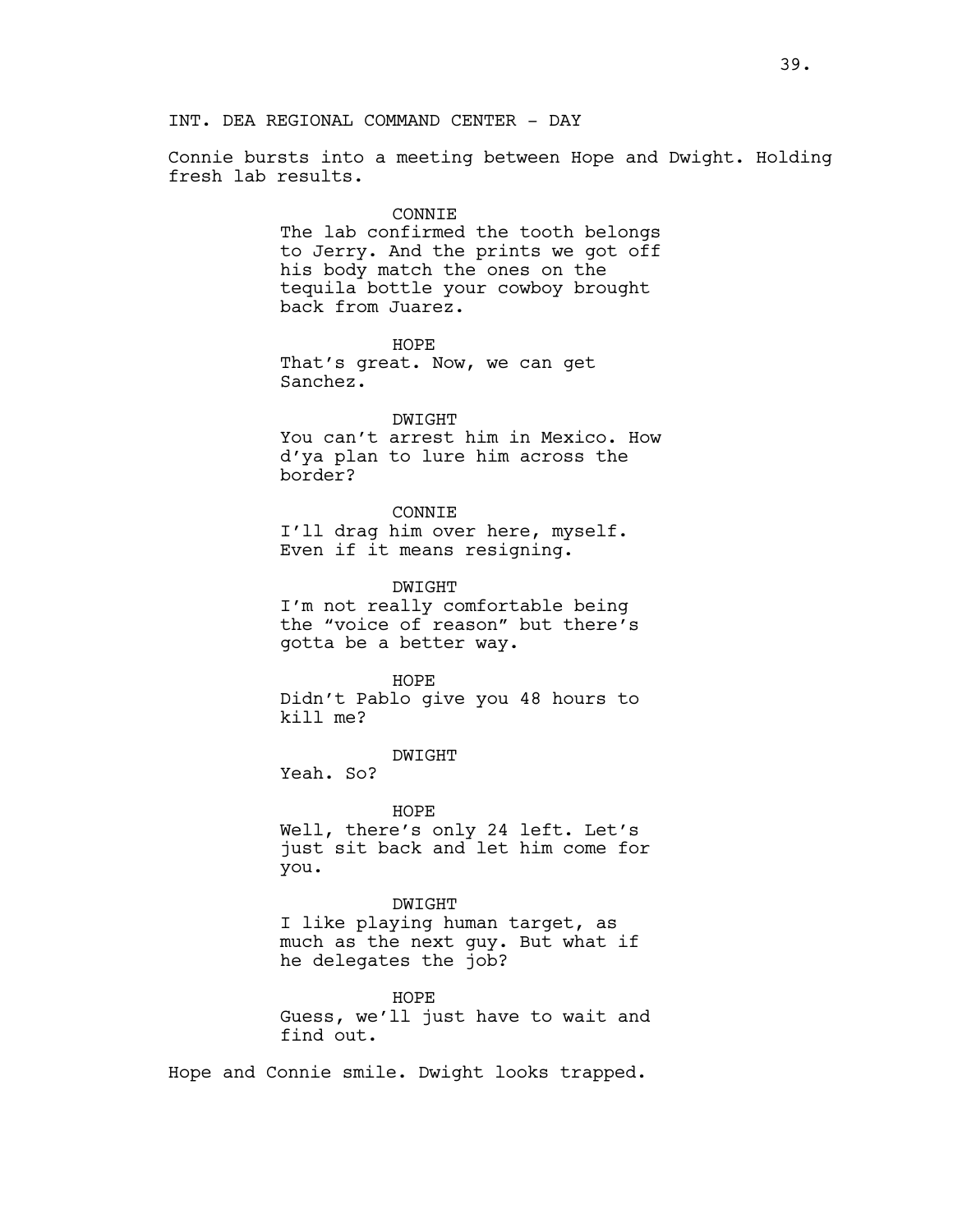INT. DEA REGIONAL COMMAND CENTER - DAY

Connie bursts into a meeting between Hope and Dwight. Holding fresh lab results.

CONNIE
The lab confirmed the tooth belongs to Jerry. And the prints we got off his body match the ones on the tequila bottle your cowboy brought back from Juarez.

HOPE
That's great. Now, we can get Sanchez.

DWIGHT
You can't arrest him in Mexico. How d'ya plan to lure him across the border?

CONNIE
I'll drag him over here, myself. Even if it means resigning.

DWIGHT
I'm not really comfortable being the "voice of reason" but there's gotta be a better way.

HOPE
Didn't Pablo give you 48 hours to kill me?

DWIGHT
Yeah. So?

HOPE
Well, there's only 24 left. Let's just sit back and let him come for you.

DWIGHT
I like playing human target, as much as the next guy. But what if he delegates the job?

HOPE
Guess, we'll just have to wait and find out.

Hope and Connie smile. Dwight looks trapped.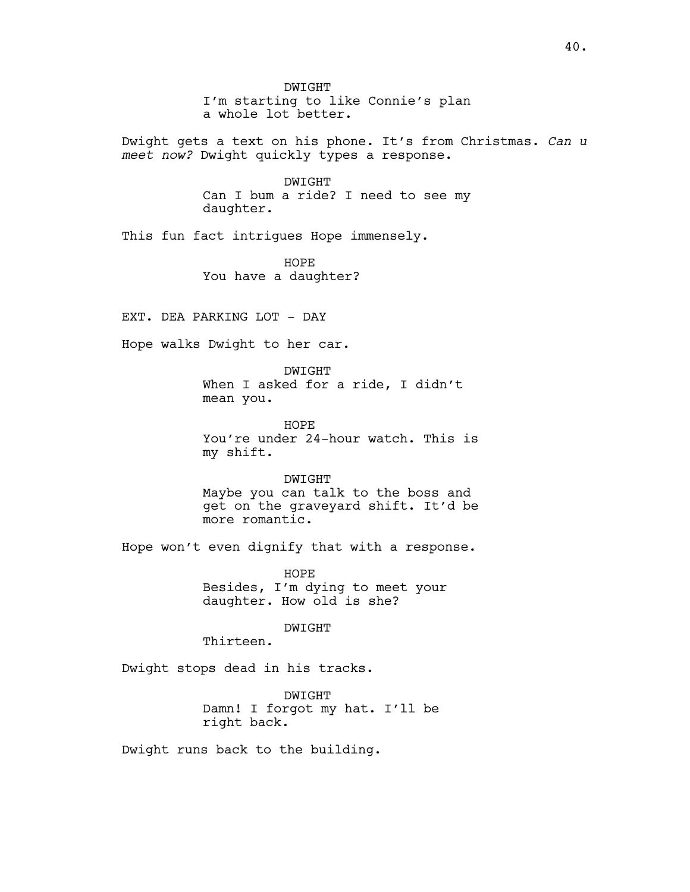DWIGHT
I'm starting to like Connie's plan a whole lot better.

Dwight gets a text on his phone. It's from Christmas. *Can u meet now?* Dwight quickly types a response.

DWIGHT
Can I bum a ride? I need to see my daughter.

This fun fact intrigues Hope immensely.

HOPE
You have a daughter?

EXT. DEA PARKING LOT - DAY

Hope walks Dwight to her car.

DWIGHT
When I asked for a ride, I didn't mean you.

HOPE
You're under 24-hour watch. This is my shift.

DWIGHT
Maybe you can talk to the boss and get on the graveyard shift. It'd be more romantic.

Hope won't even dignify that with a response.

HOPE
Besides, I'm dying to meet your daughter. How old is she?

DWIGHT
Thirteen.

Dwight stops dead in his tracks.

DWIGHT
Damn! I forgot my hat. I'll be right back.

Dwight runs back to the building.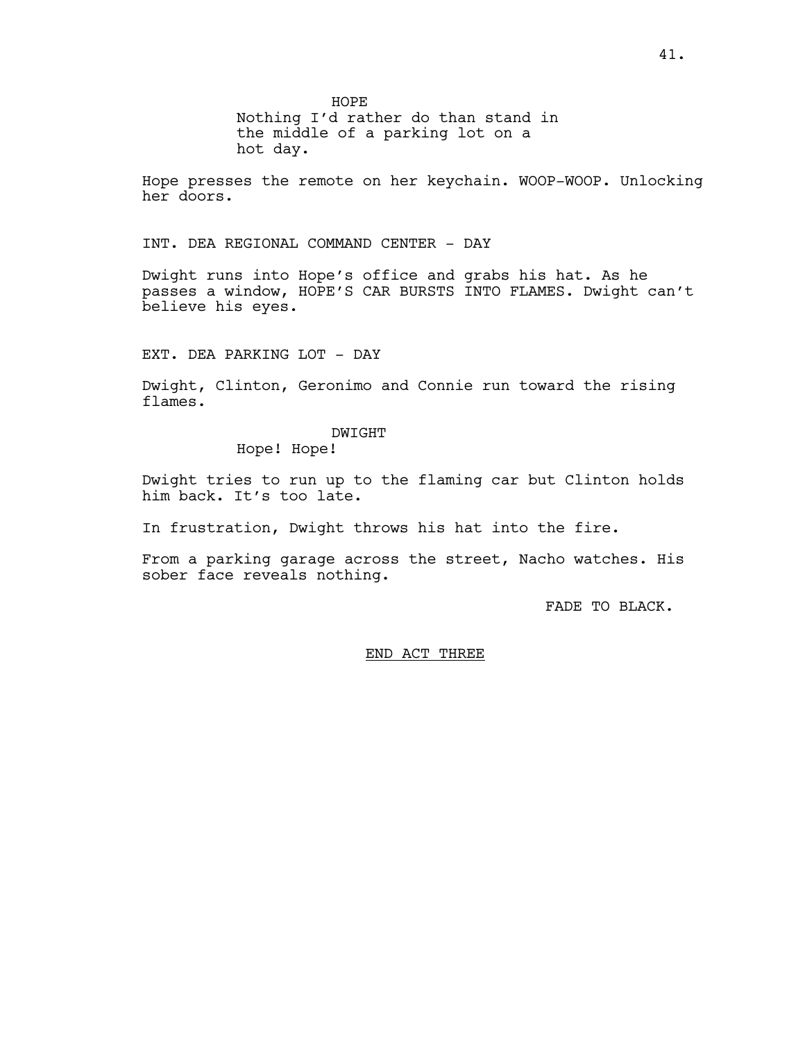HOPE
Nothing I'd rather do than stand in the middle of a parking lot on a hot day.

Hope presses the remote on her keychain. WOOP-WOOP. Unlocking her doors.

INT. DEA REGIONAL COMMAND CENTER - DAY

Dwight runs into Hope's office and grabs his hat. As he passes a window, HOPE'S CAR BURSTS INTO FLAMES. Dwight can't believe his eyes.

EXT. DEA PARKING LOT - DAY

Dwight, Clinton, Geronimo and Connie run toward the rising flames.

DWIGHT
Hope! Hope!

Dwight tries to run up to the flaming car but Clinton holds him back. It's too late.

In frustration, Dwight throws his hat into the fire.

From a parking garage across the street, Nacho watches. His sober face reveals nothing.

FADE TO BLACK.

END ACT THREE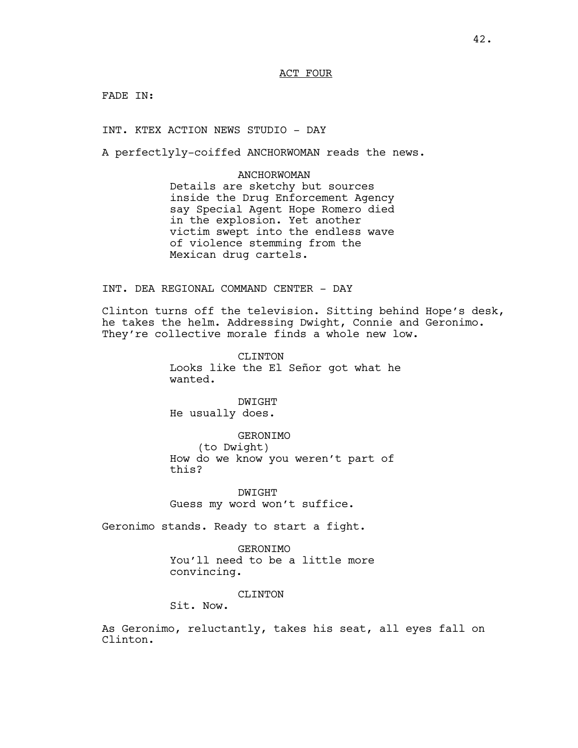ACT FOUR

FADE IN:

INT. KTEX ACTION NEWS STUDIO - DAY

A perfectlyly-coiffed ANCHORWOMAN reads the news.

ANCHORWOMAN
Details are sketchy but sources inside the Drug Enforcement Agency say Special Agent Hope Romero died in the explosion. Yet another victim swept into the endless wave of violence stemming from the Mexican drug cartels.

INT. DEA REGIONAL COMMAND CENTER - DAY

Clinton turns off the television. Sitting behind Hope's desk, he takes the helm. Addressing Dwight, Connie and Geronimo. They're collective morale finds a whole new low.

CLINTON
Looks like the El Señor got what he wanted.

DWIGHT
He usually does.

GERONIMO
(to Dwight)
How do we know you weren't part of this?

DWIGHT
Guess my word won't suffice.

Geronimo stands. Ready to start a fight.

GERONIMO
You'll need to be a little more convincing.

CLINTON
Sit. Now.

As Geronimo, reluctantly, takes his seat, all eyes fall on Clinton.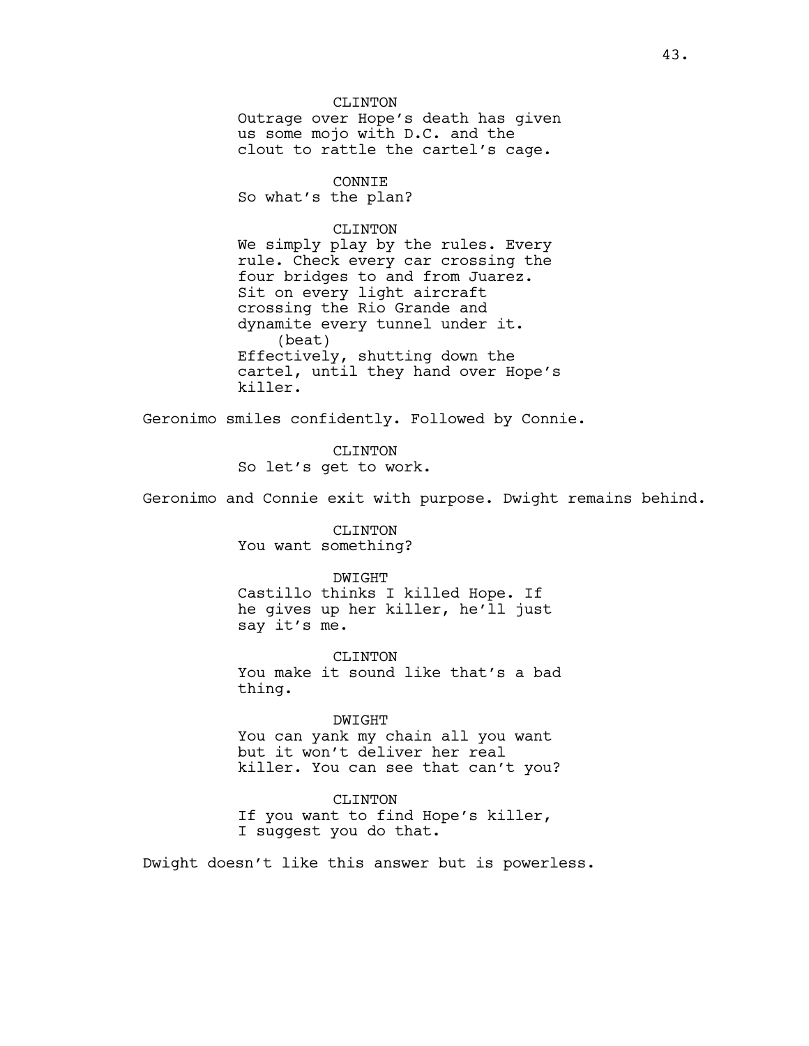CLINTON

Outrage over Hope's death has given us some mojo with D.C. and the clout to rattle the cartel's cage.

CONNIE

So what's the plan?

CLINTON

We simply play by the rules. Every rule. Check every car crossing the four bridges to and from Juarez. Sit on every light aircraft crossing the Rio Grande and dynamite every tunnel under it.

(beat)

Effectively, shutting down the cartel, until they hand over Hope's killer.

Geronimo smiles confidently. Followed by Connie.

CLINTON

So let's get to work.

Geronimo and Connie exit with purpose. Dwight remains behind.

CLINTON

You want something?

DWIGHT

Castillo thinks I killed Hope. If he gives up her killer, he'll just say it's me.

CLINTON

You make it sound like that's a bad thing.

DWIGHT

You can yank my chain all you want but it won't deliver her real killer. You can see that can't you?

CLINTON

If you want to find Hope's killer, I suggest you do that.

Dwight doesn't like this answer but is powerless.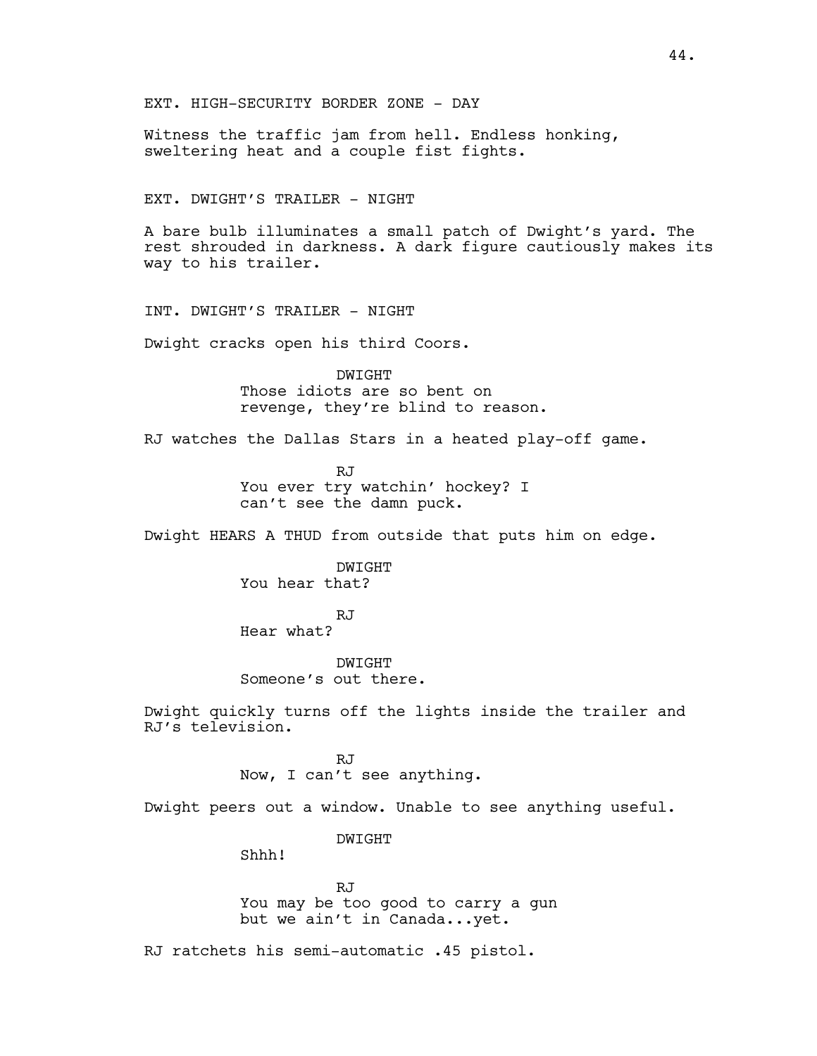EXT. HIGH-SECURITY BORDER ZONE - DAY

Witness the traffic jam from hell. Endless honking, sweltering heat and a couple fist fights.

EXT. DWIGHT'S TRAILER - NIGHT

A bare bulb illuminates a small patch of Dwight's yard. The rest shrouded in darkness. A dark figure cautiously makes its way to his trailer.

INT. DWIGHT'S TRAILER - NIGHT

Dwight cracks open his third Coors.

DWIGHT
Those idiots are so bent on revenge, they're blind to reason.

RJ watches the Dallas Stars in a heated play-off game.

RJ
You ever try watchin' hockey? I can't see the damn puck.

Dwight HEARS A THUD from outside that puts him on edge.

DWIGHT
You hear that?

RJ
Hear what?

DWIGHT
Someone's out there.

Dwight quickly turns off the lights inside the trailer and RJ's television.

RJ
Now, I can't see anything.

Dwight peers out a window. Unable to see anything useful.

DWIGHT
Shhh!

RJ
You may be too good to carry a gun but we ain't in Canada...yet.

RJ ratchets his semi-automatic .45 pistol.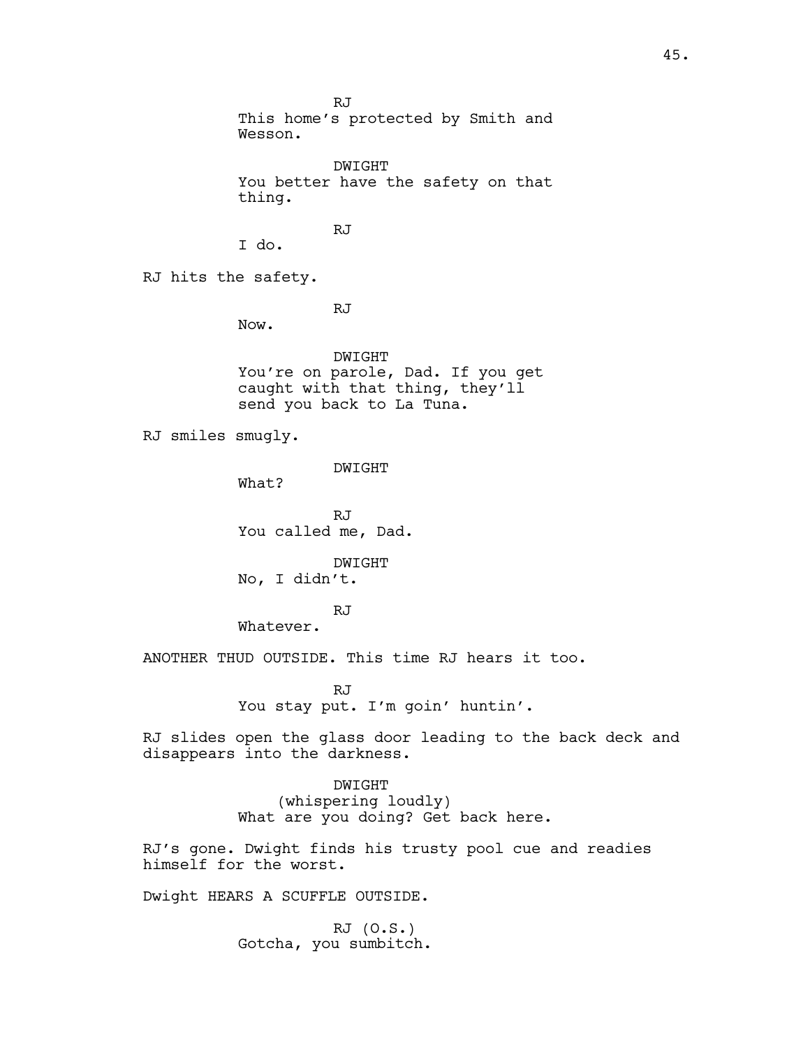RJ
This home's protected by Smith and Wesson.

DWIGHT
You better have the safety on that thing.

RJ
I do.

RJ hits the safety.

RJ
Now.

DWIGHT
You're on parole, Dad. If you get caught with that thing, they'll send you back to La Tuna.

RJ smiles smugly.

DWIGHT
What?

RJ
You called me, Dad.

DWIGHT
No, I didn't.

RJ
Whatever.

ANOTHER THUD OUTSIDE. This time RJ hears it too.

RJ
You stay put. I'm goin' huntin'.

RJ slides open the glass door leading to the back deck and disappears into the darkness.

DWIGHT
(whispering loudly)
What are you doing? Get back here.

RJ's gone. Dwight finds his trusty pool cue and readies himself for the worst.

Dwight HEARS A SCUFFLE OUTSIDE.

RJ (O.S.)
Gotcha, you sumbitch.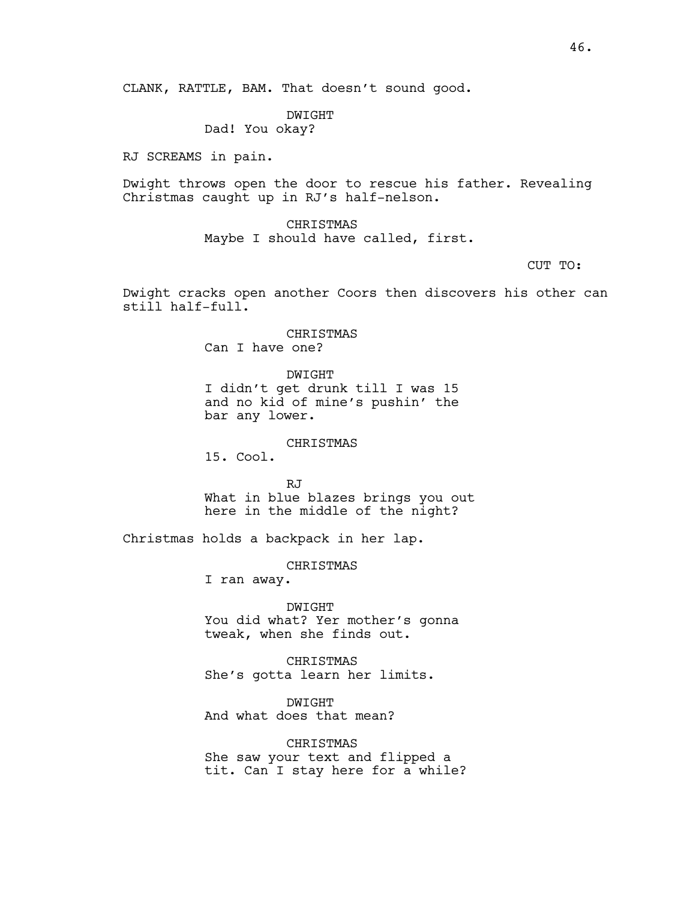CLANK, RATTLE, BAM. That doesn't sound good.

DWIGHT
Dad! You okay?

RJ SCREAMS in pain.

Dwight throws open the door to rescue his father. Revealing Christmas caught up in RJ's half-nelson.

CHRISTMAS
Maybe I should have called, first.

CUT TO:

Dwight cracks open another Coors then discovers his other can still half-full.

CHRISTMAS
Can I have one?

DWIGHT
I didn't get drunk till I was 15 and no kid of mine's pushin' the bar any lower.

CHRISTMAS
15. Cool.

RJ
What in blue blazes brings you out here in the middle of the night?

Christmas holds a backpack in her lap.

CHRISTMAS
I ran away.

DWIGHT
You did what? Yer mother's gonna tweak, when she finds out.

CHRISTMAS
She's gotta learn her limits.

DWIGHT
And what does that mean?

CHRISTMAS
She saw your text and flipped a tit. Can I stay here for a while?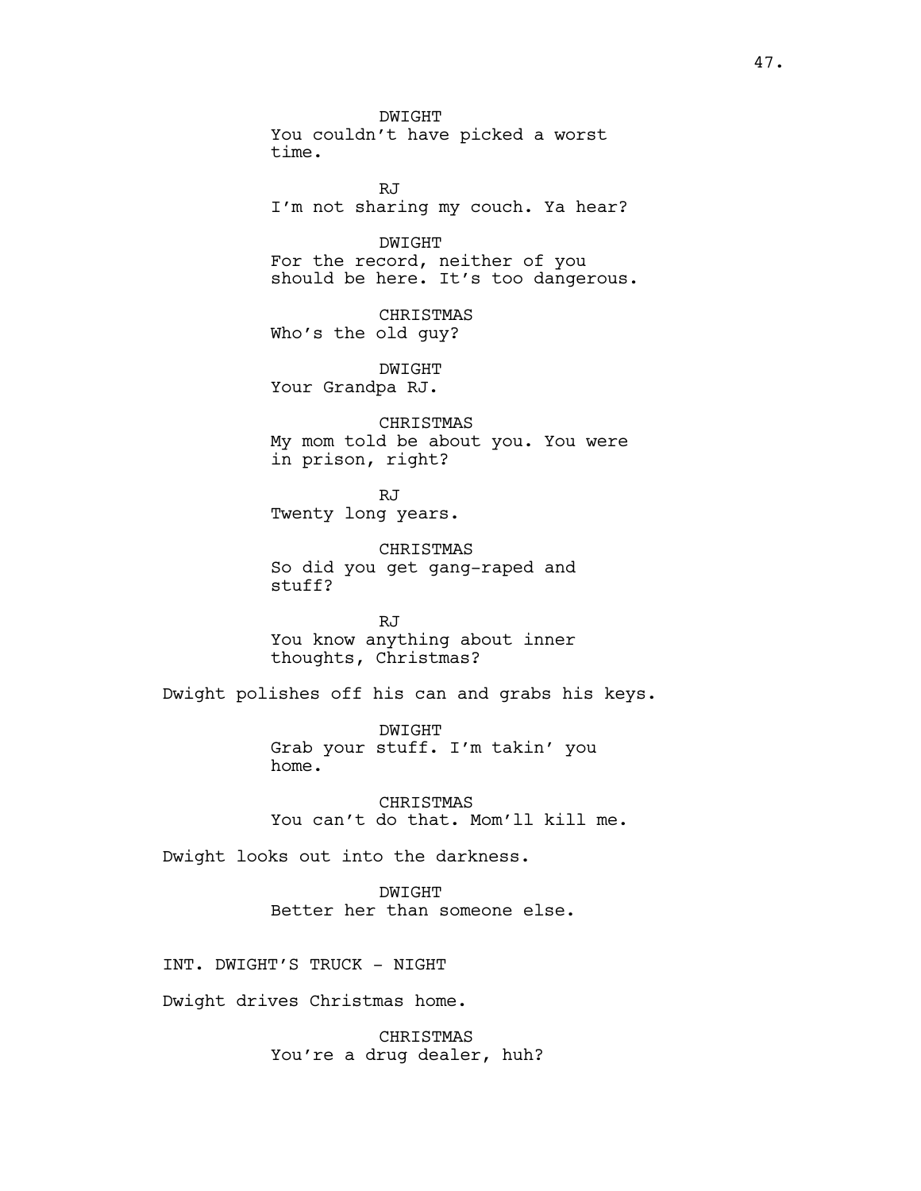DWIGHT
You couldn't have picked a worst time.

RJ
I'm not sharing my couch. Ya hear?

DWIGHT
For the record, neither of you should be here. It's too dangerous.

CHRISTMAS
Who's the old guy?

DWIGHT
Your Grandpa RJ.

CHRISTMAS
My mom told be about you. You were in prison, right?

RJ
Twenty long years.

CHRISTMAS
So did you get gang-raped and stuff?

RJ
You know anything about inner thoughts, Christmas?

Dwight polishes off his can and grabs his keys.

DWIGHT
Grab your stuff. I'm takin' you home.

CHRISTMAS
You can't do that. Mom'll kill me.

Dwight looks out into the darkness.

DWIGHT
Better her than someone else.

INT. DWIGHT'S TRUCK - NIGHT

Dwight drives Christmas home.

CHRISTMAS
You're a drug dealer, huh?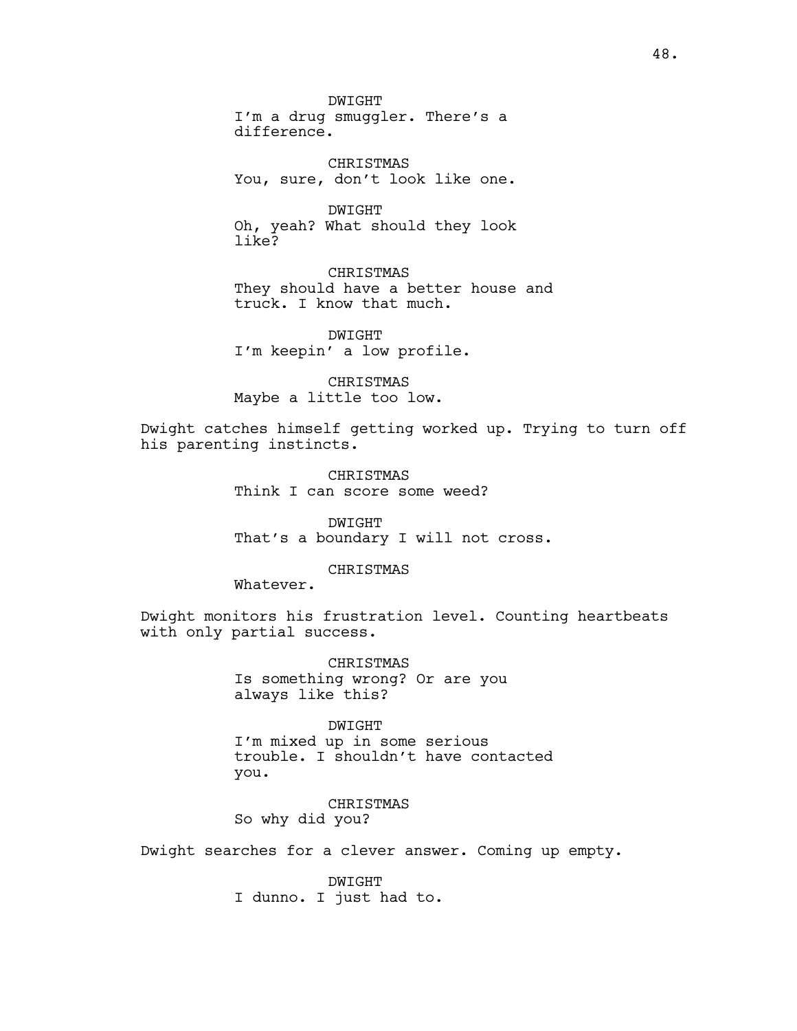DWIGHT
I'm a drug smuggler. There's a difference.

CHRISTMAS
You, sure, don't look like one.

DWIGHT
Oh, yeah? What should they look like?

CHRISTMAS
They should have a better house and truck. I know that much.

DWIGHT
I'm keepin' a low profile.

CHRISTMAS
Maybe a little too low.

Dwight catches himself getting worked up. Trying to turn off his parenting instincts.

CHRISTMAS
Think I can score some weed?

DWIGHT
That's a boundary I will not cross.

CHRISTMAS
Whatever.

Dwight monitors his frustration level. Counting heartbeats with only partial success.

CHRISTMAS
Is something wrong? Or are you always like this?

DWIGHT
I'm mixed up in some serious trouble. I shouldn't have contacted you.

CHRISTMAS
So why did you?

Dwight searches for a clever answer. Coming up empty.

DWIGHT
I dunno. I just had to.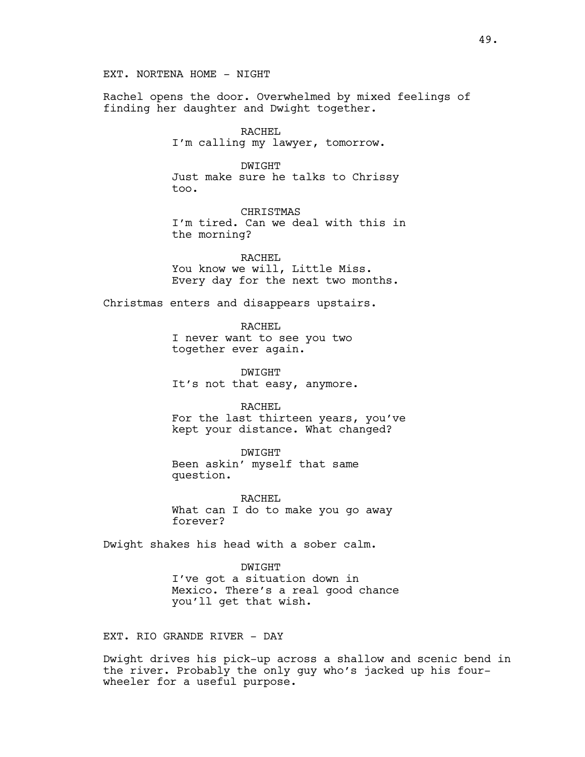EXT. NORTENA HOME - NIGHT

Rachel opens the door. Overwhelmed by mixed feelings of finding her daughter and Dwight together.

RACHEL
I'm calling my lawyer, tomorrow.

DWIGHT
Just make sure he talks to Chrissy too.

CHRISTMAS
I'm tired. Can we deal with this in the morning?

RACHEL
You know we will, Little Miss. Every day for the next two months.

Christmas enters and disappears upstairs.

RACHEL
I never want to see you two together ever again.

DWIGHT
It's not that easy, anymore.

RACHEL
For the last thirteen years, you've kept your distance. What changed?

DWIGHT
Been askin' myself that same question.

RACHEL
What can I do to make you go away forever?

Dwight shakes his head with a sober calm.

DWIGHT
I've got a situation down in Mexico. There's a real good chance you'll get that wish.

EXT. RIO GRANDE RIVER - DAY

Dwight drives his pick-up across a shallow and scenic bend in the river. Probably the only guy who's jacked up his four-wheeler for a useful purpose.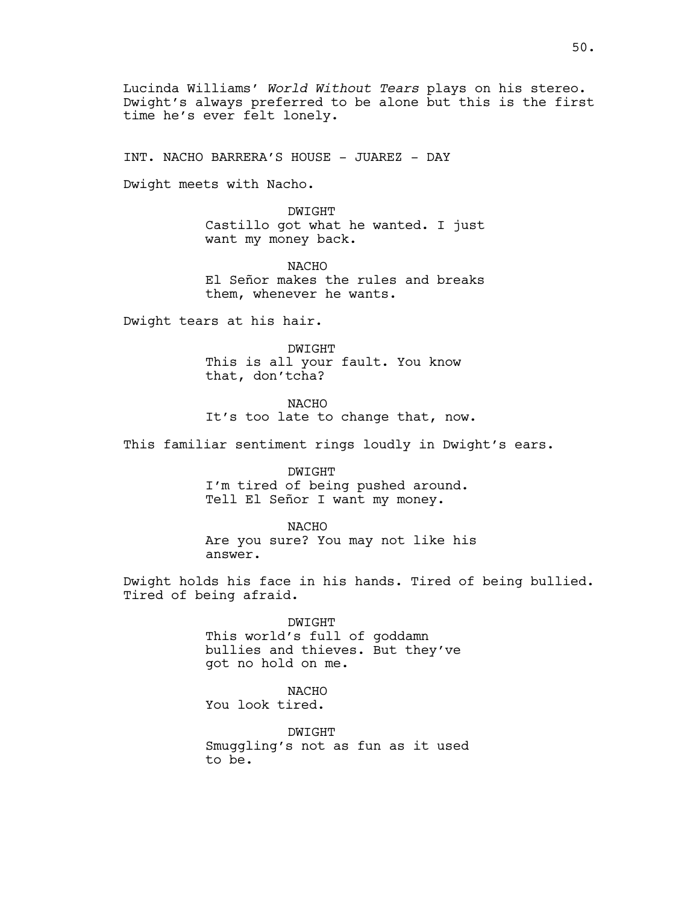Lucinda Williams' *World Without Tears* plays on his stereo. Dwight's always preferred to be alone but this is the first time he's ever felt lonely.

INT. NACHO BARRERA'S HOUSE - JUAREZ - DAY

Dwight meets with Nacho.

DWIGHT
Castillo got what he wanted. I just want my money back.

NACHO
El Señor makes the rules and breaks them, whenever he wants.

Dwight tears at his hair.

DWIGHT
This is all your fault. You know that, don'tcha?

NACHO
It's too late to change that, now.

This familiar sentiment rings loudly in Dwight's ears.

DWIGHT
I'm tired of being pushed around. Tell El Señor I want my money.

NACHO
Are you sure? You may not like his answer.

Dwight holds his face in his hands. Tired of being bullied. Tired of being afraid.

DWIGHT
This world's full of goddamn bullies and thieves. But they've got no hold on me.

NACHO
You look tired.

DWIGHT
Smuggling's not as fun as it used to be.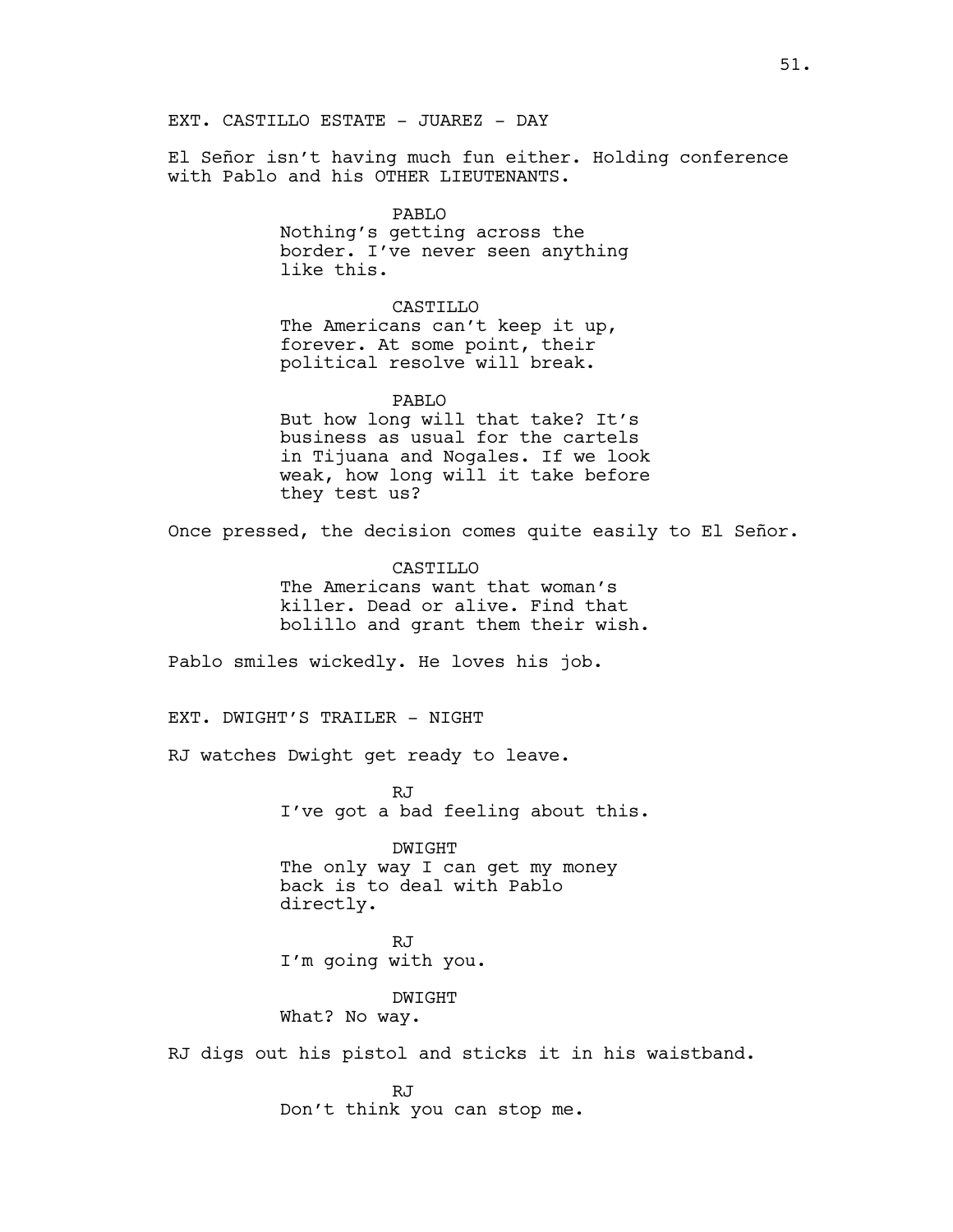EXT. CASTILLO ESTATE - JUAREZ - DAY

El Señor isn't having much fun either. Holding conference with Pablo and his OTHER LIEUTENANTS.

PABLO
Nothing's getting across the border. I've never seen anything like this.

CASTILLO
The Americans can't keep it up, forever. At some point, their political resolve will break.

PABLO
But how long will that take? It's business as usual for the cartels in Tijuana and Nogales. If we look weak, how long will it take before they test us?

Once pressed, the decision comes quite easily to El Señor.

CASTILLO
The Americans want that woman's killer. Dead or alive. Find that bolillo and grant them their wish.

Pablo smiles wickedly. He loves his job.

EXT. DWIGHT'S TRAILER - NIGHT

RJ watches Dwight get ready to leave.

RJ
I've got a bad feeling about this.

DWIGHT
The only way I can get my money back is to deal with Pablo directly.

RJ
I'm going with you.

DWIGHT
What? No way.

RJ digs out his pistol and sticks it in his waistband.

RJ
Don't think you can stop me.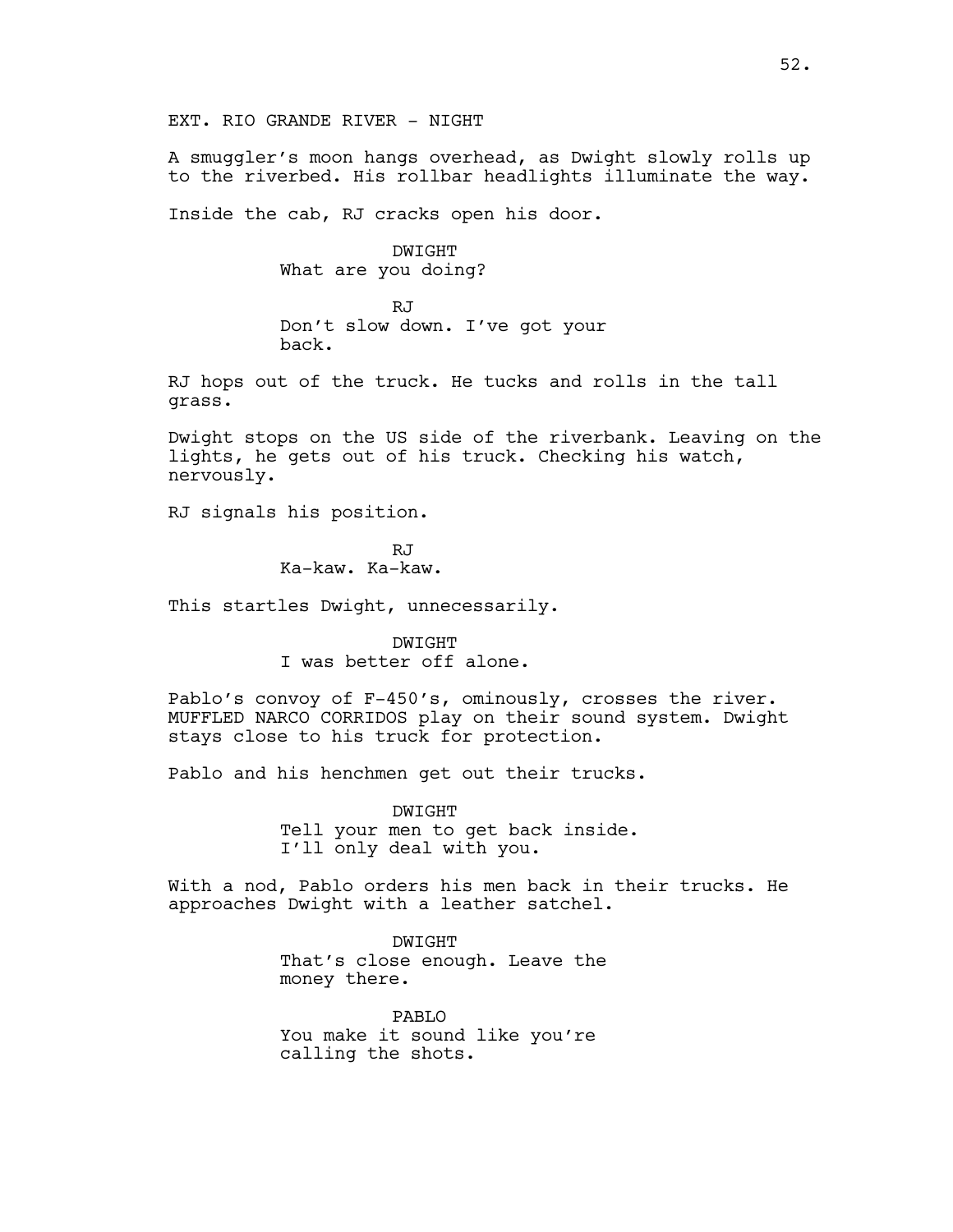EXT. RIO GRANDE RIVER - NIGHT

A smuggler's moon hangs overhead, as Dwight slowly rolls up to the riverbed. His rollbar headlights illuminate the way.

Inside the cab, RJ cracks open his door.

DWIGHT
What are you doing?

RJ
Don't slow down. I've got your back.

RJ hops out of the truck. He tucks and rolls in the tall grass.

Dwight stops on the US side of the riverbank. Leaving on the lights, he gets out of his truck. Checking his watch, nervously.

RJ signals his position.

RJ
Ka-kaw. Ka-kaw.

This startles Dwight, unnecessarily.

DWIGHT
I was better off alone.

Pablo's convoy of F-450's, ominously, crosses the river. MUFFLED NARCO CORRIDOS play on their sound system. Dwight stays close to his truck for protection.

Pablo and his henchmen get out their trucks.

DWIGHT
Tell your men to get back inside. I'll only deal with you.

With a nod, Pablo orders his men back in their trucks. He approaches Dwight with a leather satchel.

DWIGHT
That's close enough. Leave the money there.

PABLO
You make it sound like you're calling the shots.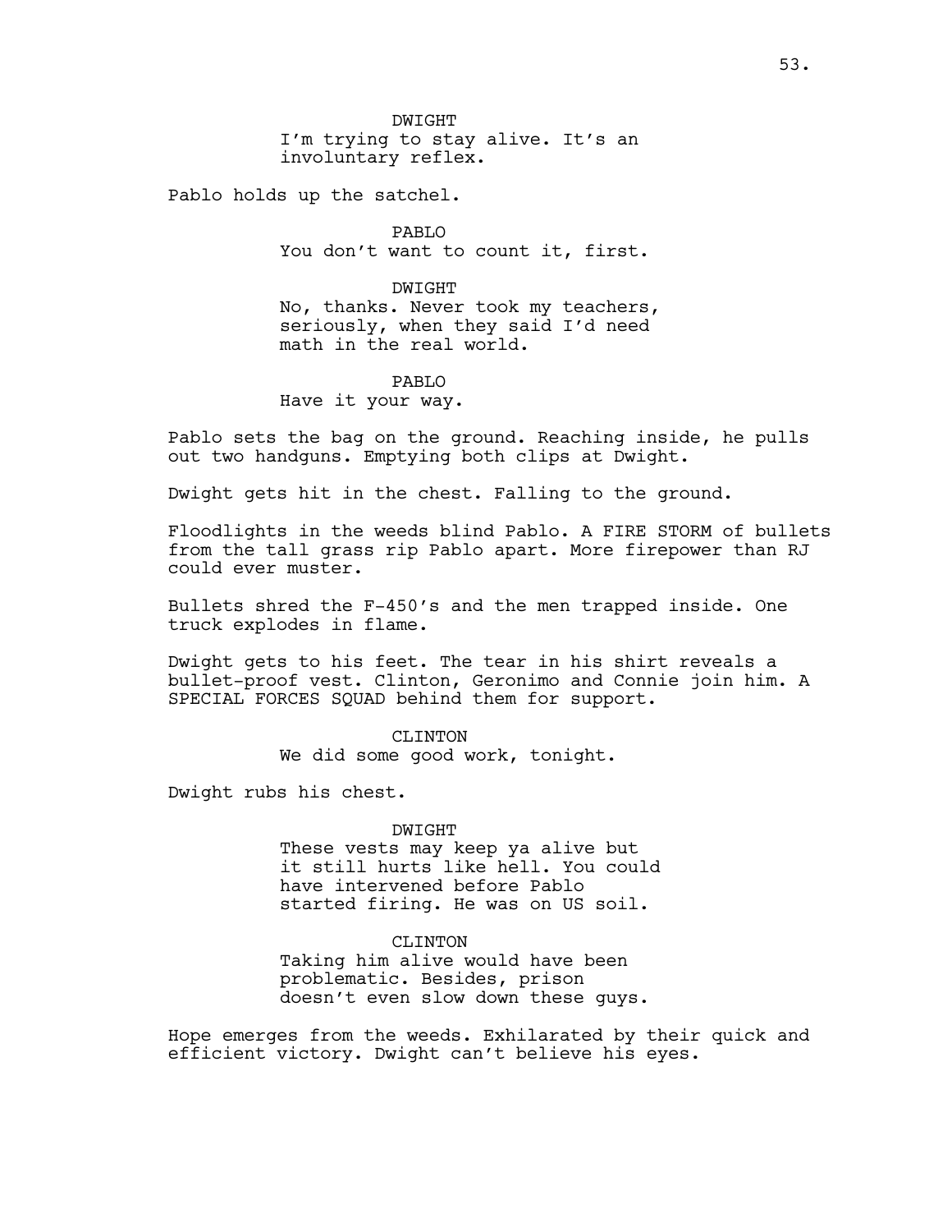DWIGHT
I'm trying to stay alive. It's an involuntary reflex.

Pablo holds up the satchel.

PABLO
You don't want to count it, first.

DWIGHT
No, thanks. Never took my teachers, seriously, when they said I'd need math in the real world.

PABLO
Have it your way.

Pablo sets the bag on the ground. Reaching inside, he pulls out two handguns. Emptying both clips at Dwight.

Dwight gets hit in the chest. Falling to the ground.

Floodlights in the weeds blind Pablo. A FIRE STORM of bullets from the tall grass rip Pablo apart. More firepower than RJ could ever muster.

Bullets shred the F-450's and the men trapped inside. One truck explodes in flame.

Dwight gets to his feet. The tear in his shirt reveals a bullet-proof vest. Clinton, Geronimo and Connie join him. A SPECIAL FORCES SQUAD behind them for support.

CLINTON
We did some good work, tonight.

Dwight rubs his chest.

DWIGHT
These vests may keep ya alive but it still hurts like hell. You could have intervened before Pablo started firing. He was on US soil.

CLINTON
Taking him alive would have been problematic. Besides, prison doesn't even slow down these guys.

Hope emerges from the weeds. Exhilarated by their quick and efficient victory. Dwight can't believe his eyes.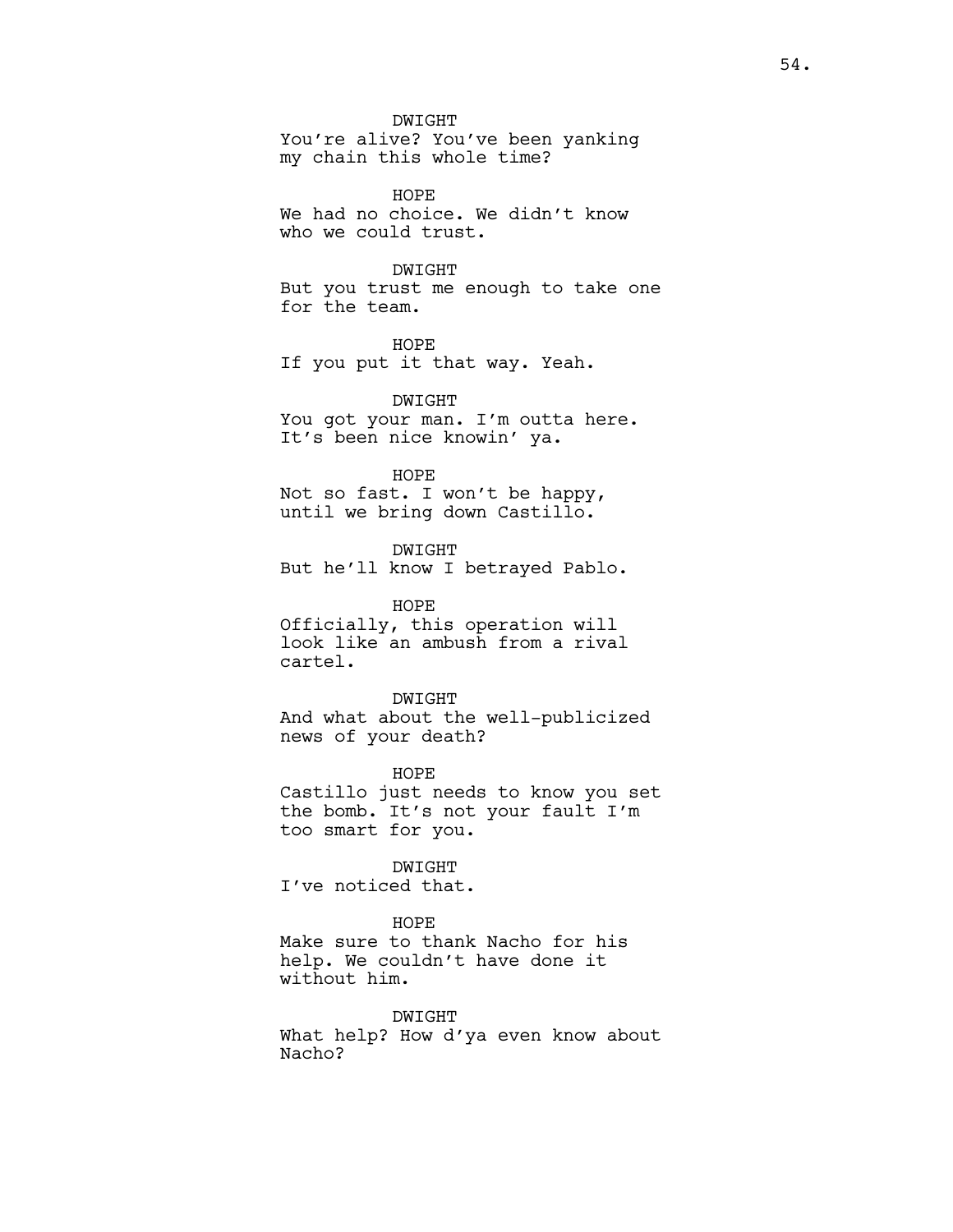DWIGHT
You're alive? You've been yanking my chain this whole time?

HOPE
We had no choice. We didn't know who we could trust.

DWIGHT
But you trust me enough to take one for the team.

HOPE
If you put it that way. Yeah.

DWIGHT
You got your man. I'm outta here. It's been nice knowin' ya.

HOPE
Not so fast. I won't be happy, until we bring down Castillo.

DWIGHT
But he'll know I betrayed Pablo.

HOPE
Officially, this operation will look like an ambush from a rival cartel.

DWIGHT
And what about the well-publicized news of your death?

HOPE
Castillo just needs to know you set the bomb. It's not your fault I'm too smart for you.

DWIGHT
I've noticed that.

HOPE
Make sure to thank Nacho for his help. We couldn't have done it without him.

DWIGHT
What help? How d'ya even know about Nacho?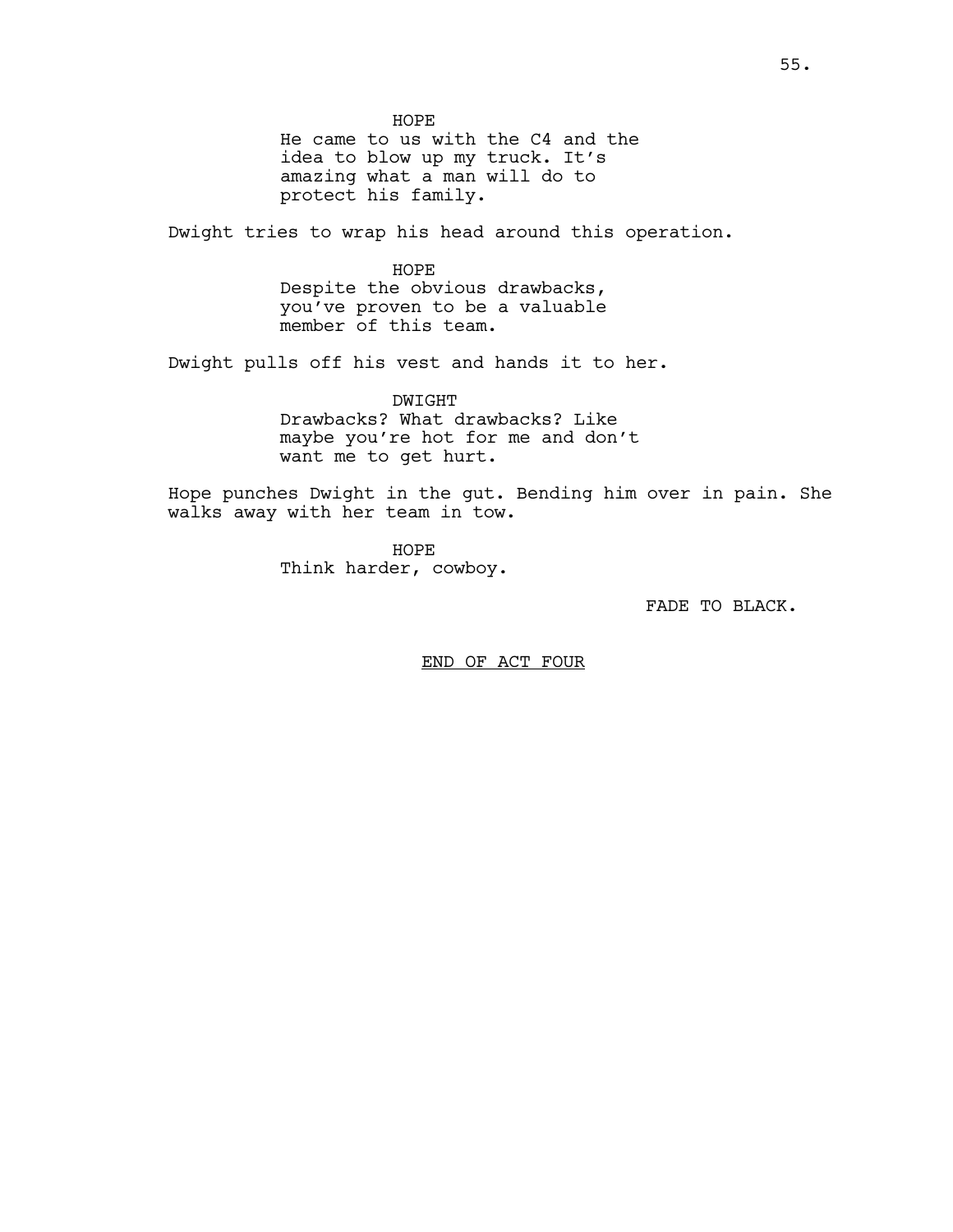HOPE

He came to us with the C4 and the idea to blow up my truck. It's amazing what a man will do to protect his family.

Dwight tries to wrap his head around this operation.

HOPE

Despite the obvious drawbacks, you've proven to be a valuable member of this team.

Dwight pulls off his vest and hands it to her.

DWIGHT

Drawbacks? What drawbacks? Like maybe you're hot for me and don't want me to get hurt.

Hope punches Dwight in the gut. Bending him over in pain. She walks away with her team in tow.

HOPE

Think harder, cowboy.

FADE TO BLACK.

END OF ACT FOUR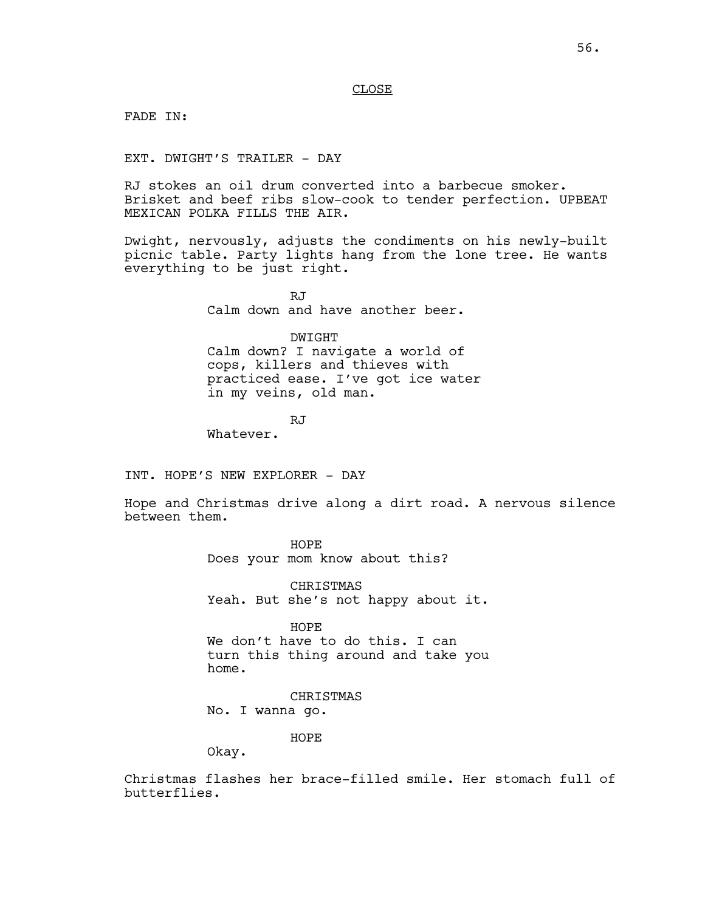CLOSE

FADE IN:

EXT. DWIGHT'S TRAILER - DAY

RJ stokes an oil drum converted into a barbecue smoker. Brisket and beef ribs slow-cook to tender perfection. UPBEAT MEXICAN POLKA FILLS THE AIR.

Dwight, nervously, adjusts the condiments on his newly-built picnic table. Party lights hang from the lone tree. He wants everything to be just right.

RJ
Calm down and have another beer.

DWIGHT
Calm down? I navigate a world of cops, killers and thieves with practiced ease. I've got ice water in my veins, old man.

RJ
Whatever.

INT. HOPE'S NEW EXPLORER - DAY

Hope and Christmas drive along a dirt road. A nervous silence between them.

HOPE
Does your mom know about this?

CHRISTMAS
Yeah. But she's not happy about it.

HOPE
We don't have to do this. I can turn this thing around and take you home.

CHRISTMAS
No. I wanna go.

HOPE
Okay.

Christmas flashes her brace-filled smile. Her stomach full of butterflies.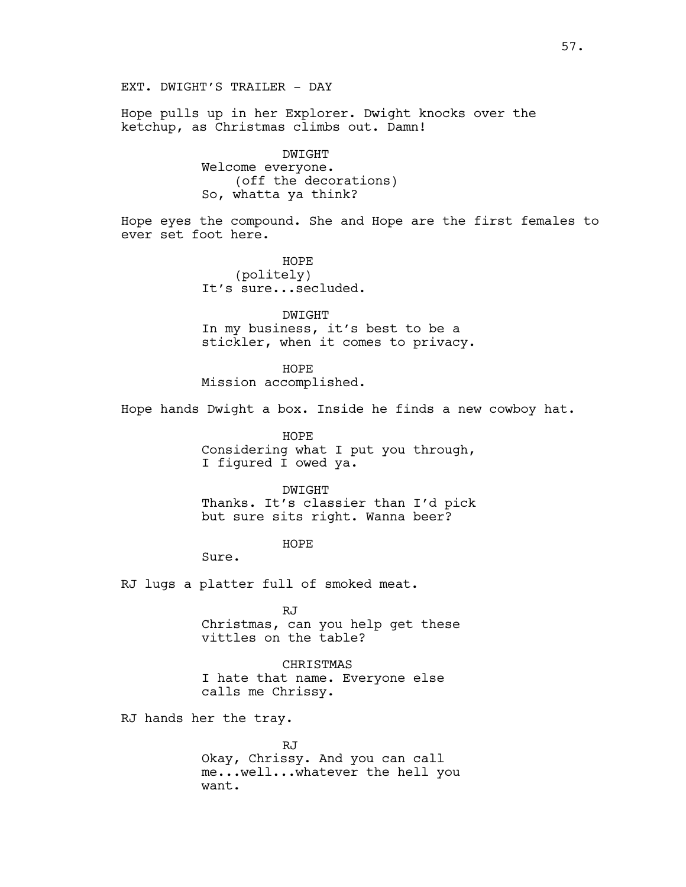EXT. DWIGHT'S TRAILER - DAY

Hope pulls up in her Explorer. Dwight knocks over the ketchup, as Christmas climbs out. Damn!

DWIGHT
Welcome everyone.
(off the decorations)
So, whatta ya think?

Hope eyes the compound. She and Hope are the first females to ever set foot here.

HOPE
(politely)
It's sure...secluded.

DWIGHT
In my business, it's best to be a stickler, when it comes to privacy.

HOPE
Mission accomplished.

Hope hands Dwight a box. Inside he finds a new cowboy hat.

HOPE
Considering what I put you through, I figured I owed ya.

DWIGHT
Thanks. It's classier than I'd pick but sure sits right. Wanna beer?

HOPE
Sure.

RJ lugs a platter full of smoked meat.

RJ
Christmas, can you help get these vittles on the table?

CHRISTMAS
I hate that name. Everyone else calls me Chrissy.

RJ hands her the tray.

RJ
Okay, Chrissy. And you can call me...well...whatever the hell you want.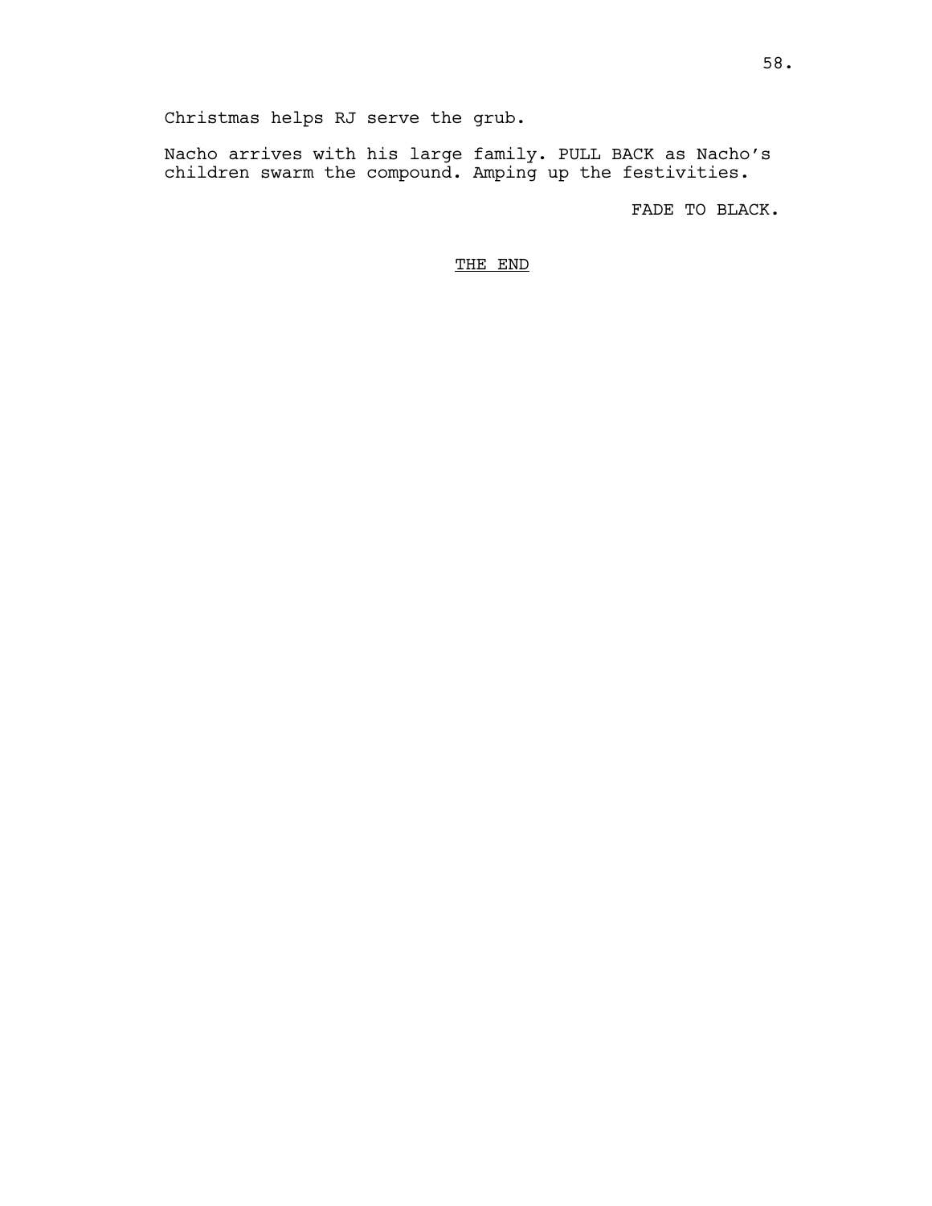Christmas helps RJ serve the grub.

Nacho arrives with his large family. PULL BACK as Nacho's children swarm the compound. Amping up the festivities.

FADE TO BLACK.

<u>THE END</u>